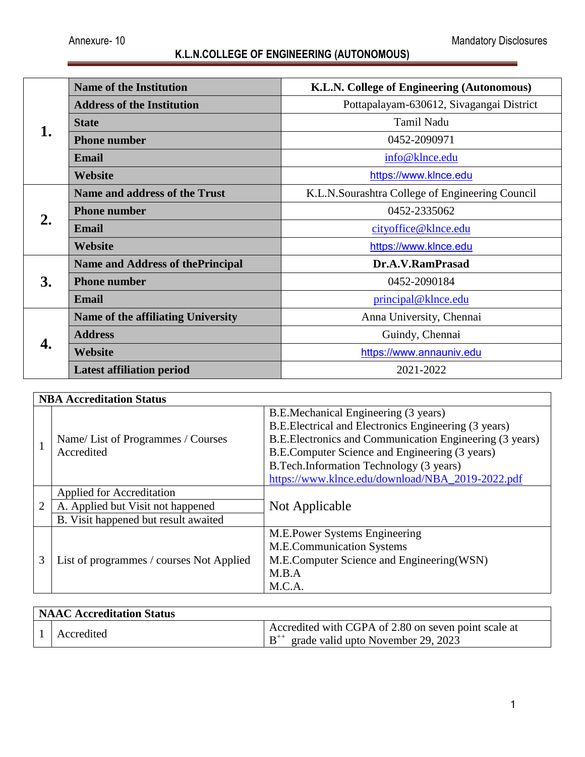Annexure- 10 Mandatory Disclosures

# K.L.N.COLLEGE OF ENGINEERING (AUTONOMOUS)

| | | |
|---|---|---|
| **1.** | **Name of the Institution** | **K.L.N. College of Engineering (Autonomous)** |
| | **Address of the Institution** | Pottapalayam-630612, Sivagangai District |
| | **State** | Tamil Nadu |
| | **Phone number** | 0452-2090971 |
| | **Email** | info@klnce.edu |
| | **Website** | https://www.klnce.edu |
| **2.** | **Name and address of the Trust** | K.L.N.Sourashtra College of Engineering Council |
| | **Phone number** | 0452-2335062 |
| | **Email** | cityoffice@klnce.edu |
| | **Website** | https://www.klnce.edu |
| **3.** | **Name and Address of thePrincipal** | **Dr.A.V.RamPrasad** |
| | **Phone number** | 0452-2090184 |
| | **Email** | principal@klnce.edu |
| **4.** | **Name of the affiliating University** | Anna University, Chennai |
| | **Address** | Guindy, Chennai |
| | **Website** | https://www.annauniv.edu |
| | **Latest affiliation period** | 2021-2022 |

| **NBA Accreditation Status** | | |
|---|---|---|
| 1 | Name/ List of Programmes / Courses Accredited | B.E.Mechanical Engineering (3 years)<br>B.E.Electrical and Electronics Engineering (3 years)<br>B.E.Electronics and Communication Engineering (3 years)<br>B.E.Computer Science and Engineering (3 years)<br>B.Tech.Information Technology (3 years)<br>https://www.klnce.edu/download/NBA_2019-2022.pdf |
| 2 | Applied for Accreditation<br>A. Applied but Visit not happened<br>B. Visit happened but result awaited | Not Applicable |
| 3 | List of programmes / courses Not Applied | M.E.Power Systems Engineering<br>M.E.Communication Systems<br>M.E.Computer Science and Engineering(WSN)<br>M.B.A<br>M.C.A. |

| **NAAC Accreditation Status** | | |
|---|---|---|
| 1 | Accredited | Accredited with CGPA of 2.80 on seven point scale at $B^{++}$ grade valid upto November 29, 2023 |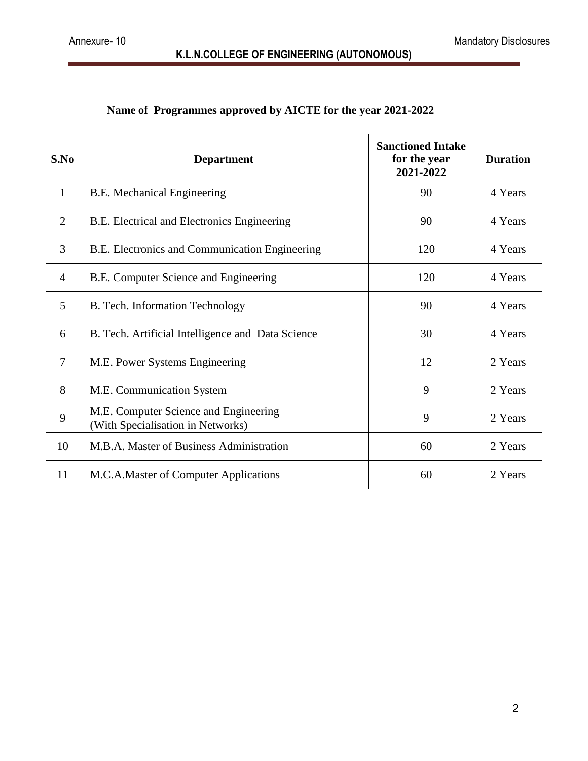## Name of Programmes approved by AICTE for the year 2021-2022

| S.No | Department | Sanctioned Intake for the year 2021-2022 | Duration |
|---|---|---|---|
| 1 | B.E. Mechanical Engineering | 90 | 4 Years |
| 2 | B.E. Electrical and Electronics Engineering | 90 | 4 Years |
| 3 | B.E. Electronics and Communication Engineering | 120 | 4 Years |
| 4 | B.E. Computer Science and Engineering | 120 | 4 Years |
| 5 | B. Tech. Information Technology | 90 | 4 Years |
| 6 | B. Tech. Artificial Intelligence and Data Science | 30 | 4 Years |
| 7 | M.E. Power Systems Engineering | 12 | 2 Years |
| 8 | M.E. Communication System | 9 | 2 Years |
| 9 | M.E. Computer Science and Engineering (With Specialisation in Networks) | 9 | 2 Years |
| 10 | M.B.A. Master of Business Administration | 60 | 2 Years |
| 11 | M.C.A.Master of Computer Applications | 60 | 2 Years |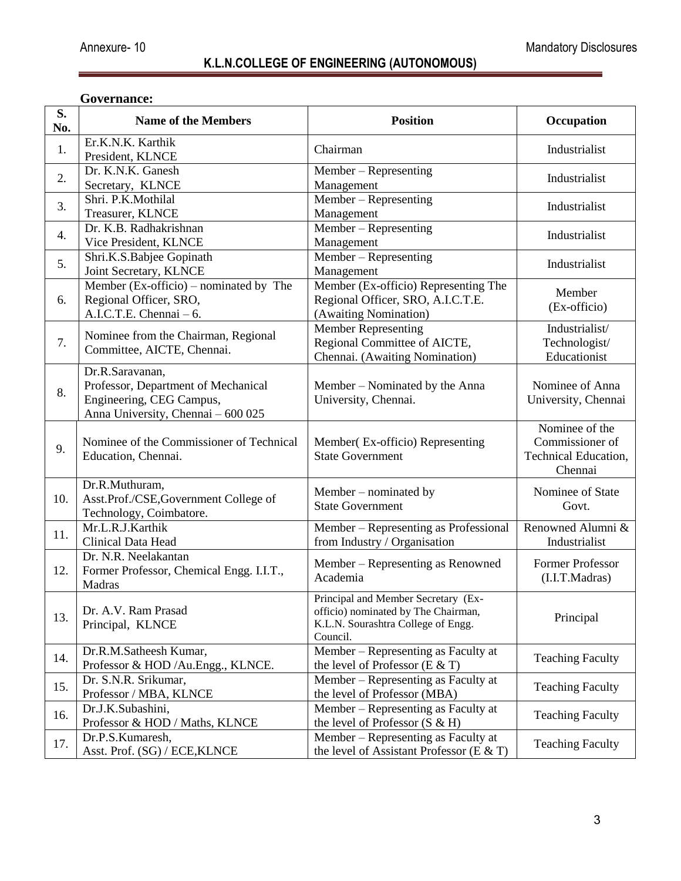# K.L.N.COLLEGE OF ENGINEERING (AUTONOMOUS)

**Governance:**

| S. No. | Name of the Members | Position | Occupation |
|---|---|---|---|
| 1. | Er.K.N.K. Karthik<br>President, KLNCE | Chairman | Industrialist |
| 2. | Dr. K.N.K. Ganesh<br>Secretary, KLNCE | Member – Representing Management | Industrialist |
| 3. | Shri. P.K.Mothilal<br>Treasurer, KLNCE | Member – Representing Management | Industrialist |
| 4. | Dr. K.B. Radhakrishnan<br>Vice President, KLNCE | Member – Representing Management | Industrialist |
| 5. | Shri.K.S.Babjee Gopinath<br>Joint Secretary, KLNCE | Member – Representing Management | Industrialist |
| 6. | Member (Ex-officio) – nominated by The Regional Officer, SRO, A.I.C.T.E. Chennai – 6. | Member (Ex-officio) Representing The Regional Officer, SRO, A.I.C.T.E. (Awaiting Nomination) | Member (Ex-officio) |
| 7. | Nominee from the Chairman, Regional Committee, AICTE, Chennai. | Member Representing Regional Committee of AICTE, Chennai. (Awaiting Nomination) | Industrialist/ Technologist/ Educationist |
| 8. | Dr.R.Saravanan,<br>Professor, Department of Mechanical Engineering, CEG Campus,<br>Anna University, Chennai – 600 025 | Member – Nominated by the Anna University, Chennai. | Nominee of Anna University, Chennai |
| 9. | Nominee of the Commissioner of Technical Education, Chennai. | Member( Ex-officio) Representing State Government | Nominee of the Commissioner of Technical Education, Chennai |
| 10. | Dr.R.Muthuram,<br>Asst.Prof./CSE,Government College of Technology, Coimbatore. | Member – nominated by State Government | Nominee of State Govt. |
| 11. | Mr.L.R.J.Karthik<br>Clinical Data Head | Member – Representing as Professional from Industry / Organisation | Renowned Alumni & Industrialist |
| 12. | Dr. N.R. Neelakantan<br>Former Professor, Chemical Engg. I.I.T., Madras | Member – Representing as Renowned Academia | Former Professor (I.I.T.Madras) |
| 13. | Dr. A.V. Ram Prasad<br>Principal, KLNCE | Principal and Member Secretary (Ex-officio) nominated by The Chairman, K.L.N. Sourashtra College of Engg. Council. | Principal |
| 14. | Dr.R.M.Satheesh Kumar,<br>Professor & HOD /Au.Engg., KLNCE. | Member – Representing as Faculty at the level of Professor (E & T) | Teaching Faculty |
| 15. | Dr. S.N.R. Srikumar,<br>Professor / MBA, KLNCE | Member – Representing as Faculty at the level of Professor (MBA) | Teaching Faculty |
| 16. | Dr.J.K.Subashini,<br>Professor & HOD / Maths, KLNCE | Member – Representing as Faculty at the level of Professor (S & H) | Teaching Faculty |
| 17. | Dr.P.S.Kumaresh,<br>Asst. Prof. (SG) / ECE,KLNCE | Member – Representing as Faculty at the level of Assistant Professor (E & T) | Teaching Faculty |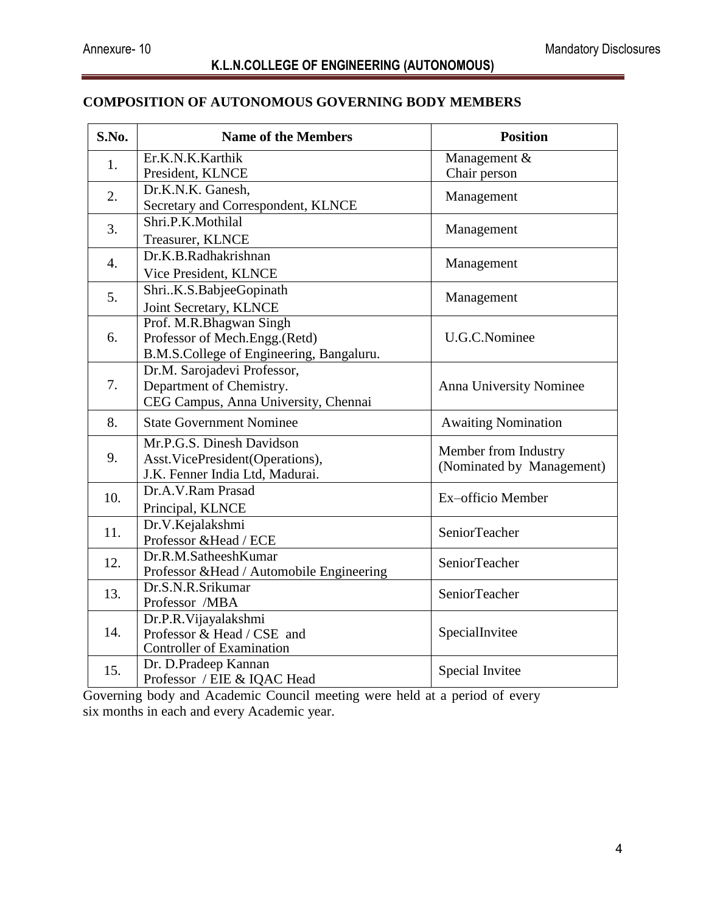## COMPOSITION OF AUTONOMOUS GOVERNING BODY MEMBERS

| S.No. | Name of the Members | Position |
|---|---|---|
| 1. | Er.K.N.K.Karthik<br>President, KLNCE | Management &<br>Chair person |
| 2. | Dr.K.N.K. Ganesh,<br>Secretary and Correspondent, KLNCE | Management |
| 3. | Shri.P.K.Mothilal<br>Treasurer, KLNCE | Management |
| 4. | Dr.K.B.Radhakrishnan<br>Vice President, KLNCE | Management |
| 5. | Shri..K.S.BabjeeGopinath<br>Joint Secretary, KLNCE | Management |
| 6. | Prof. M.R.Bhagwan Singh<br>Professor of Mech.Engg.(Retd)<br>B.M.S.College of Engineering, Bangaluru. | U.G.C.Nominee |
| 7. | Dr.M. Sarojadevi Professor,<br>Department of Chemistry.<br>CEG Campus, Anna University, Chennai | Anna University Nominee |
| 8. | State Government Nominee | Awaiting Nomination |
| 9. | Mr.P.G.S. Dinesh Davidson<br>Asst.VicePresident(Operations),<br>J.K. Fenner India Ltd, Madurai. | Member from Industry<br>(Nominated by Management) |
| 10. | Dr.A.V.Ram Prasad<br>Principal, KLNCE | Ex–officio Member |
| 11. | Dr.V.Kejalakshmi<br>Professor &Head / ECE | SeniorTeacher |
| 12. | Dr.R.M.SatheeshKumar<br>Professor &Head / Automobile Engineering | SeniorTeacher |
| 13. | Dr.S.N.R.Srikumar<br>Professor /MBA | SeniorTeacher |
| 14. | Dr.P.R.Vijayalakshmi<br>Professor & Head / CSE and<br>Controller of Examination | SpecialInvitee |
| 15. | Dr. D.Pradeep Kannan<br>Professor / EIE & IQAC Head | Special Invitee |

Governing body and Academic Council meeting were held at a period of every six months in each and every Academic year.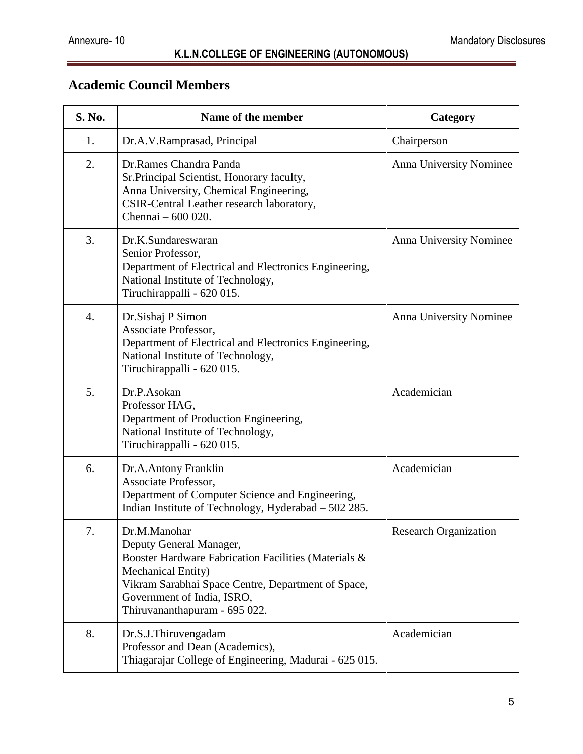## Academic Council Members

| S. No. | Name of the member | Category |
|---|---|---|
| 1. | Dr.A.V.Ramprasad, Principal | Chairperson |
| 2. | Dr.Rames Chandra Panda<br>Sr.Principal Scientist, Honorary faculty,<br>Anna University, Chemical Engineering,<br>CSIR-Central Leather research laboratory,<br>Chennai – 600 020. | Anna University Nominee |
| 3. | Dr.K.Sundareswaran<br>Senior Professor,<br>Department of Electrical and Electronics Engineering,<br>National Institute of Technology,<br>Tiruchirappalli - 620 015. | Anna University Nominee |
| 4. | Dr.Sishaj P Simon<br>Associate Professor,<br>Department of Electrical and Electronics Engineering,<br>National Institute of Technology,<br>Tiruchirappalli - 620 015. | Anna University Nominee |
| 5. | Dr.P.Asokan<br>Professor HAG,<br>Department of Production Engineering,<br>National Institute of Technology,<br>Tiruchirappalli - 620 015. | Academician |
| 6. | Dr.A.Antony Franklin<br>Associate Professor,<br>Department of Computer Science and Engineering,<br>Indian Institute of Technology, Hyderabad – 502 285. | Academician |
| 7. | Dr.M.Manohar<br>Deputy General Manager,<br>Booster Hardware Fabrication Facilities (Materials & Mechanical Entity)<br>Vikram Sarabhai Space Centre, Department of Space,<br>Government of India, ISRO,<br>Thiruvananthapuram - 695 022. | Research Organization |
| 8. | Dr.S.J.Thiruvengadam<br>Professor and Dean (Academics),<br>Thiagarajar College of Engineering, Madurai - 625 015. | Academician |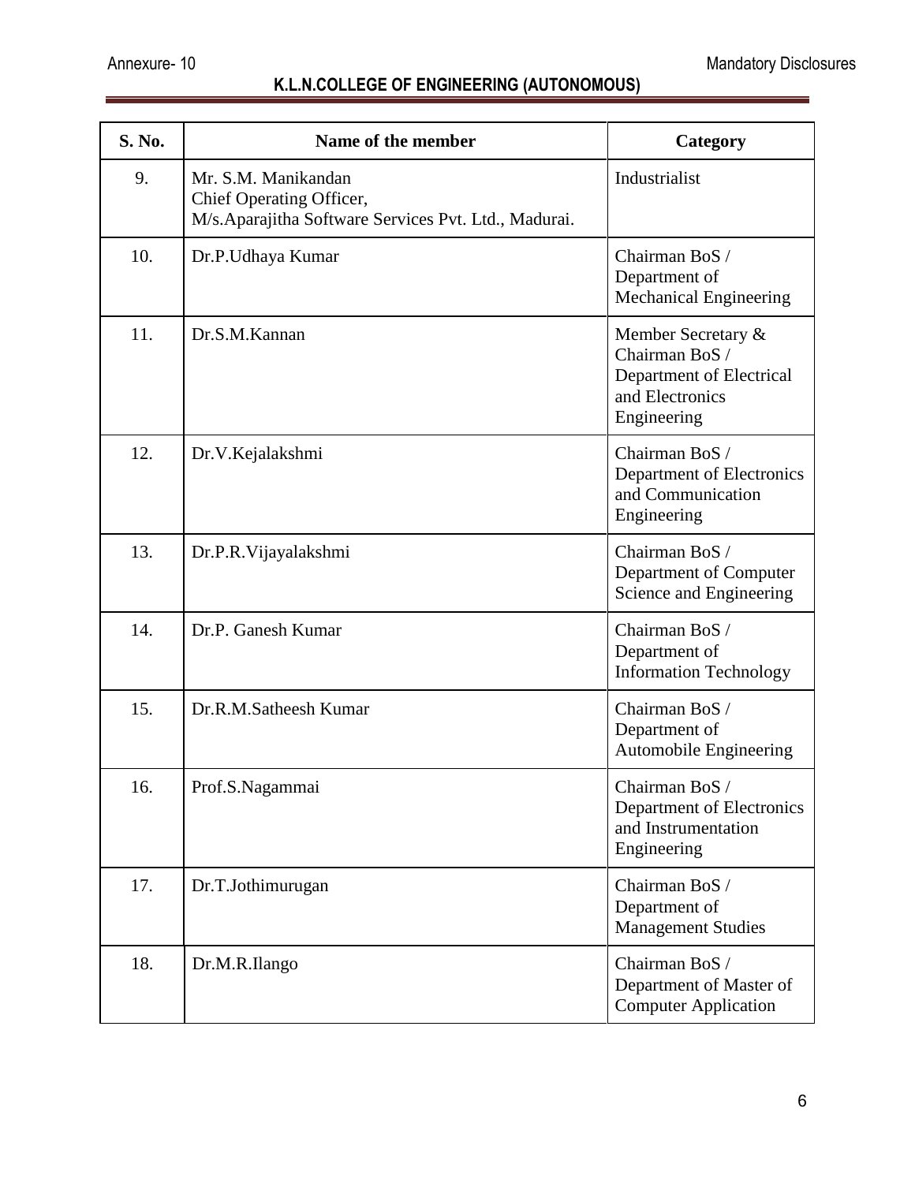| S. No. | Name of the member | Category |
|---|---|---|
| 9. | Mr. S.M. Manikandan<br>Chief Operating Officer,<br>M/s.Aparajitha Software Services Pvt. Ltd., Madurai. | Industrialist |
| 10. | Dr.P.Udhaya Kumar | Chairman BoS / Department of Mechanical Engineering |
| 11. | Dr.S.M.Kannan | Member Secretary & Chairman BoS / Department of Electrical and Electronics Engineering |
| 12. | Dr.V.Kejalakshmi | Chairman BoS / Department of Electronics and Communication Engineering |
| 13. | Dr.P.R.Vijayalakshmi | Chairman BoS / Department of Computer Science and Engineering |
| 14. | Dr.P. Ganesh Kumar | Chairman BoS / Department of Information Technology |
| 15. | Dr.R.M.Satheesh Kumar | Chairman BoS / Department of Automobile Engineering |
| 16. | Prof.S.Nagammai | Chairman BoS / Department of Electronics and Instrumentation Engineering |
| 17. | Dr.T.Jothimurugan | Chairman BoS / Department of Management Studies |
| 18. | Dr.M.R.Ilango | Chairman BoS / Department of Master of Computer Application |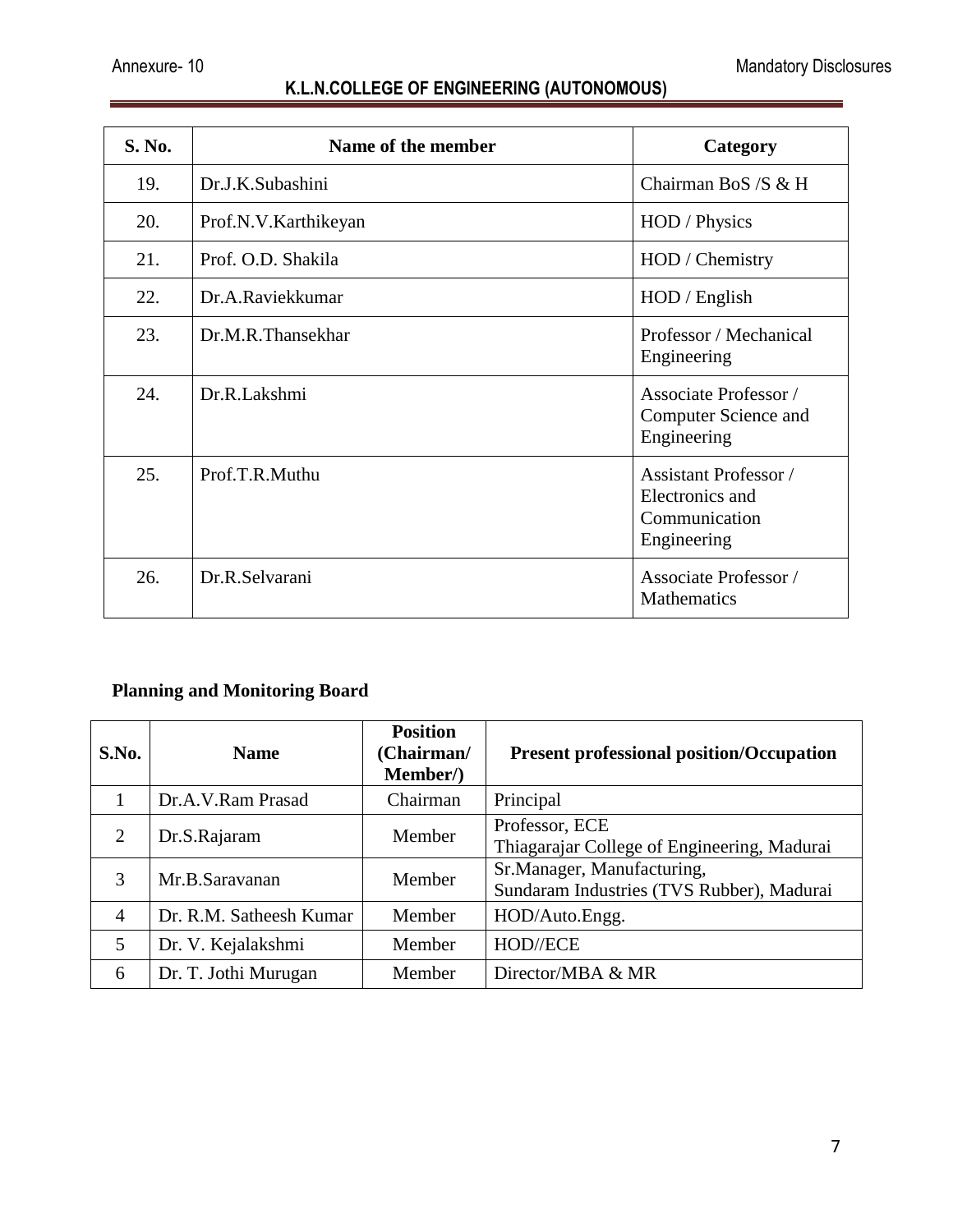| S. No. | Name of the member | Category |
|---|---|---|
| 19. | Dr.J.K.Subashini | Chairman BoS /S & H |
| 20. | Prof.N.V.Karthikeyan | HOD / Physics |
| 21. | Prof. O.D. Shakila | HOD / Chemistry |
| 22. | Dr.A.Raviekkumar | HOD / English |
| 23. | Dr.M.R.Thansekhar | Professor / Mechanical Engineering |
| 24. | Dr.R.Lakshmi | Associate Professor / Computer Science and Engineering |
| 25. | Prof.T.R.Muthu | Assistant Professor / Electronics and Communication Engineering |
| 26. | Dr.R.Selvarani | Associate Professor / Mathematics |

**Planning and Monitoring Board**

| S.No. | Name | Position (Chairman/ Member/) | Present professional position/Occupation |
|---|---|---|---|
| 1 | Dr.A.V.Ram Prasad | Chairman | Principal |
| 2 | Dr.S.Rajaram | Member | Professor, ECE<br>Thiagarajar College of Engineering, Madurai |
| 3 | Mr.B.Saravanan | Member | Sr.Manager, Manufacturing,<br>Sundaram Industries (TVS Rubber), Madurai |
| 4 | Dr. R.M. Satheesh Kumar | Member | HOD/Auto.Engg. |
| 5 | Dr. V. Kejalakshmi | Member | HOD//ECE |
| 6 | Dr. T. Jothi Murugan | Member | Director/MBA & MR |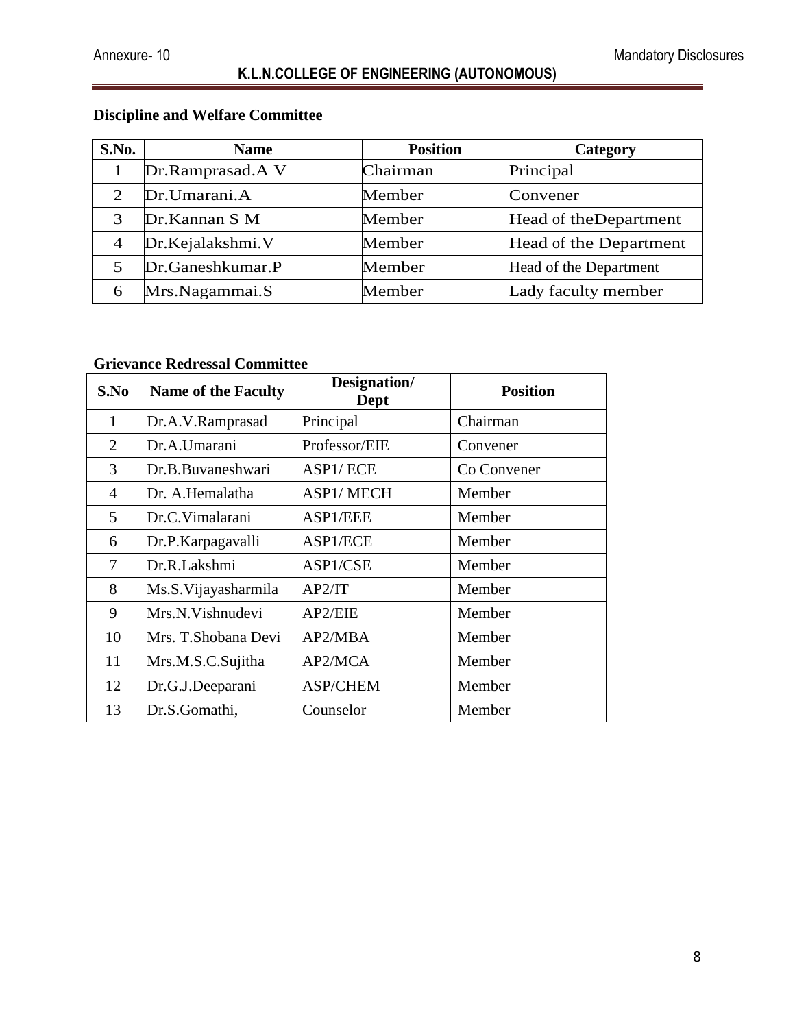## Discipline and Welfare Committee

| S.No. | Name | Position | Category |
|---|---|---|---|
| 1 | Dr.Ramprasad.A V | Chairman | Principal |
| 2 | Dr.Umarani.A | Member | Convener |
| 3 | Dr.Kannan S M | Member | Head of theDepartment |
| 4 | Dr.Kejalakshmi.V | Member | Head of the Department |
| 5 | Dr.Ganeshkumar.P | Member | Head of the Department |
| 6 | Mrs.Nagammai.S | Member | Lady faculty member |

## Grievance Redressal Committee

| S.No | Name of the Faculty | Designation/ Dept | Position |
|---|---|---|---|
| 1 | Dr.A.V.Ramprasad | Principal | Chairman |
| 2 | Dr.A.Umarani | Professor/EIE | Convener |
| 3 | Dr.B.Buvaneshwari | ASP1/ ECE | Co Convener |
| 4 | Dr. A.Hemalatha | ASP1/ MECH | Member |
| 5 | Dr.C.Vimalarani | ASP1/EEE | Member |
| 6 | Dr.P.Karpagavalli | ASP1/ECE | Member |
| 7 | Dr.R.Lakshmi | ASP1/CSE | Member |
| 8 | Ms.S.Vijayasharmila | AP2/IT | Member |
| 9 | Mrs.N.Vishnudevi | AP2/EIE | Member |
| 10 | Mrs. T.Shobana Devi | AP2/MBA | Member |
| 11 | Mrs.M.S.C.Sujitha | AP2/MCA | Member |
| 12 | Dr.G.J.Deeparani | ASP/CHEM | Member |
| 13 | Dr.S.Gomathi, | Counselor | Member |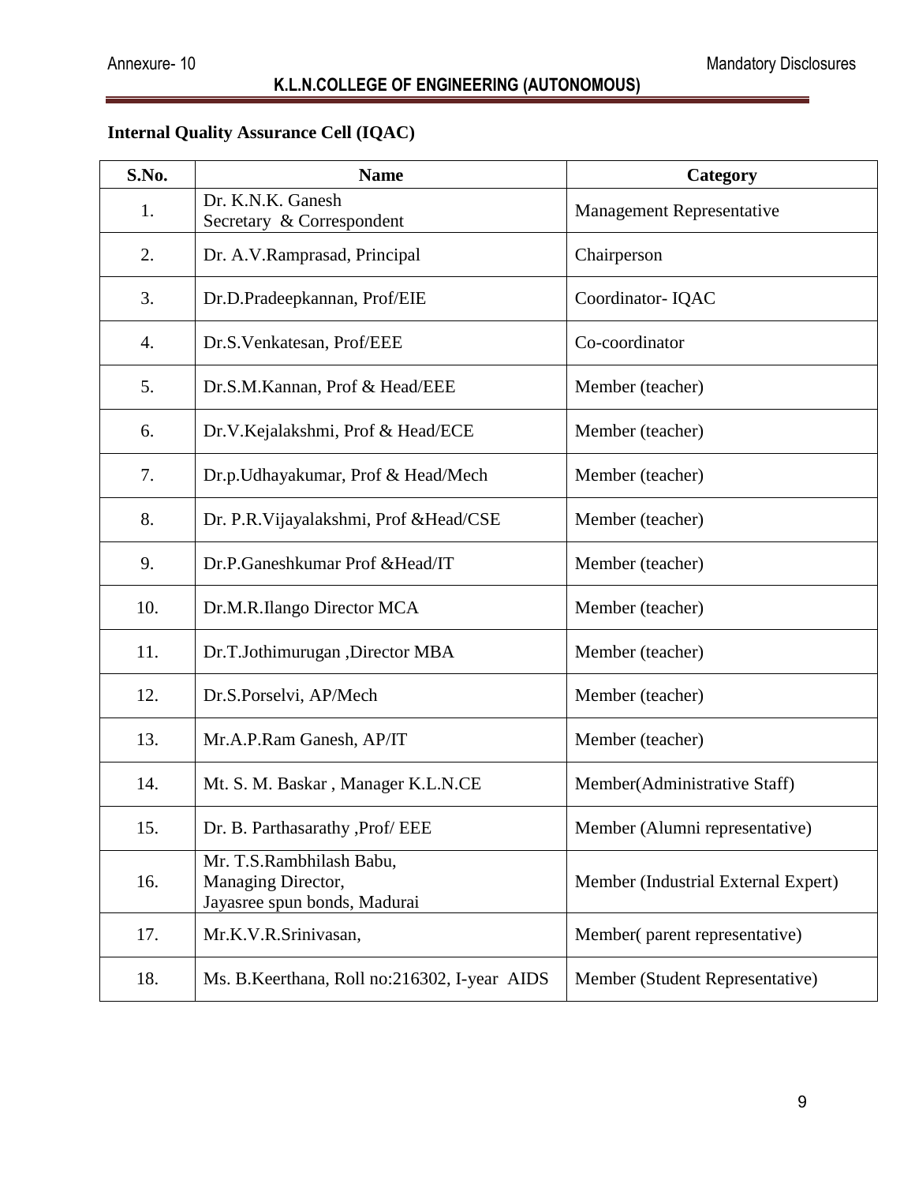## Internal Quality Assurance Cell (IQAC)

| S.No. | Name | Category |
|---|---|---|
| 1. | Dr. K.N.K. Ganesh<br>Secretary & Correspondent | Management Representative |
| 2. | Dr. A.V.Ramprasad, Principal | Chairperson |
| 3. | Dr.D.Pradeepkannan, Prof/EIE | Coordinator- IQAC |
| 4. | Dr.S.Venkatesan, Prof/EEE | Co-coordinator |
| 5. | Dr.S.M.Kannan, Prof & Head/EEE | Member (teacher) |
| 6. | Dr.V.Kejalakshmi, Prof & Head/ECE | Member (teacher) |
| 7. | Dr.p.Udhayakumar, Prof & Head/Mech | Member (teacher) |
| 8. | Dr. P.R.Vijayalakshmi, Prof &Head/CSE | Member (teacher) |
| 9. | Dr.P.Ganeshkumar Prof &Head/IT | Member (teacher) |
| 10. | Dr.M.R.Ilango Director MCA | Member (teacher) |
| 11. | Dr.T.Jothimurugan ,Director MBA | Member (teacher) |
| 12. | Dr.S.Porselvi, AP/Mech | Member (teacher) |
| 13. | Mr.A.P.Ram Ganesh, AP/IT | Member (teacher) |
| 14. | Mt. S. M. Baskar , Manager K.L.N.CE | Member(Administrative Staff) |
| 15. | Dr. B. Parthasarathy ,Prof/ EEE | Member (Alumni representative) |
| 16. | Mr. T.S.Rambhilash Babu,<br>Managing Director,<br>Jayasree spun bonds, Madurai | Member (Industrial External Expert) |
| 17. | Mr.K.V.R.Srinivasan, | Member( parent representative) |
| 18. | Ms. B.Keerthana, Roll no:216302, I-year AIDS | Member (Student Representative) |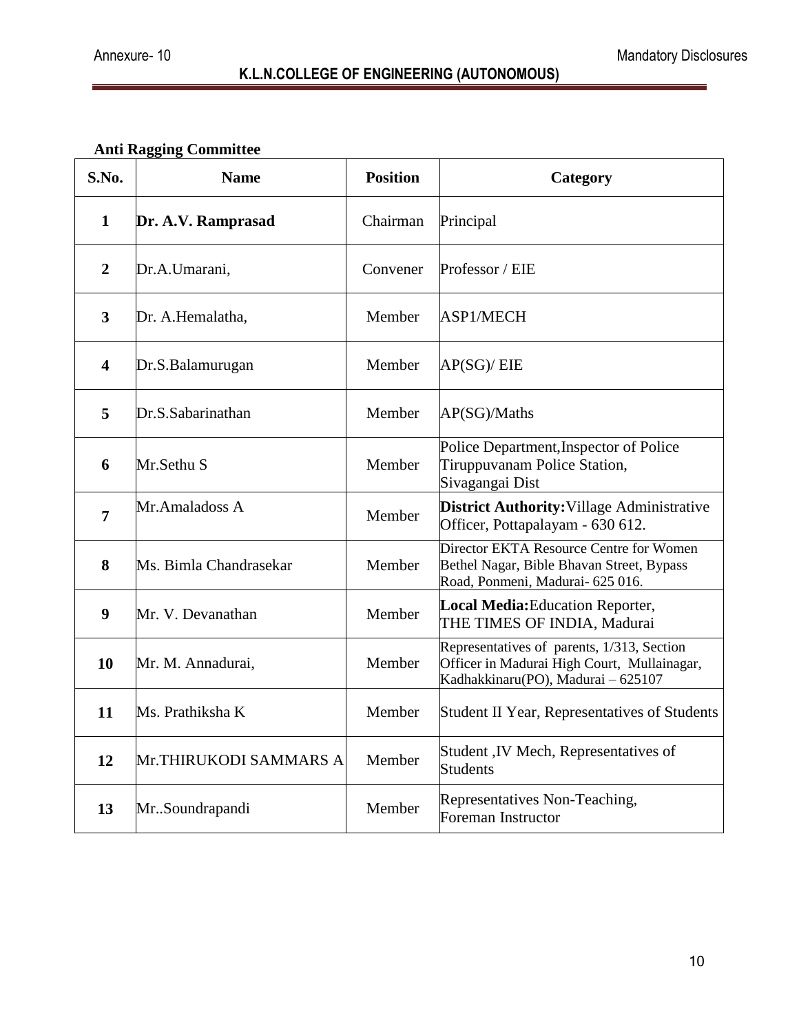**Anti Ragging Committee**

| S.No. | Name | Position | Category |
|---|---|---|---|
| 1 | **Dr. A.V. Ramprasad** | Chairman | Principal |
| 2 | Dr.A.Umarani, | Convener | Professor / EIE |
| 3 | Dr. A.Hemalatha, | Member | ASP1/MECH |
| 4 | Dr.S.Balamurugan | Member | AP(SG)/ EIE |
| 5 | Dr.S.Sabarinathan | Member | AP(SG)/Maths |
| 6 | Mr.Sethu S | Member | Police Department,Inspector of Police Tiruppuvanam Police Station, Sivagangai Dist |
| 7 | Mr.Amaladoss A | Member | **District Authority:**Village Administrative Officer, Pottapalayam - 630 612. |
| 8 | Ms. Bimla Chandrasekar | Member | Director EKTA Resource Centre for Women Bethel Nagar, Bible Bhavan Street, Bypass Road, Ponmeni, Madurai- 625 016. |
| 9 | Mr. V. Devanathan | Member | **Local Media:**Education Reporter, THE TIMES OF INDIA, Madurai |
| 10 | Mr. M. Annadurai, | Member | Representatives of parents, 1/313, Section Officer in Madurai High Court, Mullainagar, Kadhakkinaru(PO), Madurai – 625107 |
| 11 | Ms. Prathiksha K | Member | Student II Year, Representatives of Students |
| 12 | Mr.THIRUKODI SAMMARS A | Member | Student ,IV Mech, Representatives of Students |
| 13 | Mr..Soundrapandi | Member | Representatives Non-Teaching, Foreman Instructor |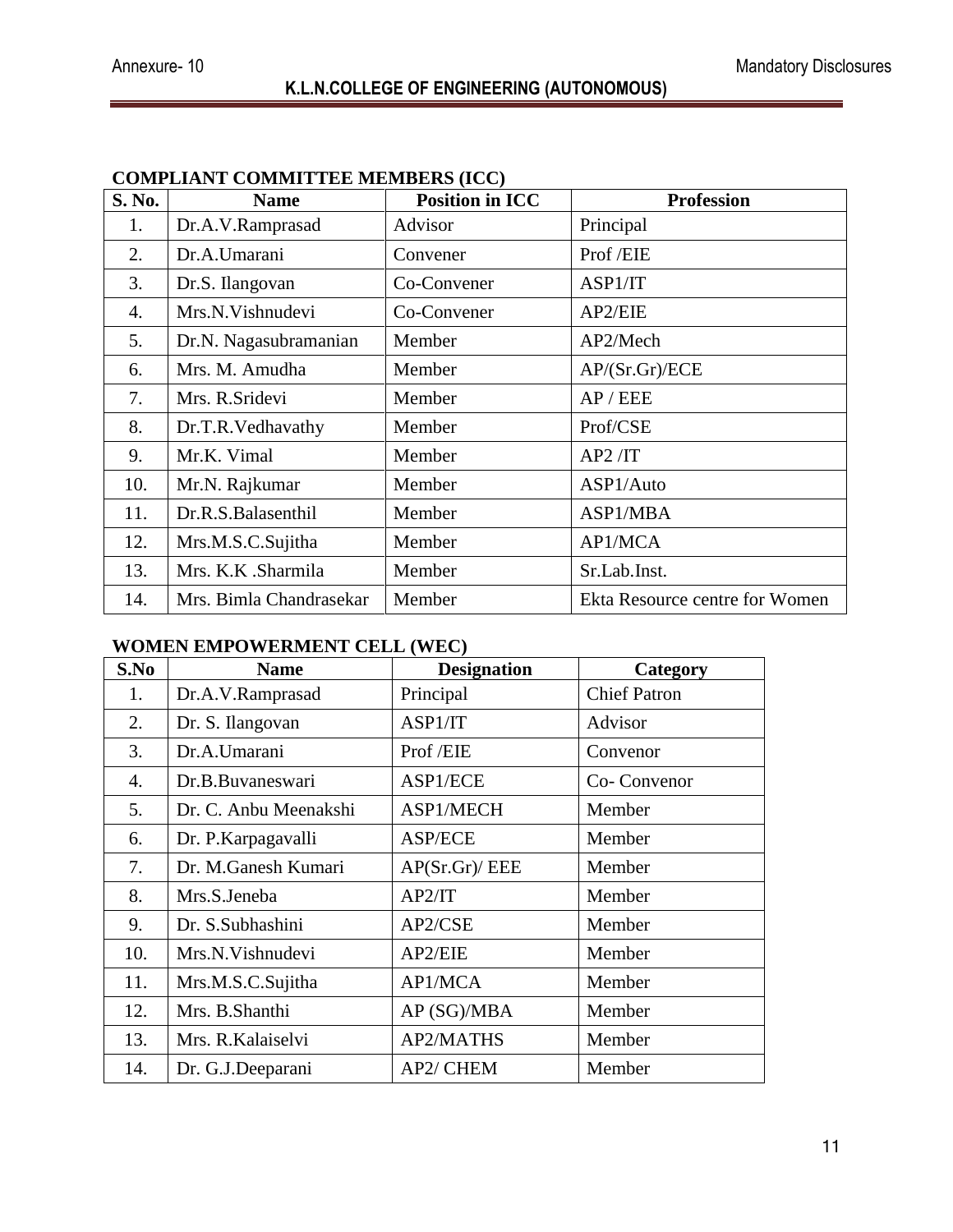## COMPLIANT COMMITTEE MEMBERS (ICC)

| S. No. | Name | Position in ICC | Profession |
|---|---|---|---|
| 1. | Dr.A.V.Ramprasad | Advisor | Principal |
| 2. | Dr.A.Umarani | Convener | Prof /EIE |
| 3. | Dr.S. Ilangovan | Co-Convener | ASP1/IT |
| 4. | Mrs.N.Vishnudevi | Co-Convener | AP2/EIE |
| 5. | Dr.N. Nagasubramanian | Member | AP2/Mech |
| 6. | Mrs. M. Amudha | Member | AP/(Sr.Gr)/ECE |
| 7. | Mrs. R.Sridevi | Member | AP / EEE |
| 8. | Dr.T.R.Vedhavathy | Member | Prof/CSE |
| 9. | Mr.K. Vimal | Member | AP2 /IT |
| 10. | Mr.N. Rajkumar | Member | ASP1/Auto |
| 11. | Dr.R.S.Balasenthil | Member | ASP1/MBA |
| 12. | Mrs.M.S.C.Sujitha | Member | AP1/MCA |
| 13. | Mrs. K.K .Sharmila | Member | Sr.Lab.Inst. |
| 14. | Mrs. Bimla Chandrasekar | Member | Ekta Resource centre for Women |

## WOMEN EMPOWERMENT CELL (WEC)

| S.No | Name | Designation | Category |
|---|---|---|---|
| 1. | Dr.A.V.Ramprasad | Principal | Chief Patron |
| 2. | Dr. S. Ilangovan | ASP1/IT | Advisor |
| 3. | Dr.A.Umarani | Prof /EIE | Convenor |
| 4. | Dr.B.Buvaneswari | ASP1/ECE | Co- Convenor |
| 5. | Dr. C. Anbu Meenakshi | ASP1/MECH | Member |
| 6. | Dr. P.Karpagavalli | ASP/ECE | Member |
| 7. | Dr. M.Ganesh Kumari | AP(Sr.Gr)/ EEE | Member |
| 8. | Mrs.S.Jeneba | AP2/IT | Member |
| 9. | Dr. S.Subhashini | AP2/CSE | Member |
| 10. | Mrs.N.Vishnudevi | AP2/EIE | Member |
| 11. | Mrs.M.S.C.Sujitha | AP1/MCA | Member |
| 12. | Mrs. B.Shanthi | AP (SG)/MBA | Member |
| 13. | Mrs. R.Kalaiselvi | AP2/MATHS | Member |
| 14. | Dr. G.J.Deeparani | AP2/ CHEM | Member |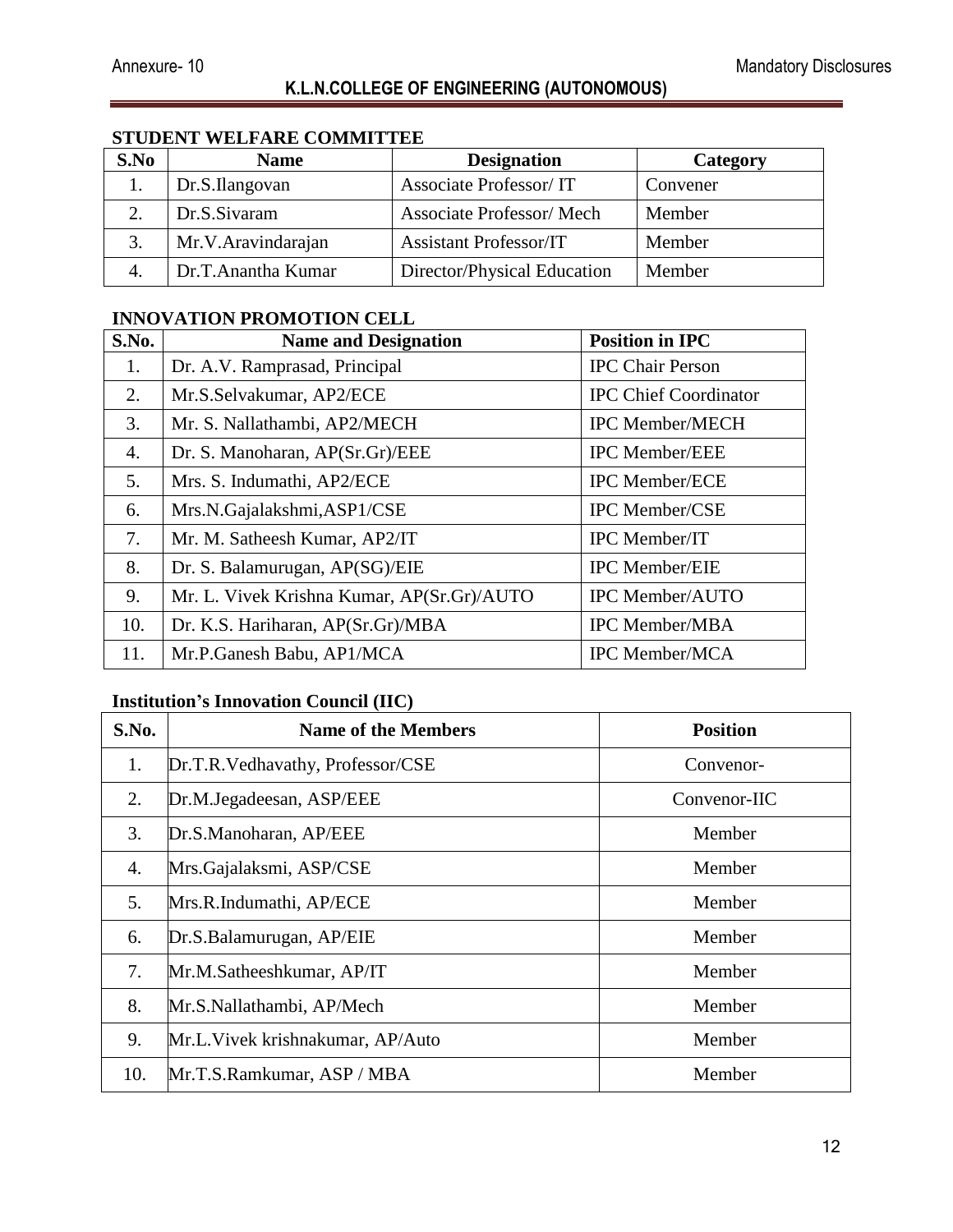## STUDENT WELFARE COMMITTEE

| S.No | Name | Designation | Category |
|---|---|---|---|
| 1. | Dr.S.Ilangovan | Associate Professor/ IT | Convener |
| 2. | Dr.S.Sivaram | Associate Professor/ Mech | Member |
| 3. | Mr.V.Aravindarajan | Assistant Professor/IT | Member |
| 4. | Dr.T.Anantha Kumar | Director/Physical Education | Member |

## INNOVATION PROMOTION CELL

| S.No. | Name and Designation | Position in IPC |
|---|---|---|
| 1. | Dr. A.V. Ramprasad, Principal | IPC Chair Person |
| 2. | Mr.S.Selvakumar, AP2/ECE | IPC Chief Coordinator |
| 3. | Mr. S. Nallathambi, AP2/MECH | IPC Member/MECH |
| 4. | Dr. S. Manoharan, AP(Sr.Gr)/EEE | IPC Member/EEE |
| 5. | Mrs. S. Indumathi, AP2/ECE | IPC Member/ECE |
| 6. | Mrs.N.Gajalakshmi,ASP1/CSE | IPC Member/CSE |
| 7. | Mr. M. Satheesh Kumar, AP2/IT | IPC Member/IT |
| 8. | Dr. S. Balamurugan, AP(SG)/EIE | IPC Member/EIE |
| 9. | Mr. L. Vivek Krishna Kumar, AP(Sr.Gr)/AUTO | IPC Member/AUTO |
| 10. | Dr. K.S. Hariharan, AP(Sr.Gr)/MBA | IPC Member/MBA |
| 11. | Mr.P.Ganesh Babu, AP1/MCA | IPC Member/MCA |

## Institution's Innovation Council (IIC)

| S.No. | Name of the Members | Position |
|---|---|---|
| 1. | Dr.T.R.Vedhavathy, Professor/CSE | Convenor- |
| 2. | Dr.M.Jegadeesan, ASP/EEE | Convenor-IIC |
| 3. | Dr.S.Manoharan, AP/EEE | Member |
| 4. | Mrs.Gajalaksmi, ASP/CSE | Member |
| 5. | Mrs.R.Indumathi, AP/ECE | Member |
| 6. | Dr.S.Balamurugan, AP/EIE | Member |
| 7. | Mr.M.Satheeshkumar, AP/IT | Member |
| 8. | Mr.S.Nallathambi, AP/Mech | Member |
| 9. | Mr.L.Vivek krishnakumar, AP/Auto | Member |
| 10. | Mr.T.S.Ramkumar, ASP / MBA | Member |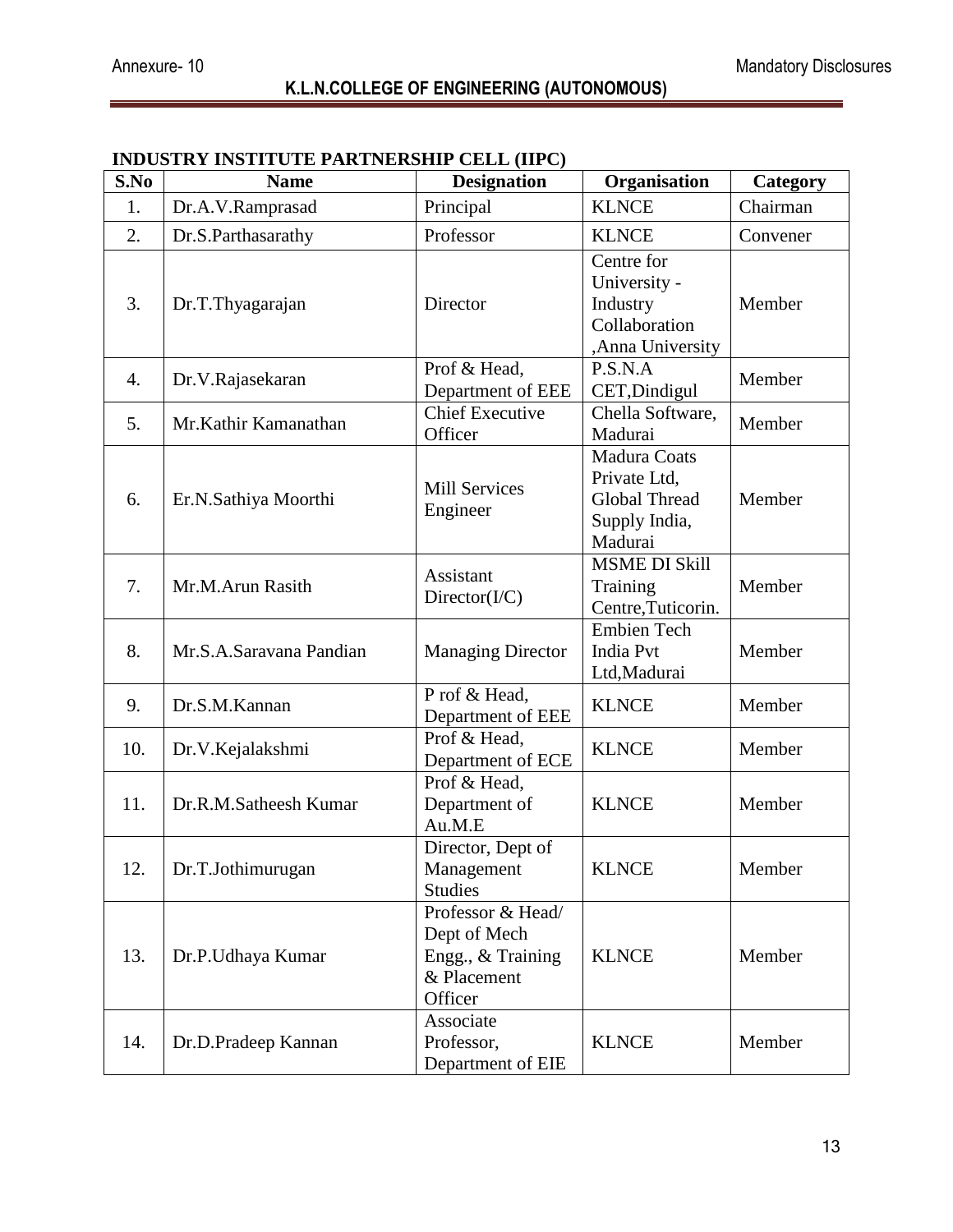## INDUSTRY INSTITUTE PARTNERSHIP CELL (IIPC)

| S.No | Name | Designation | Organisation | Category |
|---|---|---|---|---|
| 1. | Dr.A.V.Ramprasad | Principal | KLNCE | Chairman |
| 2. | Dr.S.Parthasarathy | Professor | KLNCE | Convener |
| 3. | Dr.T.Thyagarajan | Director | Centre for University - Industry Collaboration ,Anna University | Member |
| 4. | Dr.V.Rajasekaran | Prof & Head, Department of EEE | P.S.N.A CET,Dindigul | Member |
| 5. | Mr.Kathir Kamanathan | Chief Executive Officer | Chella Software, Madurai | Member |
| 6. | Er.N.Sathiya Moorthi | Mill Services Engineer | Madura Coats Private Ltd, Global Thread Supply India, Madurai | Member |
| 7. | Mr.M.Arun Rasith | Assistant Director(I/C) | MSME DI Skill Training Centre,Tuticorin. | Member |
| 8. | Mr.S.A.Saravana Pandian | Managing Director | Embien Tech India Pvt Ltd,Madurai | Member |
| 9. | Dr.S.M.Kannan | P rof & Head, Department of EEE | KLNCE | Member |
| 10. | Dr.V.Kejalakshmi | Prof & Head, Department of ECE | KLNCE | Member |
| 11. | Dr.R.M.Satheesh Kumar | Prof & Head, Department of Au.M.E | KLNCE | Member |
| 12. | Dr.T.Jothimurugan | Director, Dept of Management Studies | KLNCE | Member |
| 13. | Dr.P.Udhaya Kumar | Professor & Head/ Dept of Mech Engg., & Training & Placement Officer | KLNCE | Member |
| 14. | Dr.D.Pradeep Kannan | Associate Professor, Department of EIE | KLNCE | Member |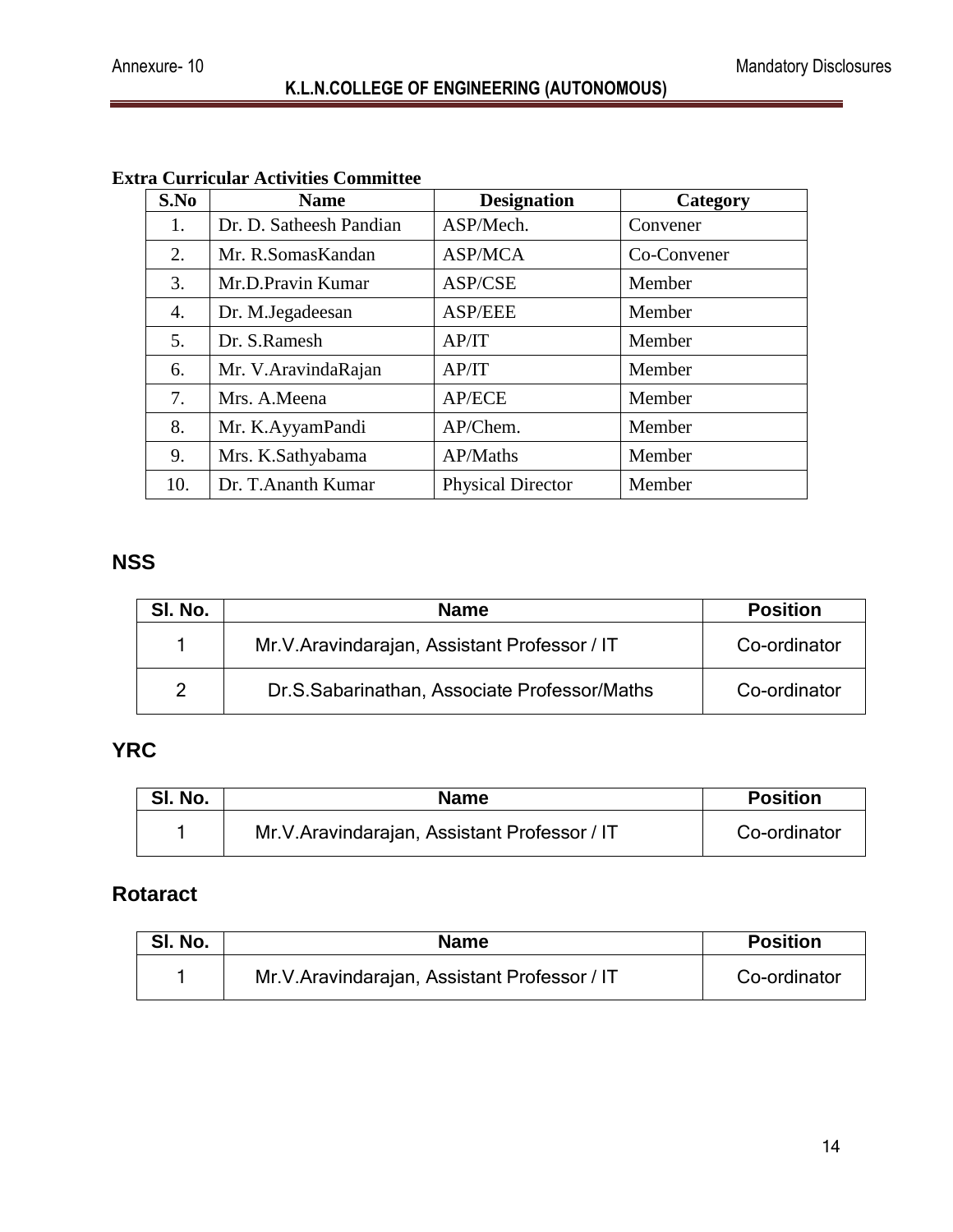**Extra Curricular Activities Committee**

| S.No | Name | Designation | Category |
|---|---|---|---|
| 1. | Dr. D. Satheesh Pandian | ASP/Mech. | Convener |
| 2. | Mr. R.SomasKandan | ASP/MCA | Co-Convener |
| 3. | Mr.D.Pravin Kumar | ASP/CSE | Member |
| 4. | Dr. M.Jegadeesan | ASP/EEE | Member |
| 5. | Dr. S.Ramesh | AP/IT | Member |
| 6. | Mr. V.AravindaRajan | AP/IT | Member |
| 7. | Mrs. A.Meena | AP/ECE | Member |
| 8. | Mr. K.AyyamPandi | AP/Chem. | Member |
| 9. | Mrs. K.Sathyabama | AP/Maths | Member |
| 10. | Dr. T.Ananth Kumar | Physical Director | Member |

## NSS

| Sl. No. | Name | Position |
|---|---|---|
| 1 | Mr.V.Aravindarajan, Assistant Professor / IT | Co-ordinator |
| 2 | Dr.S.Sabarinathan, Associate Professor/Maths | Co-ordinator |

## YRC

| Sl. No. | Name | Position |
|---|---|---|
| 1 | Mr.V.Aravindarajan, Assistant Professor / IT | Co-ordinator |

## Rotaract

| Sl. No. | Name | Position |
|---|---|---|
| 1 | Mr.V.Aravindarajan, Assistant Professor / IT | Co-ordinator |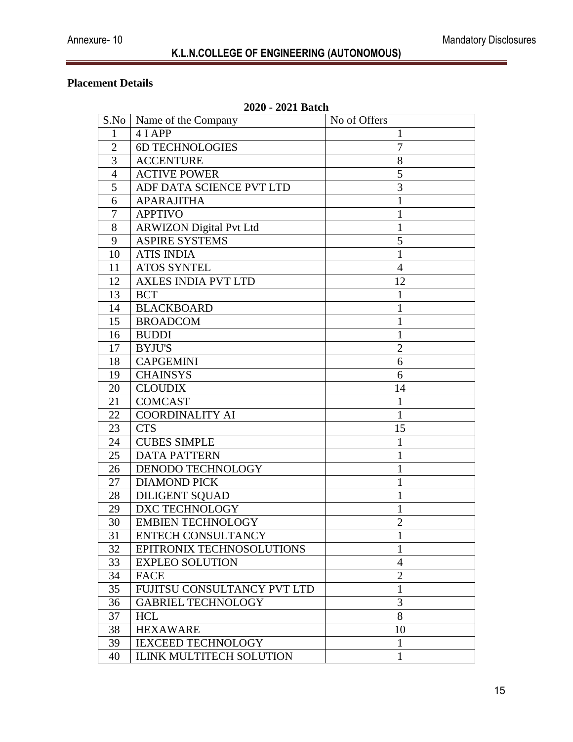## Placement Details

**2020 - 2021 Batch**

| S.No | Name of the Company | No of Offers |
|---|---|---|
| 1 | 4 I APP | 1 |
| 2 | 6D TECHNOLOGIES | 7 |
| 3 | ACCENTURE | 8 |
| 4 | ACTIVE POWER | 5 |
| 5 | ADF DATA SCIENCE PVT LTD | 3 |
| 6 | APARAJITHA | 1 |
| 7 | APPTIVO | 1 |
| 8 | ARWIZON Digital Pvt Ltd | 1 |
| 9 | ASPIRE SYSTEMS | 5 |
| 10 | ATIS INDIA | 1 |
| 11 | ATOS SYNTEL | 4 |
| 12 | AXLES INDIA PVT LTD | 12 |
| 13 | BCT | 1 |
| 14 | BLACKBOARD | 1 |
| 15 | BROADCOM | 1 |
| 16 | BUDDI | 1 |
| 17 | BYJU'S | 2 |
| 18 | CAPGEMINI | 6 |
| 19 | CHAINSYS | 6 |
| 20 | CLOUDIX | 14 |
| 21 | COMCAST | 1 |
| 22 | COORDINALITY AI | 1 |
| 23 | CTS | 15 |
| 24 | CUBES SIMPLE | 1 |
| 25 | DATA PATTERN | 1 |
| 26 | DENODO TECHNOLOGY | 1 |
| 27 | DIAMOND PICK | 1 |
| 28 | DILIGENT SQUAD | 1 |
| 29 | DXC TECHNOLOGY | 1 |
| 30 | EMBIEN TECHNOLOGY | 2 |
| 31 | ENTECH CONSULTANCY | 1 |
| 32 | EPITRONIX TECHNOSOLUTIONS | 1 |
| 33 | EXPLEO SOLUTION | 4 |
| 34 | FACE | 2 |
| 35 | FUJITSU CONSULTANCY PVT LTD | 1 |
| 36 | GABRIEL TECHNOLOGY | 3 |
| 37 | HCL | 8 |
| 38 | HEXAWARE | 10 |
| 39 | IEXCEED TECHNOLOGY | 1 |
| 40 | ILINK MULTITECH SOLUTION | 1 |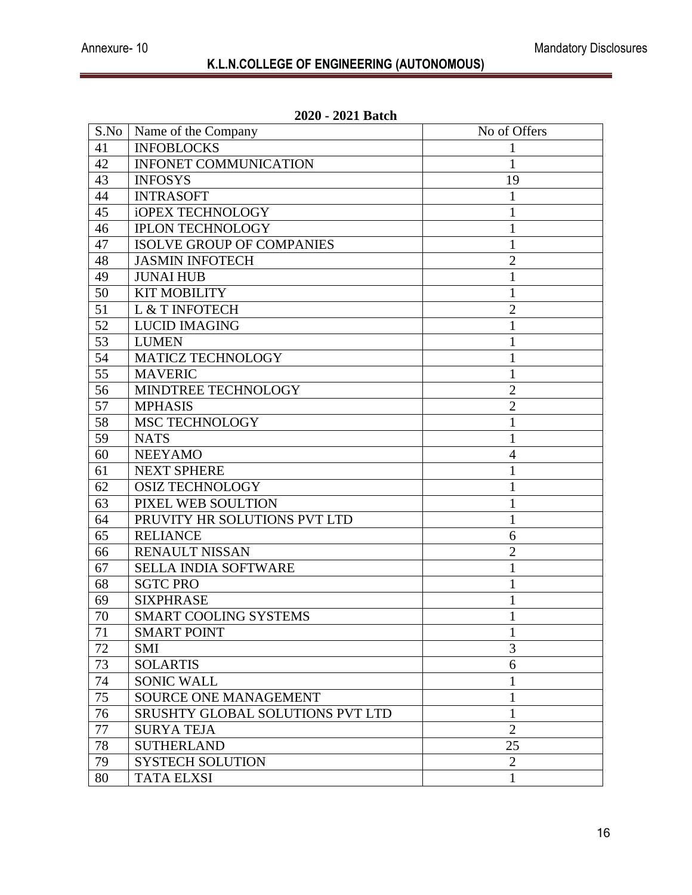**2020 - 2021 Batch**

| S.No | Name of the Company | No of Offers |
|---|---|---|
| 41 | INFOBLOCKS | 1 |
| 42 | INFONET COMMUNICATION | 1 |
| 43 | INFOSYS | 19 |
| 44 | INTRASOFT | 1 |
| 45 | iOPEX TECHNOLOGY | 1 |
| 46 | IPLON TECHNOLOGY | 1 |
| 47 | ISOLVE GROUP OF COMPANIES | 1 |
| 48 | JASMIN INFOTECH | 2 |
| 49 | JUNAI HUB | 1 |
| 50 | KIT MOBILITY | 1 |
| 51 | L & T INFOTECH | 2 |
| 52 | LUCID IMAGING | 1 |
| 53 | LUMEN | 1 |
| 54 | MATICZ TECHNOLOGY | 1 |
| 55 | MAVERIC | 1 |
| 56 | MINDTREE TECHNOLOGY | 2 |
| 57 | MPHASIS | 2 |
| 58 | MSC TECHNOLOGY | 1 |
| 59 | NATS | 1 |
| 60 | NEEYAMO | 4 |
| 61 | NEXT SPHERE | 1 |
| 62 | OSIZ TECHNOLOGY | 1 |
| 63 | PIXEL WEB SOULTION | 1 |
| 64 | PRUVITY HR SOLUTIONS PVT LTD | 1 |
| 65 | RELIANCE | 6 |
| 66 | RENAULT NISSAN | 2 |
| 67 | SELLA INDIA SOFTWARE | 1 |
| 68 | SGTC PRO | 1 |
| 69 | SIXPHRASE | 1 |
| 70 | SMART COOLING SYSTEMS | 1 |
| 71 | SMART POINT | 1 |
| 72 | SMI | 3 |
| 73 | SOLARTIS | 6 |
| 74 | SONIC WALL | 1 |
| 75 | SOURCE ONE MANAGEMENT | 1 |
| 76 | SRUSHTY GLOBAL SOLUTIONS PVT LTD | 1 |
| 77 | SURYA TEJA | 2 |
| 78 | SUTHERLAND | 25 |
| 79 | SYSTECH SOLUTION | 2 |
| 80 | TATA ELXSI | 1 |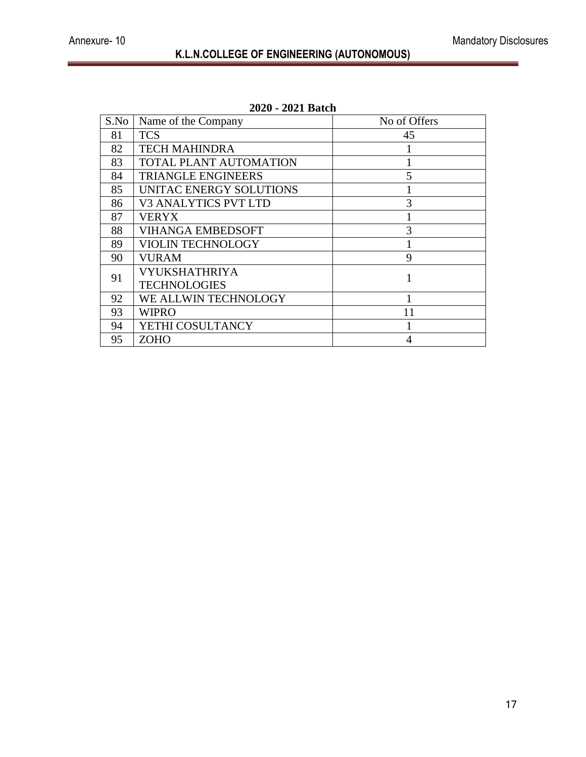**2020 - 2021 Batch**

| S.No | Name of the Company | No of Offers |
|---|---|---|
| 81 | TCS | 45 |
| 82 | TECH MAHINDRA | 1 |
| 83 | TOTAL PLANT AUTOMATION | 1 |
| 84 | TRIANGLE ENGINEERS | 5 |
| 85 | UNITAC ENERGY SOLUTIONS | 1 |
| 86 | V3 ANALYTICS PVT LTD | 3 |
| 87 | VERYX | 1 |
| 88 | VIHANGA EMBEDSOFT | 3 |
| 89 | VIOLIN TECHNOLOGY | 1 |
| 90 | VURAM | 9 |
| 91 | VYUKSHATHRIYA TECHNOLOGIES | 1 |
| 92 | WE ALLWIN TECHNOLOGY | 1 |
| 93 | WIPRO | 11 |
| 94 | YETHI COSULTANCY | 1 |
| 95 | ZOHO | 4 |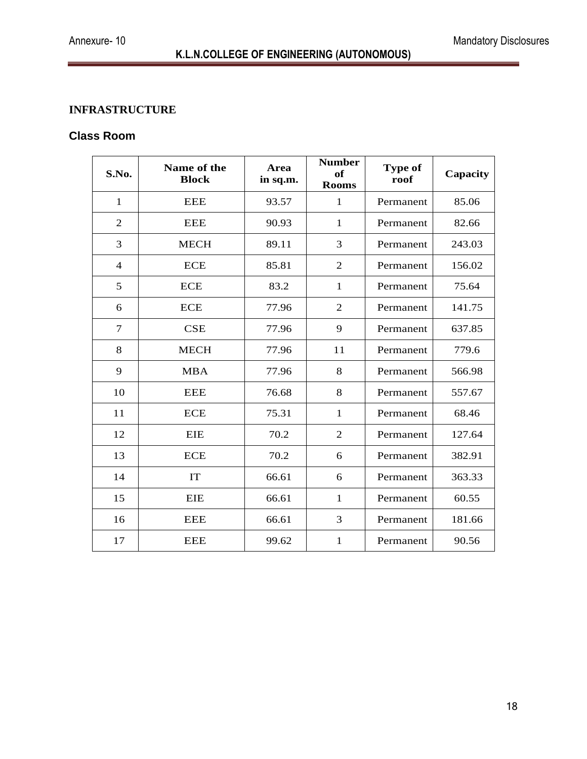## INFRASTRUCTURE

### Class Room

| S.No. | Name of the Block | Area in sq.m. | Number of Rooms | Type of roof | Capacity |
|---|---|---|---|---|---|
| 1 | EEE | 93.57 | 1 | Permanent | 85.06 |
| 2 | EEE | 90.93 | 1 | Permanent | 82.66 |
| 3 | MECH | 89.11 | 3 | Permanent | 243.03 |
| 4 | ECE | 85.81 | 2 | Permanent | 156.02 |
| 5 | ECE | 83.2 | 1 | Permanent | 75.64 |
| 6 | ECE | 77.96 | 2 | Permanent | 141.75 |
| 7 | CSE | 77.96 | 9 | Permanent | 637.85 |
| 8 | MECH | 77.96 | 11 | Permanent | 779.6 |
| 9 | MBA | 77.96 | 8 | Permanent | 566.98 |
| 10 | EEE | 76.68 | 8 | Permanent | 557.67 |
| 11 | ECE | 75.31 | 1 | Permanent | 68.46 |
| 12 | EIE | 70.2 | 2 | Permanent | 127.64 |
| 13 | ECE | 70.2 | 6 | Permanent | 382.91 |
| 14 | IT | 66.61 | 6 | Permanent | 363.33 |
| 15 | EIE | 66.61 | 1 | Permanent | 60.55 |
| 16 | EEE | 66.61 | 3 | Permanent | 181.66 |
| 17 | EEE | 99.62 | 1 | Permanent | 90.56 |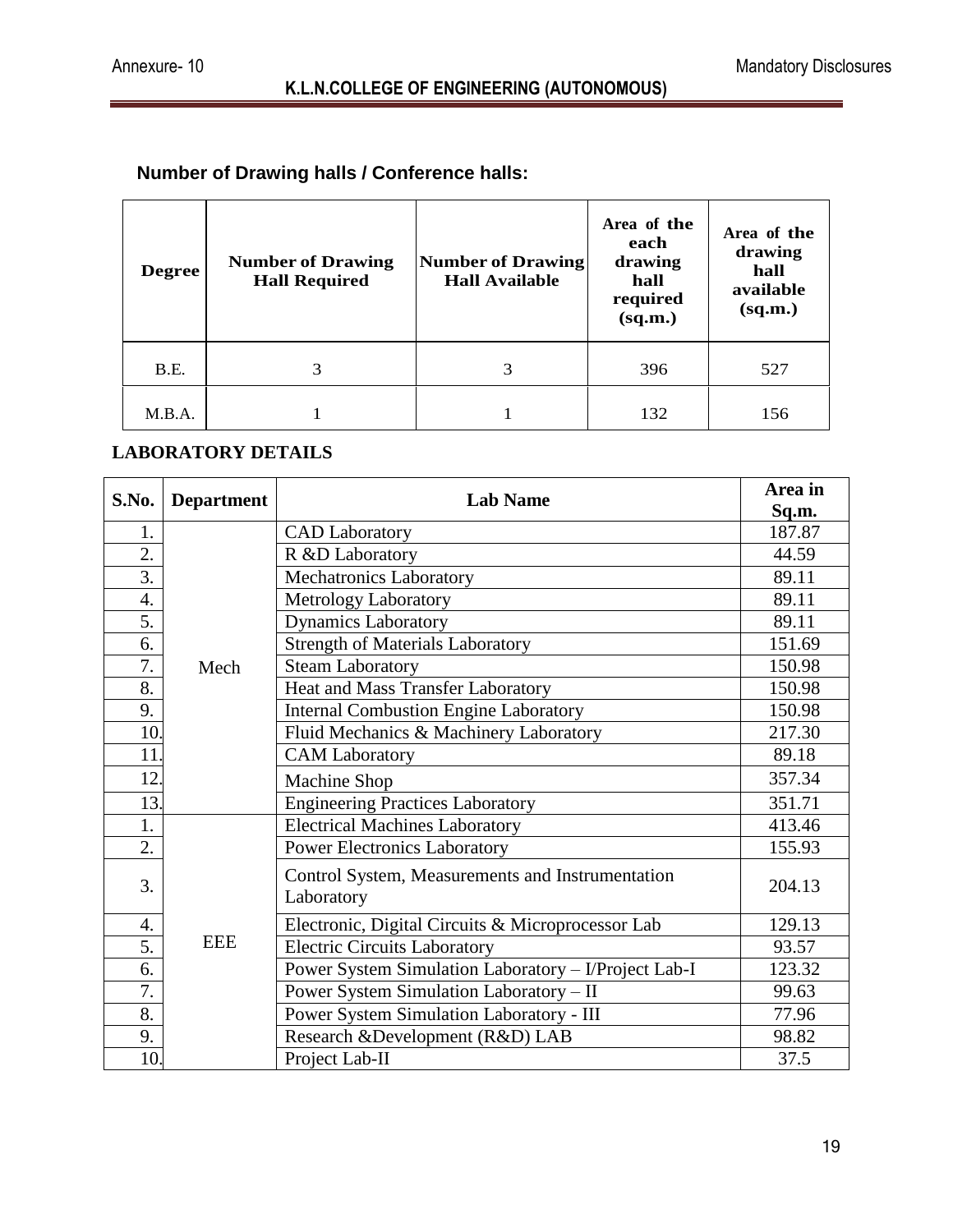### Number of Drawing halls / Conference halls:

| Degree | Number of Drawing Hall Required | Number of Drawing Hall Available | Area of the each drawing hall required (sq.m.) | Area of the drawing hall available (sq.m.) |
|---|---|---|---|---|
| B.E. | 3 | 3 | 396 | 527 |
| M.B.A. | 1 | 1 | 132 | 156 |

### LABORATORY DETAILS

| S.No. | Department | Lab Name | Area in Sq.m. |
|---|---|---|---|
| 1. | Mech | CAD Laboratory | 187.87 |
| 2. | | R &D Laboratory | 44.59 |
| 3. | | Mechatronics Laboratory | 89.11 |
| 4. | | Metrology Laboratory | 89.11 |
| 5. | | Dynamics Laboratory | 89.11 |
| 6. | | Strength of Materials Laboratory | 151.69 |
| 7. | | Steam Laboratory | 150.98 |
| 8. | | Heat and Mass Transfer Laboratory | 150.98 |
| 9. | | Internal Combustion Engine Laboratory | 150.98 |
| 10. | | Fluid Mechanics & Machinery Laboratory | 217.30 |
| 11. | | CAM Laboratory | 89.18 |
| 12. | | Machine Shop | 357.34 |
| 13. | | Engineering Practices Laboratory | 351.71 |
| 1. | EEE | Electrical Machines Laboratory | 413.46 |
| 2. | | Power Electronics Laboratory | 155.93 |
| 3. | | Control System, Measurements and Instrumentation Laboratory | 204.13 |
| 4. | | Electronic, Digital Circuits & Microprocessor Lab | 129.13 |
| 5. | | Electric Circuits Laboratory | 93.57 |
| 6. | | Power System Simulation Laboratory – I/Project Lab-I | 123.32 |
| 7. | | Power System Simulation Laboratory – II | 99.63 |
| 8. | | Power System Simulation Laboratory - III | 77.96 |
| 9. | | Research &Development (R&D) LAB | 98.82 |
| 10. | | Project Lab-II | 37.5 |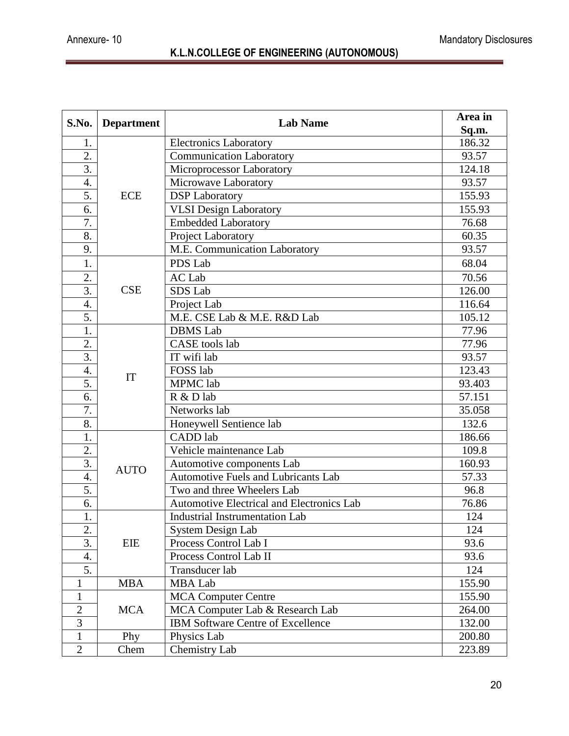| S.No. | Department | Lab Name | Area in Sq.m. |
|---|---|---|---|
| 1. | ECE | Electronics Laboratory | 186.32 |
| 2. | | Communication Laboratory | 93.57 |
| 3. | | Microprocessor Laboratory | 124.18 |
| 4. | | Microwave Laboratory | 93.57 |
| 5. | | DSP Laboratory | 155.93 |
| 6. | | VLSI Design Laboratory | 155.93 |
| 7. | | Embedded Laboratory | 76.68 |
| 8. | | Project Laboratory | 60.35 |
| 9. | | M.E. Communication Laboratory | 93.57 |
| 1. | CSE | PDS Lab | 68.04 |
| 2. | | AC Lab | 70.56 |
| 3. | | SDS Lab | 126.00 |
| 4. | | Project Lab | 116.64 |
| 5. | | M.E. CSE Lab & M.E. R&D Lab | 105.12 |
| 1. | IT | DBMS Lab | 77.96 |
| 2. | | CASE tools lab | 77.96 |
| 3. | | IT wifi lab | 93.57 |
| 4. | | FOSS lab | 123.43 |
| 5. | | MPMC lab | 93.403 |
| 6. | | R & D lab | 57.151 |
| 7. | | Networks lab | 35.058 |
| 8. | | Honeywell Sentience lab | 132.6 |
| 1. | AUTO | CADD lab | 186.66 |
| 2. | | Vehicle maintenance Lab | 109.8 |
| 3. | | Automotive components Lab | 160.93 |
| 4. | | Automotive Fuels and Lubricants Lab | 57.33 |
| 5. | | Two and three Wheelers Lab | 96.8 |
| 6. | | Automotive Electrical and Electronics Lab | 76.86 |
| 1. | EIE | Industrial Instrumentation Lab | 124 |
| 2. | | System Design Lab | 124 |
| 3. | | Process Control Lab I | 93.6 |
| 4. | | Process Control Lab II | 93.6 |
| 5. | | Transducer lab | 124 |
| 1 | MBA | MBA Lab | 155.90 |
| 1 | MCA | MCA Computer Centre | 155.90 |
| 2 | | MCA Computer Lab & Research Lab | 264.00 |
| 3 | | IBM Software Centre of Excellence | 132.00 |
| 1 | Phy | Physics Lab | 200.80 |
| 2 | Chem | Chemistry Lab | 223.89 |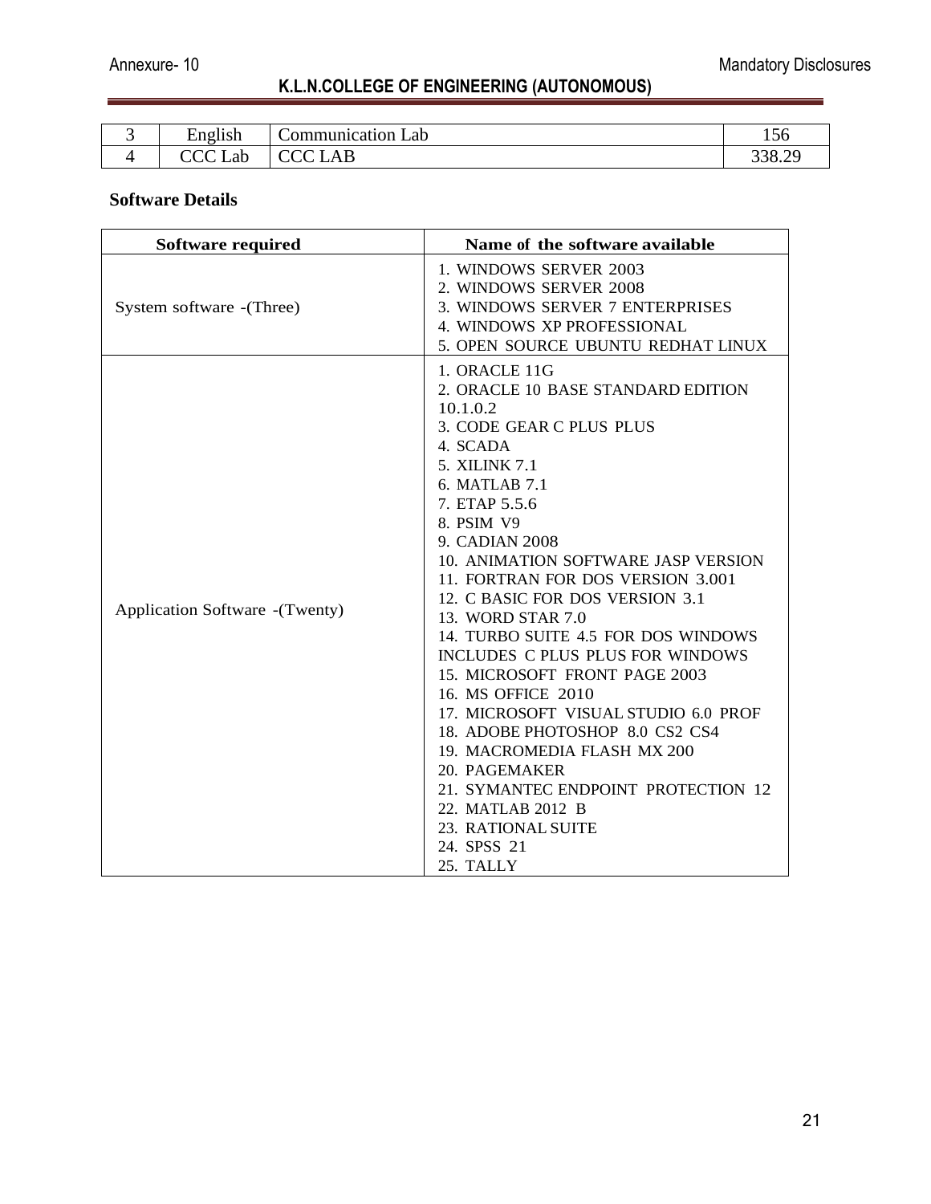| 3 | English | Communication Lab | 156 |
|---|---|---|---|
| 4 | CCC Lab | CCC LAB | 338.29 |

**Software Details**

| Software required | Name of the software available |
|---|---|
| System software -(Three) | 1. WINDOWS SERVER 2003<br>2. WINDOWS SERVER 2008<br>3. WINDOWS SERVER 7 ENTERPRISES<br>4. WINDOWS XP PROFESSIONAL<br>5. OPEN SOURCE UBUNTU REDHAT LINUX |
| Application Software -(Twenty) | 1. ORACLE 11G<br>2. ORACLE 10 BASE STANDARD EDITION 10.1.0.2<br>3. CODE GEAR C PLUS PLUS<br>4. SCADA<br>5. XILINK 7.1<br>6. MATLAB 7.1<br>7. ETAP 5.5.6<br>8. PSIM V9<br>9. CADIAN 2008<br>10. ANIMATION SOFTWARE JASP VERSION<br>11. FORTRAN FOR DOS VERSION 3.001<br>12. C BASIC FOR DOS VERSION 3.1<br>13. WORD STAR 7.0<br>14. TURBO SUITE 4.5 FOR DOS WINDOWS INCLUDES C PLUS PLUS FOR WINDOWS<br>15. MICROSOFT FRONT PAGE 2003<br>16. MS OFFICE 2010<br>17. MICROSOFT VISUAL STUDIO 6.0 PROF<br>18. ADOBE PHOTOSHOP 8.0 CS2 CS4<br>19. MACROMEDIA FLASH MX 200<br>20. PAGEMAKER<br>21. SYMANTEC ENDPOINT PROTECTION 12<br>22. MATLAB 2012 B<br>23. RATIONAL SUITE<br>24. SPSS 21<br>25. TALLY |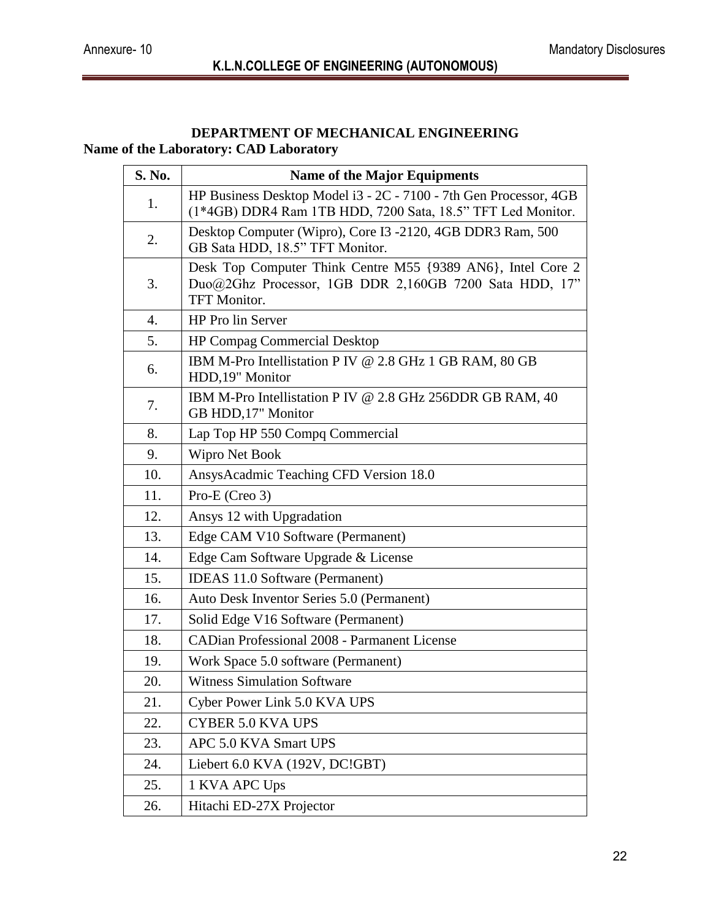## DEPARTMENT OF MECHANICAL ENGINEERING

**Name of the Laboratory: CAD Laboratory**

| S. No. | Name of the Major Equipments |
|---|---|
| 1. | HP Business Desktop Model i3 - 2C - 7100 - 7th Gen Processor, 4GB (1*4GB) DDR4 Ram 1TB HDD, 7200 Sata, 18.5” TFT Led Monitor. |
| 2. | Desktop Computer (Wipro), Core I3 -2120, 4GB DDR3 Ram, 500 GB Sata HDD, 18.5” TFT Monitor. |
| 3. | Desk Top Computer Think Centre M55 {9389 AN6}, Intel Core 2 Duo@2Ghz Processor, 1GB DDR 2,160GB 7200 Sata HDD, 17” TFT Monitor. |
| 4. | HP Pro lin Server |
| 5. | HP Compag Commercial Desktop |
| 6. | IBM M-Pro Intellistation P IV @ 2.8 GHz 1 GB RAM, 80 GB HDD,19" Monitor |
| 7. | IBM M-Pro Intellistation P IV @ 2.8 GHz 256DDR GB RAM, 40 GB HDD,17" Monitor |
| 8. | Lap Top HP 550 Compq Commercial |
| 9. | Wipro Net Book |
| 10. | AnsysAcadmic Teaching CFD Version 18.0 |
| 11. | Pro-E (Creo 3) |
| 12. | Ansys 12 with Upgradation |
| 13. | Edge CAM V10 Software (Permanent) |
| 14. | Edge Cam Software Upgrade & License |
| 15. | IDEAS 11.0 Software (Permanent) |
| 16. | Auto Desk Inventor Series 5.0 (Permanent) |
| 17. | Solid Edge V16 Software (Permanent) |
| 18. | CADian Professional 2008 - Parmanent License |
| 19. | Work Space 5.0 software (Permanent) |
| 20. | Witness Simulation Software |
| 21. | Cyber Power Link 5.0 KVA UPS |
| 22. | CYBER 5.0 KVA UPS |
| 23. | APC 5.0 KVA Smart UPS |
| 24. | Liebert 6.0 KVA (192V, DC!GBT) |
| 25. | 1 KVA APC Ups |
| 26. | Hitachi ED-27X Projector |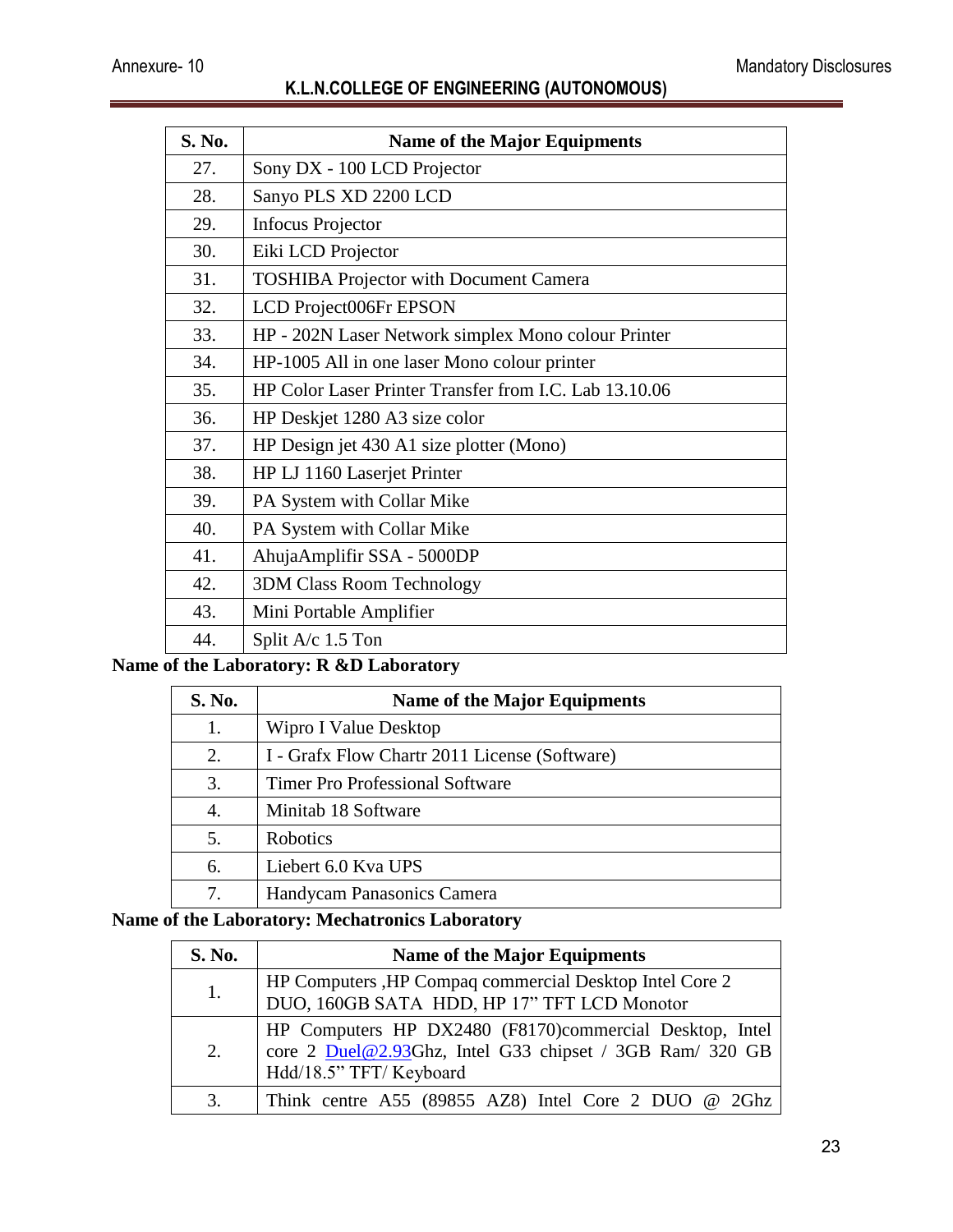| S. No. | Name of the Major Equipments |
|---|---|
| 27. | Sony DX - 100 LCD Projector |
| 28. | Sanyo PLS XD 2200 LCD |
| 29. | Infocus Projector |
| 30. | Eiki LCD Projector |
| 31. | TOSHIBA Projector with Document Camera |
| 32. | LCD Project006Fr EPSON |
| 33. | HP - 202N Laser Network simplex Mono colour Printer |
| 34. | HP-1005 All in one laser Mono colour printer |
| 35. | HP Color Laser Printer Transfer from I.C. Lab 13.10.06 |
| 36. | HP Deskjet 1280 A3 size color |
| 37. | HP Design jet 430 A1 size plotter (Mono) |
| 38. | HP LJ 1160 Laserjet Printer |
| 39. | PA System with Collar Mike |
| 40. | PA System with Collar Mike |
| 41. | AhujaAmplifir SSA - 5000DP |
| 42. | 3DM Class Room Technology |
| 43. | Mini Portable Amplifier |
| 44. | Split A/c 1.5 Ton |

**Name of the Laboratory: R &D Laboratory**

| S. No. | Name of the Major Equipments |
|---|---|
| 1. | Wipro I Value Desktop |
| 2. | I - Grafx Flow Chartr 2011 License (Software) |
| 3. | Timer Pro Professional Software |
| 4. | Minitab 18 Software |
| 5. | Robotics |
| 6. | Liebert 6.0 Kva UPS |
| 7. | Handycam Panasonics Camera |

**Name of the Laboratory: Mechatronics Laboratory**

| S. No. | Name of the Major Equipments |
|---|---|
| 1. | HP Computers ,HP Compaq commercial Desktop Intel Core 2 DUO, 160GB SATA HDD, HP 17" TFT LCD Monotor |
| 2. | HP Computers HP DX2480 (F8170)commercial Desktop, Intel core 2 Duel@2.93Ghz, Intel G33 chipset / 3GB Ram/ 320 GB Hdd/18.5" TFT/ Keyboard |
| 3. | Think centre A55 (89855 AZ8) Intel Core 2 DUO @ 2Ghz |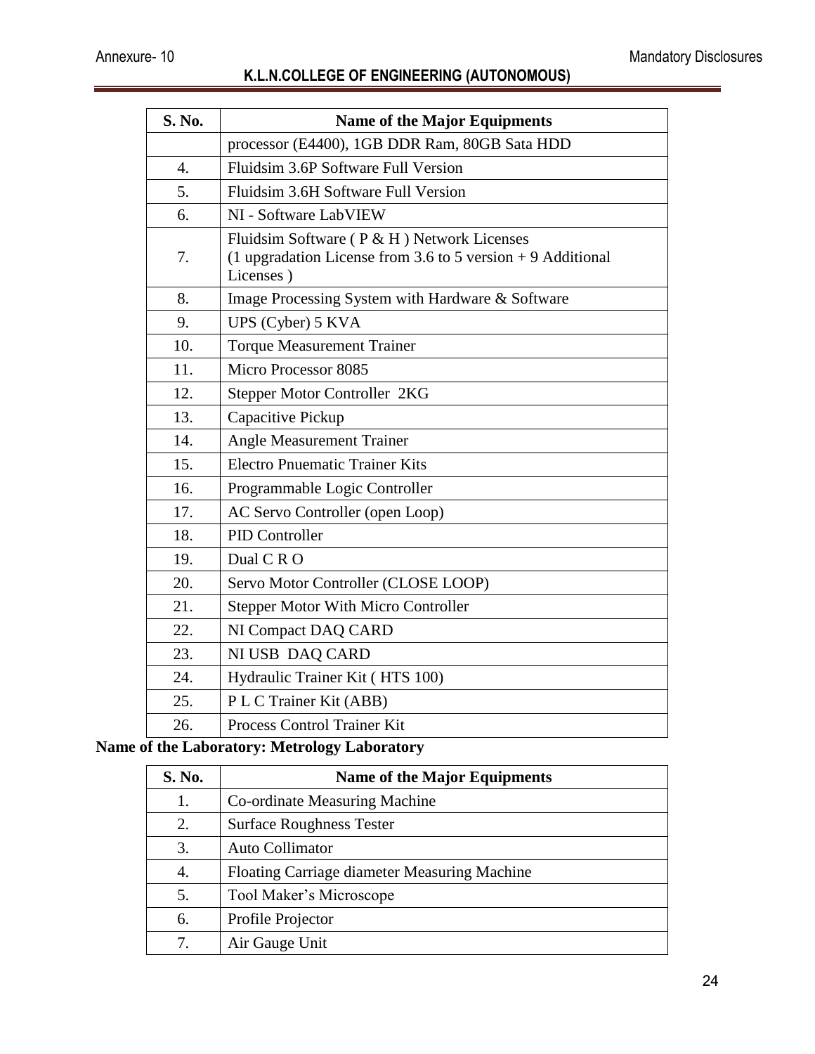| S. No. | Name of the Major Equipments |
|---|---|
| | processor (E4400), 1GB DDR Ram, 80GB Sata HDD |
| 4. | Fluidsim 3.6P Software Full Version |
| 5. | Fluidsim 3.6H Software Full Version |
| 6. | NI - Software LabVIEW |
| 7. | Fluidsim Software ( P & H ) Network Licenses (1 upgradation License from 3.6 to 5 version + 9 Additional Licenses ) |
| 8. | Image Processing System with Hardware & Software |
| 9. | UPS (Cyber) 5 KVA |
| 10. | Torque Measurement Trainer |
| 11. | Micro Processor 8085 |
| 12. | Stepper Motor Controller 2KG |
| 13. | Capacitive Pickup |
| 14. | Angle Measurement Trainer |
| 15. | Electro Pnuematic Trainer Kits |
| 16. | Programmable Logic Controller |
| 17. | AC Servo Controller (open Loop) |
| 18. | PID Controller |
| 19. | Dual C R O |
| 20. | Servo Motor Controller (CLOSE LOOP) |
| 21. | Stepper Motor With Micro Controller |
| 22. | NI Compact DAQ CARD |
| 23. | NI USB DAQ CARD |
| 24. | Hydraulic Trainer Kit ( HTS 100) |
| 25. | P L C Trainer Kit (ABB) |
| 26. | Process Control Trainer Kit |

**Name of the Laboratory: Metrology Laboratory**

| S. No. | Name of the Major Equipments |
|---|---|
| 1. | Co-ordinate Measuring Machine |
| 2. | Surface Roughness Tester |
| 3. | Auto Collimator |
| 4. | Floating Carriage diameter Measuring Machine |
| 5. | Tool Maker's Microscope |
| 6. | Profile Projector |
| 7. | Air Gauge Unit |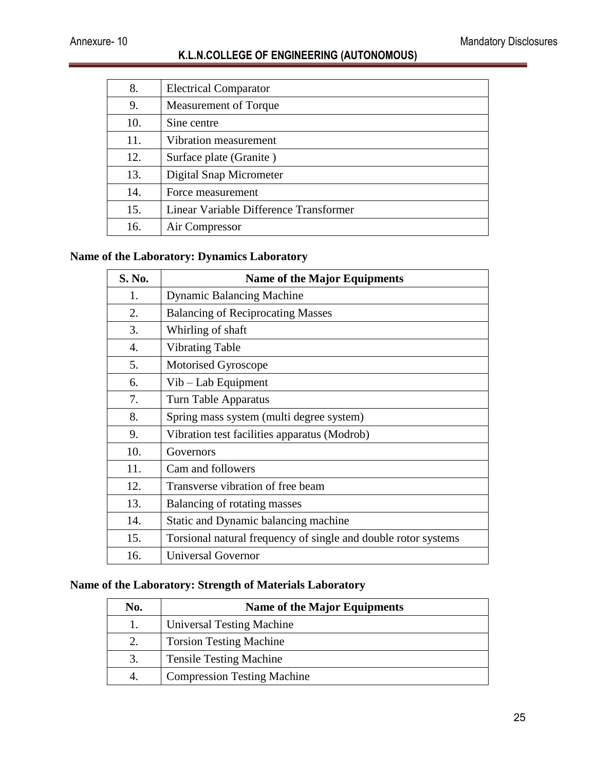| | |
|---|---|
| 8. | Electrical Comparator |
| 9. | Measurement of Torque |
| 10. | Sine centre |
| 11. | Vibration measurement |
| 12. | Surface plate (Granite ) |
| 13. | Digital Snap Micrometer |
| 14. | Force measurement |
| 15. | Linear Variable Difference Transformer |
| 16. | Air Compressor |

**Name of the Laboratory: Dynamics Laboratory**

| S. No. | Name of the Major Equipments |
|---|---|
| 1. | Dynamic Balancing Machine |
| 2. | Balancing of Reciprocating Masses |
| 3. | Whirling of shaft |
| 4. | Vibrating Table |
| 5. | Motorised Gyroscope |
| 6. | Vib – Lab Equipment |
| 7. | Turn Table Apparatus |
| 8. | Spring mass system (multi degree system) |
| 9. | Vibration test facilities apparatus (Modrob) |
| 10. | Governors |
| 11. | Cam and followers |
| 12. | Transverse vibration of free beam |
| 13. | Balancing of rotating masses |
| 14. | Static and Dynamic balancing machine |
| 15. | Torsional natural frequency of single and double rotor systems |
| 16. | Universal Governor |

**Name of the Laboratory: Strength of Materials Laboratory**

| No. | Name of the Major Equipments |
|---|---|
| 1. | Universal Testing Machine |
| 2. | Torsion Testing Machine |
| 3. | Tensile Testing Machine |
| 4. | Compression Testing Machine |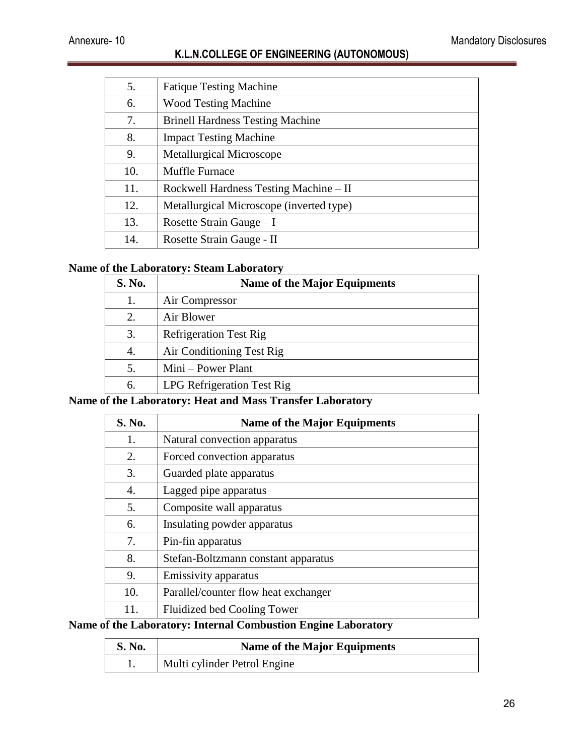| | |
|---|---|
| 5. | Fatique Testing Machine |
| 6. | Wood Testing Machine |
| 7. | Brinell Hardness Testing Machine |
| 8. | Impact Testing Machine |
| 9. | Metallurgical Microscope |
| 10. | Muffle Furnace |
| 11. | Rockwell Hardness Testing Machine – II |
| 12. | Metallurgical Microscope (inverted type) |
| 13. | Rosette Strain Gauge – I |
| 14. | Rosette Strain Gauge - II |

**Name of the Laboratory: Steam Laboratory**

| S. No. | Name of the Major Equipments |
|---|---|
| 1. | Air Compressor |
| 2. | Air Blower |
| 3. | Refrigeration Test Rig |
| 4. | Air Conditioning Test Rig |
| 5. | Mini – Power Plant |
| 6. | LPG Refrigeration Test Rig |

**Name of the Laboratory: Heat and Mass Transfer Laboratory**

| S. No. | Name of the Major Equipments |
|---|---|
| 1. | Natural convection apparatus |
| 2. | Forced convection apparatus |
| 3. | Guarded plate apparatus |
| 4. | Lagged pipe apparatus |
| 5. | Composite wall apparatus |
| 6. | Insulating powder apparatus |
| 7. | Pin-fin apparatus |
| 8. | Stefan-Boltzmann constant apparatus |
| 9. | Emissivity apparatus |
| 10. | Parallel/counter flow heat exchanger |
| 11. | Fluidized bed Cooling Tower |

**Name of the Laboratory: Internal Combustion Engine Laboratory**

| S. No. | Name of the Major Equipments |
|---|---|
| 1. | Multi cylinder Petrol Engine |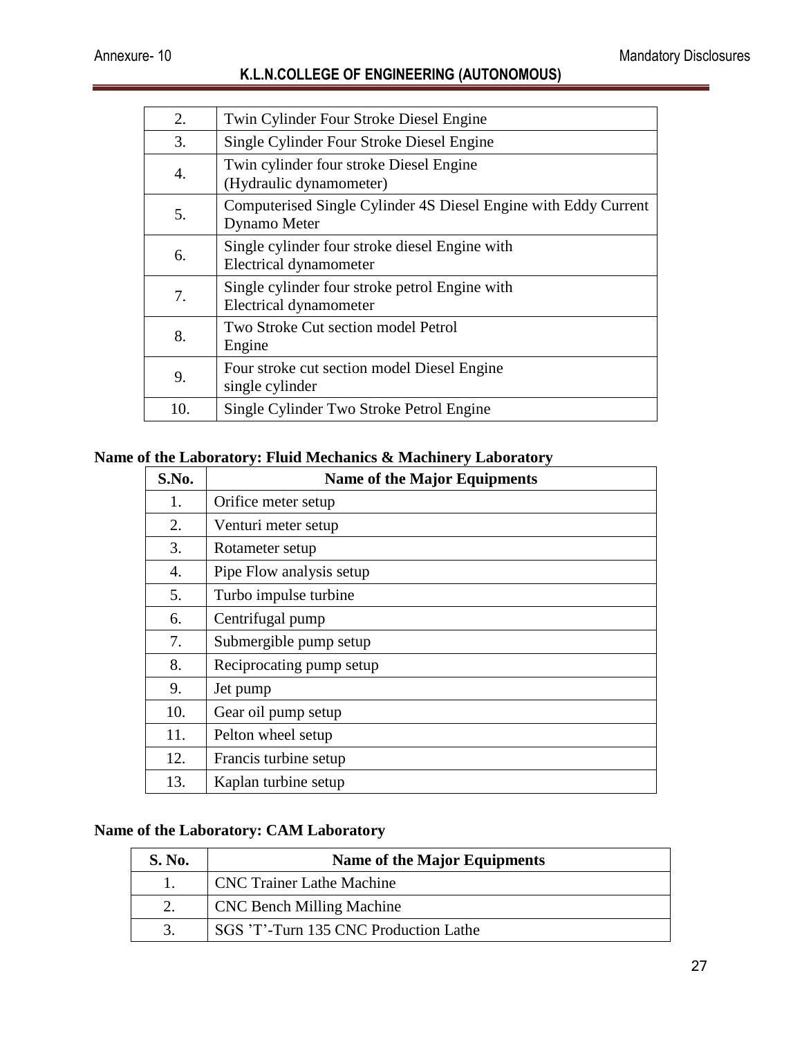| | |
|---|---|
| 2. | Twin Cylinder Four Stroke Diesel Engine |
| 3. | Single Cylinder Four Stroke Diesel Engine |
| 4. | Twin cylinder four stroke Diesel Engine (Hydraulic dynamometer) |
| 5. | Computerised Single Cylinder 4S Diesel Engine with Eddy Current Dynamo Meter |
| 6. | Single cylinder four stroke diesel Engine with Electrical dynamometer |
| 7. | Single cylinder four stroke petrol Engine with Electrical dynamometer |
| 8. | Two Stroke Cut section model Petrol Engine |
| 9. | Four stroke cut section model Diesel Engine single cylinder |
| 10. | Single Cylinder Two Stroke Petrol Engine |

**Name of the Laboratory: Fluid Mechanics & Machinery Laboratory**

| S.No. | Name of the Major Equipments |
|---|---|
| 1. | Orifice meter setup |
| 2. | Venturi meter setup |
| 3. | Rotameter setup |
| 4. | Pipe Flow analysis setup |
| 5. | Turbo impulse turbine |
| 6. | Centrifugal pump |
| 7. | Submergible pump setup |
| 8. | Reciprocating pump setup |
| 9. | Jet pump |
| 10. | Gear oil pump setup |
| 11. | Pelton wheel setup |
| 12. | Francis turbine setup |
| 13. | Kaplan turbine setup |

**Name of the Laboratory: CAM Laboratory**

| S. No. | Name of the Major Equipments |
|---|---|
| 1. | CNC Trainer Lathe Machine |
| 2. | CNC Bench Milling Machine |
| 3. | SGS 'T'-Turn 135 CNC Production Lathe |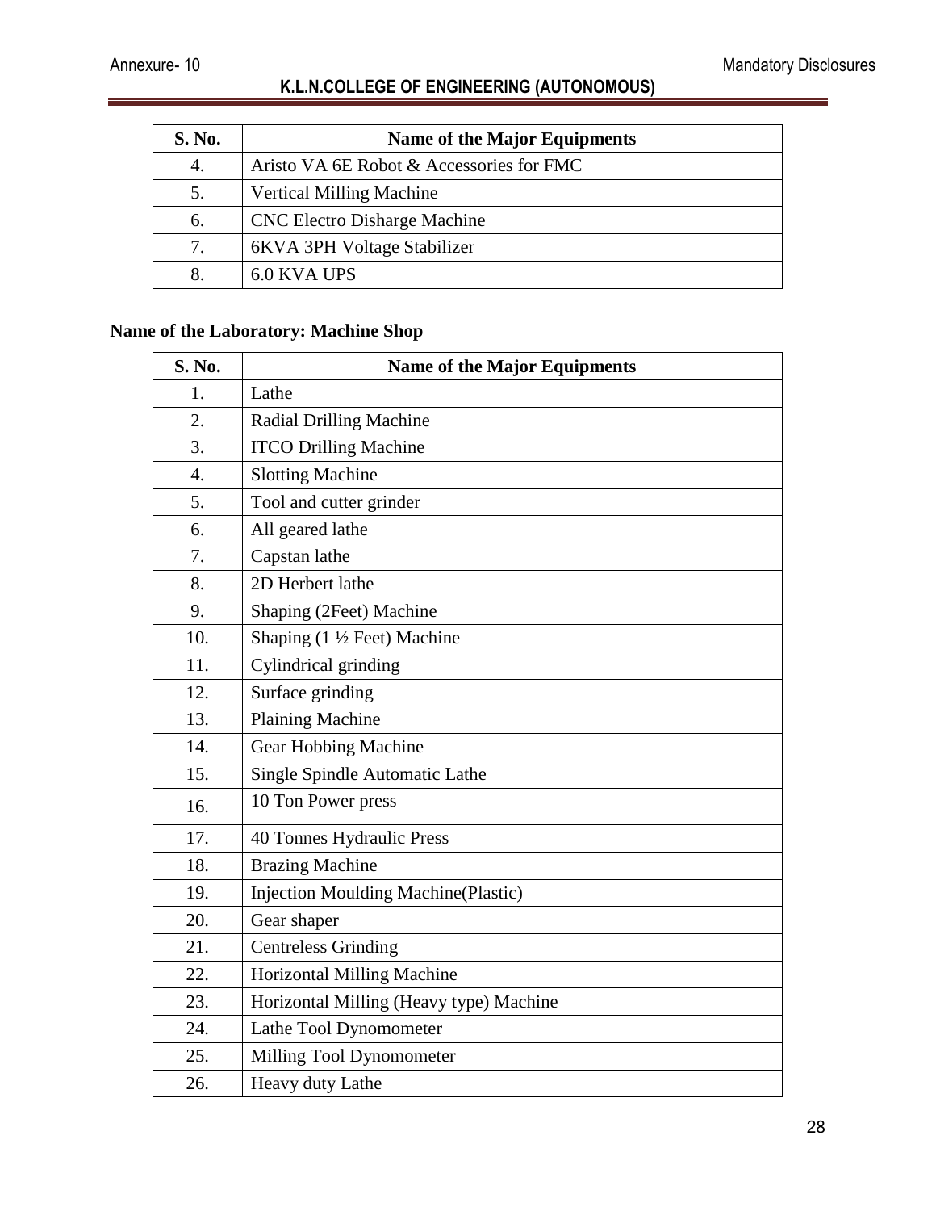| S. No. | Name of the Major Equipments |
| --- | --- |
| 4. | Aristo VA 6E Robot & Accessories for FMC |
| 5. | Vertical Milling Machine |
| 6. | CNC Electro Disharge Machine |
| 7. | 6KVA 3PH Voltage Stabilizer |
| 8. | 6.0 KVA UPS |

**Name of the Laboratory: Machine Shop**

| S. No. | Name of the Major Equipments |
| --- | --- |
| 1. | Lathe |
| 2. | Radial Drilling Machine |
| 3. | ITCO Drilling Machine |
| 4. | Slotting Machine |
| 5. | Tool and cutter grinder |
| 6. | All geared lathe |
| 7. | Capstan lathe |
| 8. | 2D Herbert lathe |
| 9. | Shaping (2Feet) Machine |
| 10. | Shaping (1 ½ Feet) Machine |
| 11. | Cylindrical grinding |
| 12. | Surface grinding |
| 13. | Plaining Machine |
| 14. | Gear Hobbing Machine |
| 15. | Single Spindle Automatic Lathe |
| 16. | 10 Ton Power press |
| 17. | 40 Tonnes Hydraulic Press |
| 18. | Brazing Machine |
| 19. | Injection Moulding Machine(Plastic) |
| 20. | Gear shaper |
| 21. | Centreless Grinding |
| 22. | Horizontal Milling Machine |
| 23. | Horizontal Milling (Heavy type) Machine |
| 24. | Lathe Tool Dynomometer |
| 25. | Milling Tool Dynomometer |
| 26. | Heavy duty Lathe |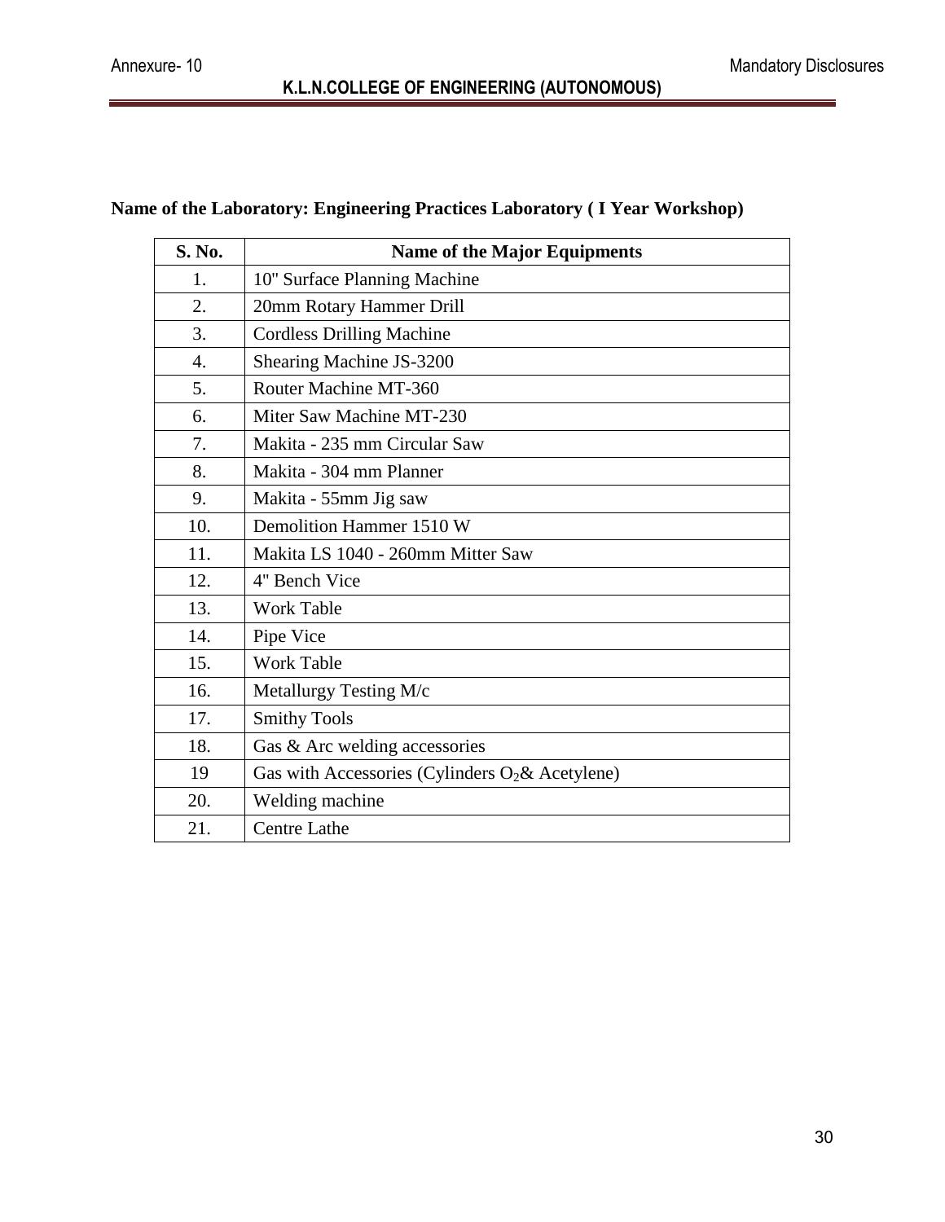**Name of the Laboratory: Engineering Practices Laboratory ( I Year Workshop)**

| S. No. | Name of the Major Equipments |
|---|---|
| 1. | 10" Surface Planning Machine |
| 2. | 20mm Rotary Hammer Drill |
| 3. | Cordless Drilling Machine |
| 4. | Shearing Machine JS-3200 |
| 5. | Router Machine MT-360 |
| 6. | Miter Saw Machine MT-230 |
| 7. | Makita - 235 mm Circular Saw |
| 8. | Makita - 304 mm Planner |
| 9. | Makita - 55mm Jig saw |
| 10. | Demolition Hammer 1510 W |
| 11. | Makita LS 1040 - 260mm Mitter Saw |
| 12. | 4" Bench Vice |
| 13. | Work Table |
| 14. | Pipe Vice |
| 15. | Work Table |
| 16. | Metallurgy Testing M/c |
| 17. | Smithy Tools |
| 18. | Gas & Arc welding accessories |
| 19 | Gas with Accessories (Cylinders $O_2$& Acetylene) |
| 20. | Welding machine |
| 21. | Centre Lathe |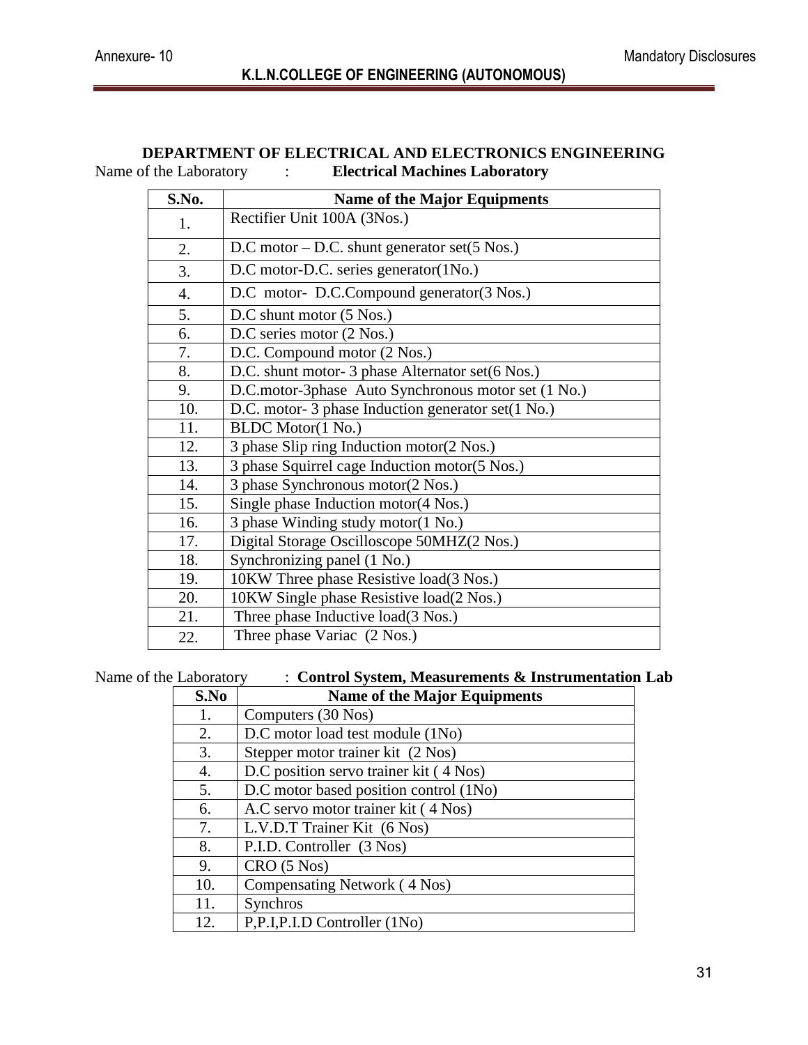## DEPARTMENT OF ELECTRICAL AND ELECTRONICS ENGINEERING

Name of the Laboratory : **Electrical Machines Laboratory**

| S.No. | Name of the Major Equipments |
|---|---|
| 1. | Rectifier Unit 100A (3Nos.) |
| 2. | D.C motor – D.C. shunt generator set(5 Nos.) |
| 3. | D.C motor-D.C. series generator(1No.) |
| 4. | D.C motor- D.C.Compound generator(3 Nos.) |
| 5. | D.C shunt motor (5 Nos.) |
| 6. | D.C series motor (2 Nos.) |
| 7. | D.C. Compound motor (2 Nos.) |
| 8. | D.C. shunt motor- 3 phase Alternator set(6 Nos.) |
| 9. | D.C.motor-3phase Auto Synchronous motor set (1 No.) |
| 10. | D.C. motor- 3 phase Induction generator set(1 No.) |
| 11. | BLDC Motor(1 No.) |
| 12. | 3 phase Slip ring Induction motor(2 Nos.) |
| 13. | 3 phase Squirrel cage Induction motor(5 Nos.) |
| 14. | 3 phase Synchronous motor(2 Nos.) |
| 15. | Single phase Induction motor(4 Nos.) |
| 16. | 3 phase Winding study motor(1 No.) |
| 17. | Digital Storage Oscilloscope 50MHZ(2 Nos.) |
| 18. | Synchronizing panel (1 No.) |
| 19. | 10KW Three phase Resistive load(3 Nos.) |
| 20. | 10KW Single phase Resistive load(2 Nos.) |
| 21. | Three phase Inductive load(3 Nos.) |
| 22. | Three phase Variac (2 Nos.) |

Name of the Laboratory : **Control System, Measurements & Instrumentation Lab**

| S.No | Name of the Major Equipments |
|---|---|
| 1. | Computers (30 Nos) |
| 2. | D.C motor load test module (1No) |
| 3. | Stepper motor trainer kit (2 Nos) |
| 4. | D.C position servo trainer kit ( 4 Nos) |
| 5. | D.C motor based position control (1No) |
| 6. | A.C servo motor trainer kit ( 4 Nos) |
| 7. | L.V.D.T Trainer Kit (6 Nos) |
| 8. | P.I.D. Controller (3 Nos) |
| 9. | CRO (5 Nos) |
| 10. | Compensating Network ( 4 Nos) |
| 11. | Synchros |
| 12. | P,P.I,P.I.D Controller (1No) |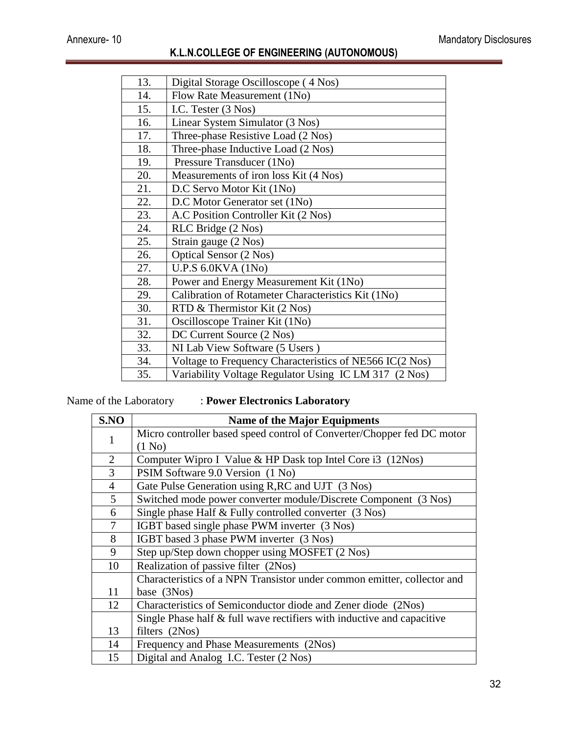| 13. | Digital Storage Oscilloscope ( 4 Nos) |
|---|---|
| 14. | Flow Rate Measurement (1No) |
| 15. | I.C. Tester (3 Nos) |
| 16. | Linear System Simulator (3 Nos) |
| 17. | Three-phase Resistive Load (2 Nos) |
| 18. | Three-phase Inductive Load (2 Nos) |
| 19. | Pressure Transducer (1No) |
| 20. | Measurements of iron loss Kit (4 Nos) |
| 21. | D.C Servo Motor Kit (1No) |
| 22. | D.C Motor Generator set (1No) |
| 23. | A.C Position Controller Kit (2 Nos) |
| 24. | RLC Bridge (2 Nos) |
| 25. | Strain gauge (2 Nos) |
| 26. | Optical Sensor (2 Nos) |
| 27. | U.P.S 6.0KVA (1No) |
| 28. | Power and Energy Measurement Kit (1No) |
| 29. | Calibration of Rotameter Characteristics Kit (1No) |
| 30. | RTD & Thermistor Kit (2 Nos) |
| 31. | Oscilloscope Trainer Kit (1No) |
| 32. | DC Current Source (2 Nos) |
| 33. | NI Lab View Software (5 Users ) |
| 34. | Voltage to Frequency Characteristics of NE566 IC(2 Nos) |
| 35. | Variability Voltage Regulator Using IC LM 317 (2 Nos) |

Name of the Laboratory : **Power Electronics Laboratory**

| S.NO | Name of the Major Equipments |
|---|---|
| 1 | Micro controller based speed control of Converter/Chopper fed DC motor (1 No) |
| 2 | Computer Wipro I Value & HP Dask top Intel Core i3 (12Nos) |
| 3 | PSIM Software 9.0 Version (1 No) |
| 4 | Gate Pulse Generation using R,RC and UJT (3 Nos) |
| 5 | Switched mode power converter module/Discrete Component (3 Nos) |
| 6 | Single phase Half & Fully controlled converter (3 Nos) |
| 7 | IGBT based single phase PWM inverter (3 Nos) |
| 8 | IGBT based 3 phase PWM inverter (3 Nos) |
| 9 | Step up/Step down chopper using MOSFET (2 Nos) |
| 10 | Realization of passive filter (2Nos) |
| 11 | Characteristics of a NPN Transistor under common emitter, collector and base (3Nos) |
| 12 | Characteristics of Semiconductor diode and Zener diode (2Nos) |
| 13 | Single Phase half & full wave rectifiers with inductive and capacitive filters (2Nos) |
| 14 | Frequency and Phase Measurements (2Nos) |
| 15 | Digital and Analog I.C. Tester (2 Nos) |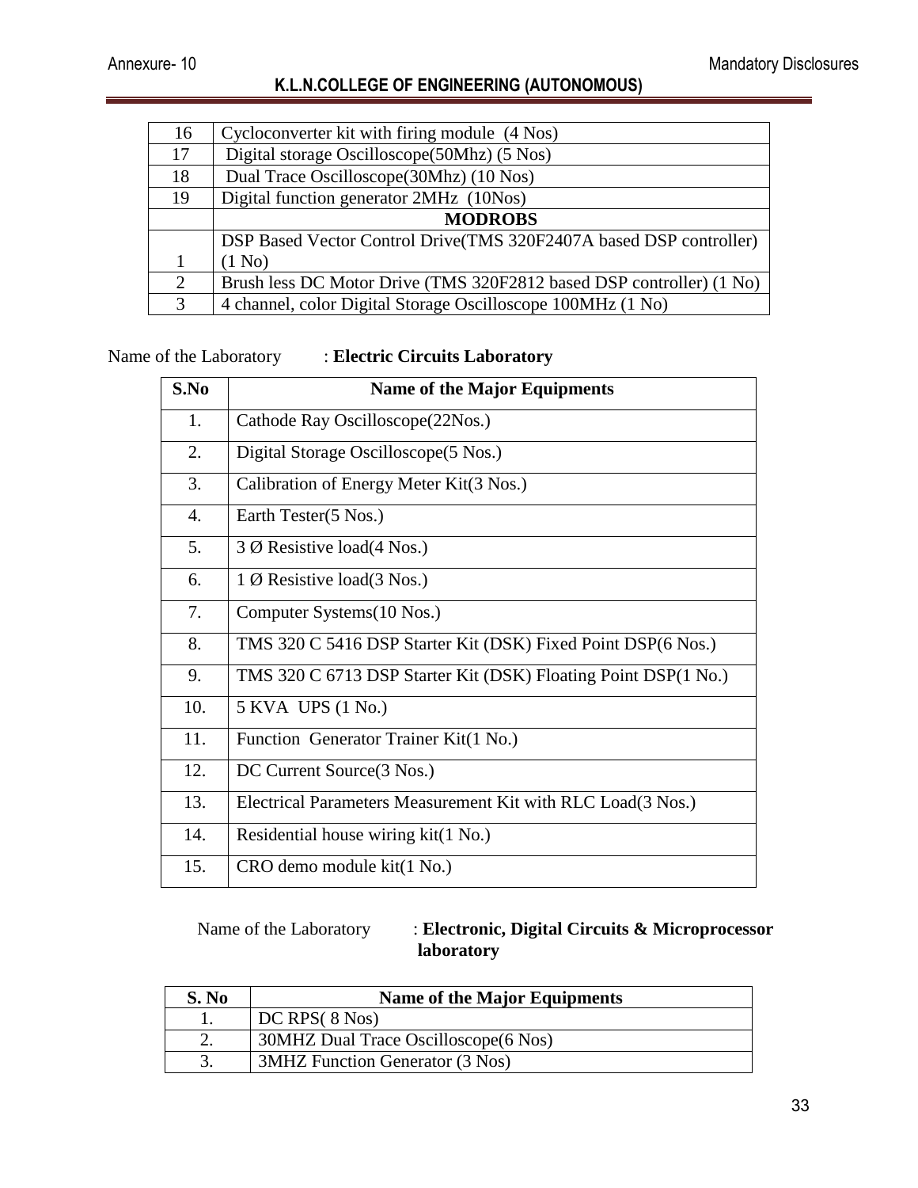| | |
|---|---|
| 16 | Cycloconverter kit with firing module (4 Nos) |
| 17 | Digital storage Oscilloscope(50Mhz) (5 Nos) |
| 18 | Dual Trace Oscilloscope(30Mhz) (10 Nos) |
| 19 | Digital function generator 2MHz (10Nos) |
| | **MODROBS** |
| 1 | DSP Based Vector Control Drive(TMS 320F2407A based DSP controller) (1 No) |
| 2 | Brush less DC Motor Drive (TMS 320F2812 based DSP controller) (1 No) |
| 3 | 4 channel, color Digital Storage Oscilloscope 100MHz (1 No) |

Name of the Laboratory : **Electric Circuits Laboratory**

| S.No | Name of the Major Equipments |
|---|---|
| 1. | Cathode Ray Oscilloscope(22Nos.) |
| 2. | Digital Storage Oscilloscope(5 Nos.) |
| 3. | Calibration of Energy Meter Kit(3 Nos.) |
| 4. | Earth Tester(5 Nos.) |
| 5. | 3 Ø Resistive load(4 Nos.) |
| 6. | 1 Ø Resistive load(3 Nos.) |
| 7. | Computer Systems(10 Nos.) |
| 8. | TMS 320 C 5416 DSP Starter Kit (DSK) Fixed Point DSP(6 Nos.) |
| 9. | TMS 320 C 6713 DSP Starter Kit (DSK) Floating Point DSP(1 No.) |
| 10. | 5 KVA UPS (1 No.) |
| 11. | Function Generator Trainer Kit(1 No.) |
| 12. | DC Current Source(3 Nos.) |
| 13. | Electrical Parameters Measurement Kit with RLC Load(3 Nos.) |
| 14. | Residential house wiring kit(1 No.) |
| 15. | CRO demo module kit(1 No.) |

Name of the Laboratory : **Electronic, Digital Circuits & Microprocessor laboratory**

| S. No | Name of the Major Equipments |
|---|---|
| 1. | DC RPS( 8 Nos) |
| 2. | 30MHZ Dual Trace Oscilloscope(6 Nos) |
| 3. | 3MHZ Function Generator (3 Nos) |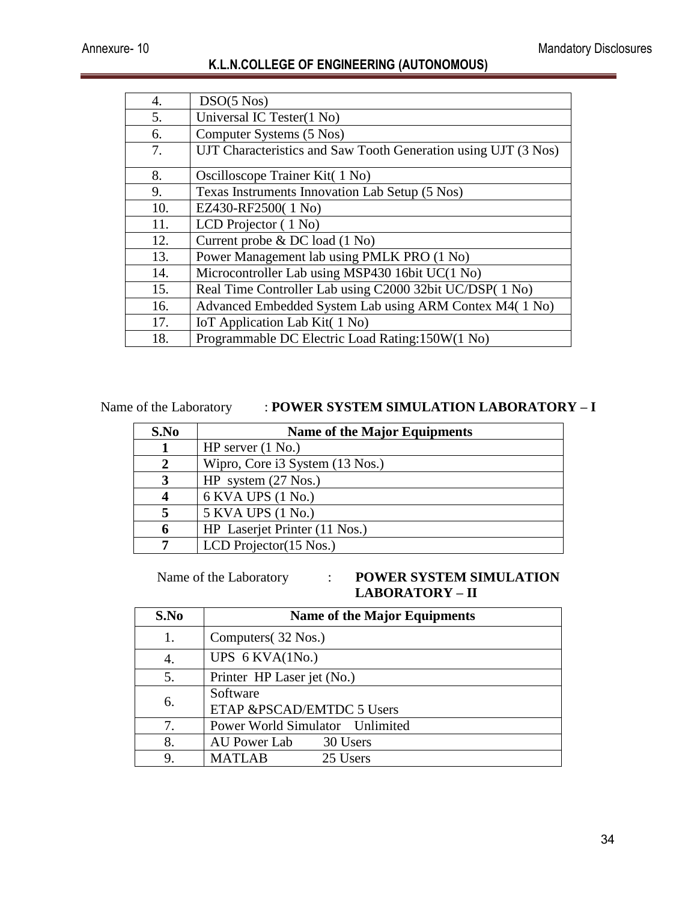| | |
|---|---|
| 4. | DSO(5 Nos) |
| 5. | Universal IC Tester(1 No) |
| 6. | Computer Systems (5 Nos) |
| 7. | UJT Characteristics and Saw Tooth Generation using UJT (3 Nos) |
| 8. | Oscilloscope Trainer Kit( 1 No) |
| 9. | Texas Instruments Innovation Lab Setup (5 Nos) |
| 10. | EZ430-RF2500( 1 No) |
| 11. | LCD Projector ( 1 No) |
| 12. | Current probe & DC load (1 No) |
| 13. | Power Management lab using PMLK PRO (1 No) |
| 14. | Microcontroller Lab using MSP430 16bit UC(1 No) |
| 15. | Real Time Controller Lab using C2000 32bit UC/DSP( 1 No) |
| 16. | Advanced Embedded System Lab using ARM Contex M4( 1 No) |
| 17. | IoT Application Lab Kit( 1 No) |
| 18. | Programmable DC Electric Load Rating:150W(1 No) |

Name of the Laboratory : **POWER SYSTEM SIMULATION LABORATORY – I**

| S.No | Name of the Major Equipments |
|---|---|
| **1** | HP server (1 No.) |
| **2** | Wipro, Core i3 System (13 Nos.) |
| **3** | HP system (27 Nos.) |
| **4** | 6 KVA UPS (1 No.) |
| **5** | 5 KVA UPS (1 No.) |
| **6** | HP Laserjet Printer (11 Nos.) |
| **7** | LCD Projector(15 Nos.) |

Name of the Laboratory : **POWER SYSTEM SIMULATION LABORATORY – II**

| S.No | Name of the Major Equipments |
|---|---|
| 1. | Computers( 32 Nos.) |
| 4. | UPS 6 KVA(1No.) |
| 5. | Printer HP Laser jet (No.) |
| 6. | Software<br>ETAP &PSCAD/EMTDC 5 Users |
| 7. | Power World Simulator Unlimited |
| 8. | AU Power Lab 30 Users |
| 9. | MATLAB 25 Users |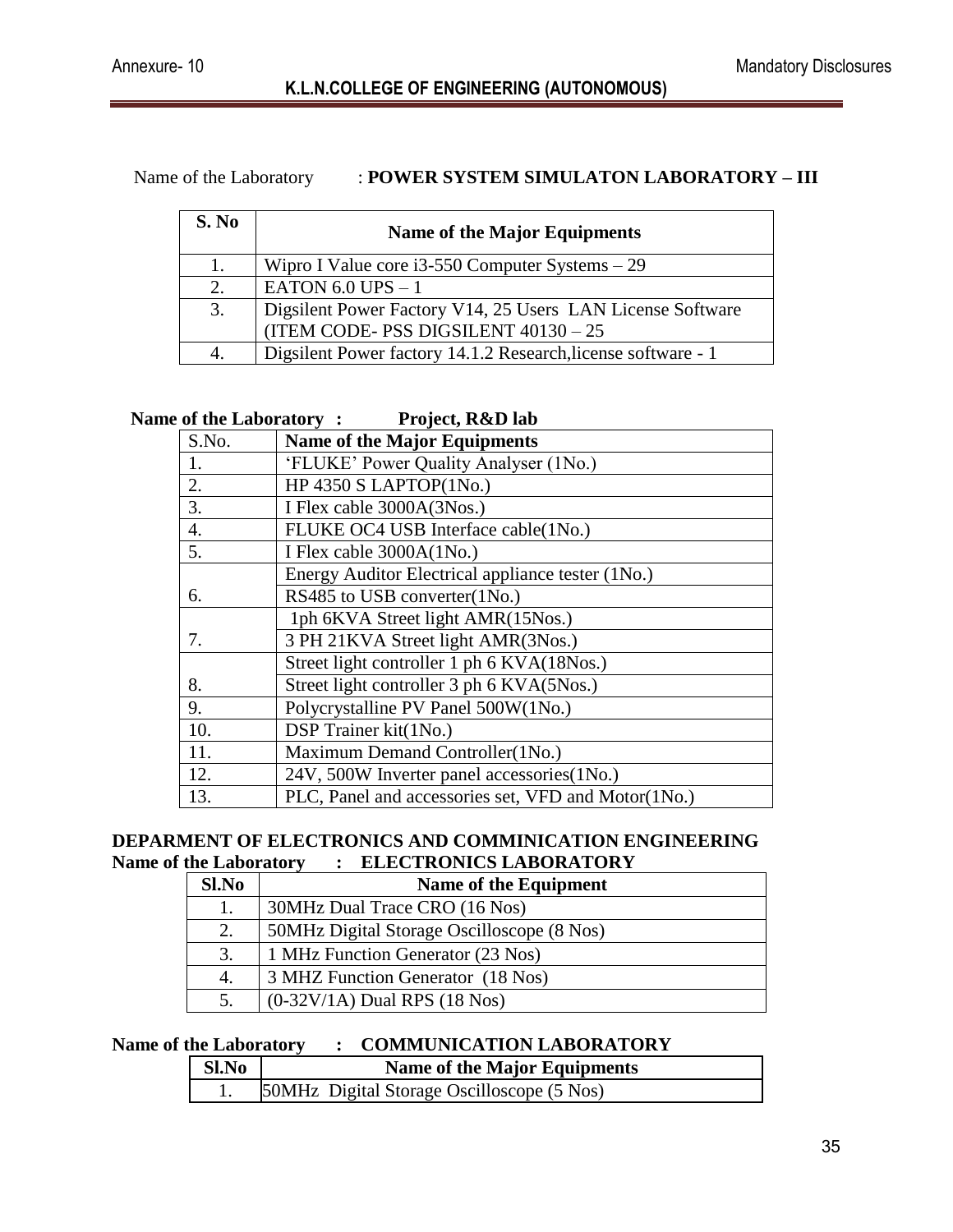Name of the Laboratory : **POWER SYSTEM SIMULATON LABORATORY – III**

| S. No | Name of the Major Equipments |
|---|---|
| 1. | Wipro I Value core i3-550 Computer Systems – 29 |
| 2. | EATON 6.0 UPS – 1 |
| 3. | Digsilent Power Factory V14, 25 Users LAN License Software (ITEM CODE- PSS DIGSILENT 40130 – 25 |
| 4. | Digsilent Power factory 14.1.2 Research,license software - 1 |

**Name of the Laboratory : Project, R&D lab**

| S.No. | Name of the Major Equipments |
|---|---|
| 1. | 'FLUKE' Power Quality Analyser (1No.) |
| 2. | HP 4350 S LAPTOP(1No.) |
| 3. | I Flex cable 3000A(3Nos.) |
| 4. | FLUKE OC4 USB Interface cable(1No.) |
| 5. | I Flex cable 3000A(1No.) |
| 6. | Energy Auditor Electrical appliance tester (1No.) |
| | RS485 to USB converter(1No.) |
| 7. | 1ph 6KVA Street light AMR(15Nos.) |
| | 3 PH 21KVA Street light AMR(3Nos.) |
| 8. | Street light controller 1 ph 6 KVA(18Nos.) |
| | Street light controller 3 ph 6 KVA(5Nos.) |
| 9. | Polycrystalline PV Panel 500W(1No.) |
| 10. | DSP Trainer kit(1No.) |
| 11. | Maximum Demand Controller(1No.) |
| 12. | 24V, 500W Inverter panel accessories(1No.) |
| 13. | PLC, Panel and accessories set, VFD and Motor(1No.) |

**DEPARMENT OF ELECTRONICS AND COMMINICATION ENGINEERING**
**Name of the Laboratory : ELECTRONICS LABORATORY**

| Sl.No | Name of the Equipment |
|---|---|
| 1. | 30MHz Dual Trace CRO (16 Nos) |
| 2. | 50MHz Digital Storage Oscilloscope (8 Nos) |
| 3. | 1 MHz Function Generator (23 Nos) |
| 4. | 3 MHZ Function Generator (18 Nos) |
| 5. | (0-32V/1A) Dual RPS (18 Nos) |

**Name of the Laboratory : COMMUNICATION LABORATORY**

| Sl.No | Name of the Major Equipments |
|---|---|
| 1. | 50MHz Digital Storage Oscilloscope (5 Nos) |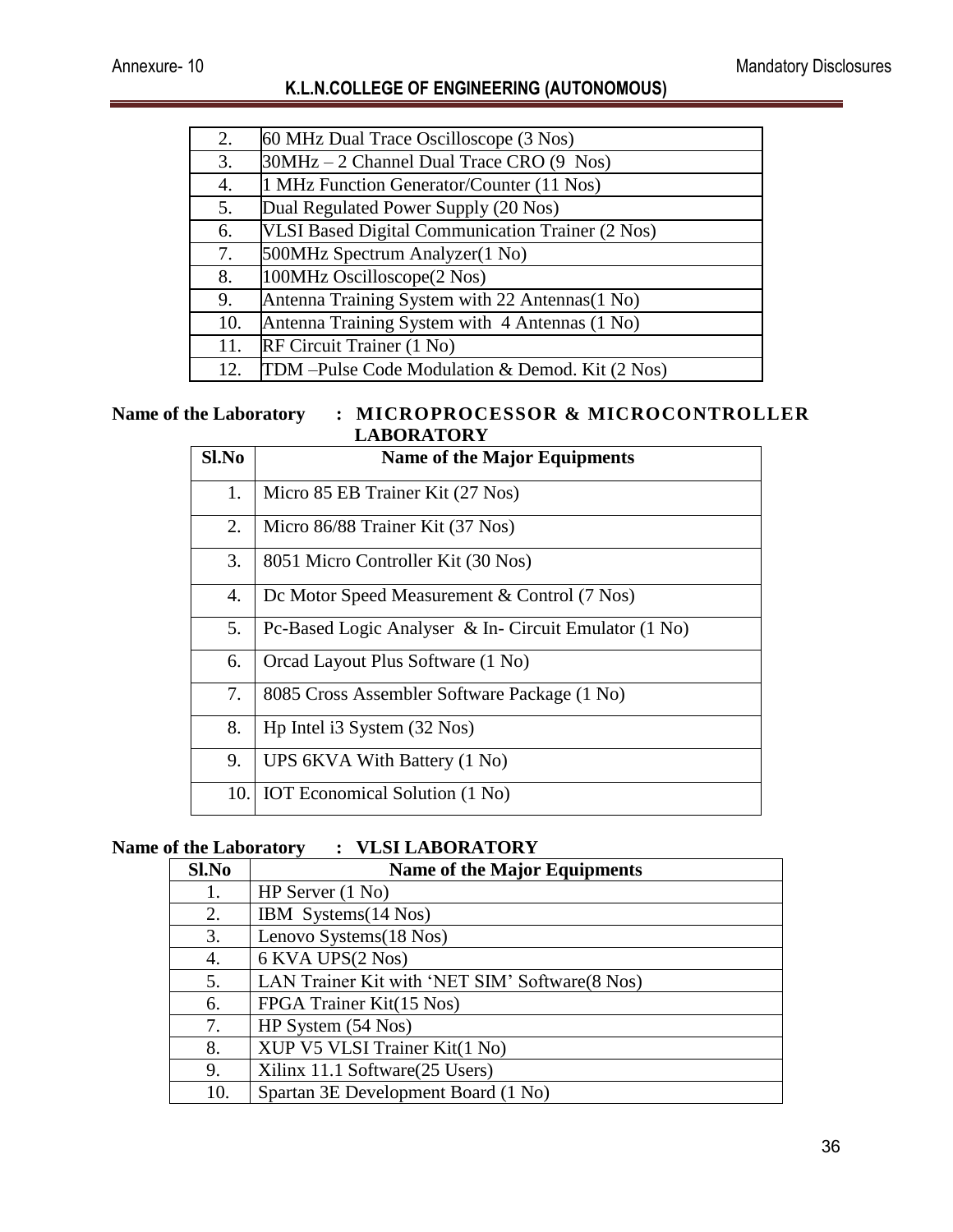| | |
|---|---|
| 2. | 60 MHz Dual Trace Oscilloscope (3 Nos) |
| 3. | 30MHz – 2 Channel Dual Trace CRO (9 Nos) |
| 4. | 1 MHz Function Generator/Counter (11 Nos) |
| 5. | Dual Regulated Power Supply (20 Nos) |
| 6. | VLSI Based Digital Communication Trainer (2 Nos) |
| 7. | 500MHz Spectrum Analyzer(1 No) |
| 8. | 100MHz Oscilloscope(2 Nos) |
| 9. | Antenna Training System with 22 Antennas(1 No) |
| 10. | Antenna Training System with 4 Antennas (1 No) |
| 11. | RF Circuit Trainer (1 No) |
| 12. | TDM –Pulse Code Modulation & Demod. Kit (2 Nos) |

**Name of the Laboratory : MICROPROCESSOR & MICROCONTROLLER LABORATORY**

| Sl.No | Name of the Major Equipments |
|---|---|
| 1. | Micro 85 EB Trainer Kit (27 Nos) |
| 2. | Micro 86/88 Trainer Kit (37 Nos) |
| 3. | 8051 Micro Controller Kit (30 Nos) |
| 4. | Dc Motor Speed Measurement & Control (7 Nos) |
| 5. | Pc-Based Logic Analyser & In- Circuit Emulator (1 No) |
| 6. | Orcad Layout Plus Software (1 No) |
| 7. | 8085 Cross Assembler Software Package (1 No) |
| 8. | Hp Intel i3 System (32 Nos) |
| 9. | UPS 6KVA With Battery (1 No) |
| 10. | IOT Economical Solution (1 No) |

**Name of the Laboratory : VLSI LABORATORY**

| Sl.No | Name of the Major Equipments |
|---|---|
| 1. | HP Server (1 No) |
| 2. | IBM Systems(14 Nos) |
| 3. | Lenovo Systems(18 Nos) |
| 4. | 6 KVA UPS(2 Nos) |
| 5. | LAN Trainer Kit with 'NET SIM' Software(8 Nos) |
| 6. | FPGA Trainer Kit(15 Nos) |
| 7. | HP System (54 Nos) |
| 8. | XUP V5 VLSI Trainer Kit(1 No) |
| 9. | Xilinx 11.1 Software(25 Users) |
| 10. | Spartan 3E Development Board (1 No) |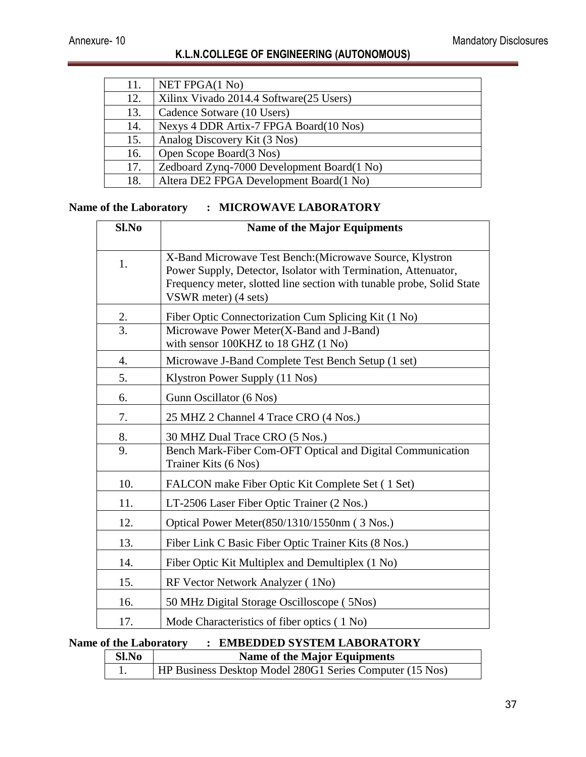| | |
|---|---|
| 11. | NET FPGA(1 No) |
| 12. | Xilinx Vivado 2014.4 Software(25 Users) |
| 13. | Cadence Sotware (10 Users) |
| 14. | Nexys 4 DDR Artix-7 FPGA Board(10 Nos) |
| 15. | Analog Discovery Kit (3 Nos) |
| 16. | Open Scope Board(3 Nos) |
| 17. | Zedboard Zynq-7000 Development Board(1 No) |
| 18. | Altera DE2 FPGA Development Board(1 No) |

**Name of the Laboratory : MICROWAVE LABORATORY**

| Sl.No | Name of the Major Equipments |
|---|---|
| 1. | X-Band Microwave Test Bench:(Microwave Source, Klystron Power Supply, Detector, Isolator with Termination, Attenuator, Frequency meter, slotted line section with tunable probe, Solid State VSWR meter) (4 sets) |
| 2. | Fiber Optic Connectorization Cum Splicing Kit (1 No) |
| 3. | Microwave Power Meter(X-Band and J-Band) with sensor 100KHZ to 18 GHZ (1 No) |
| 4. | Microwave J-Band Complete Test Bench Setup (1 set) |
| 5. | Klystron Power Supply (11 Nos) |
| 6. | Gunn Oscillator (6 Nos) |
| 7. | 25 MHZ 2 Channel 4 Trace CRO (4 Nos.) |
| 8. | 30 MHZ Dual Trace CRO (5 Nos.) |
| 9. | Bench Mark-Fiber Com-OFT Optical and Digital Communication Trainer Kits (6 Nos) |
| 10. | FALCON make Fiber Optic Kit Complete Set ( 1 Set) |
| 11. | LT-2506 Laser Fiber Optic Trainer (2 Nos.) |
| 12. | Optical Power Meter(850/1310/1550nm ( 3 Nos.) |
| 13. | Fiber Link C Basic Fiber Optic Trainer Kits (8 Nos.) |
| 14. | Fiber Optic Kit Multiplex and Demultiplex (1 No) |
| 15. | RF Vector Network Analyzer ( 1No) |
| 16. | 50 MHz Digital Storage Oscilloscope ( 5Nos) |
| 17. | Mode Characteristics of fiber optics ( 1 No) |

**Name of the Laboratory : EMBEDDED SYSTEM LABORATORY**

| Sl.No | Name of the Major Equipments |
|---|---|
| 1. | HP Business Desktop Model 280G1 Series Computer (15 Nos) |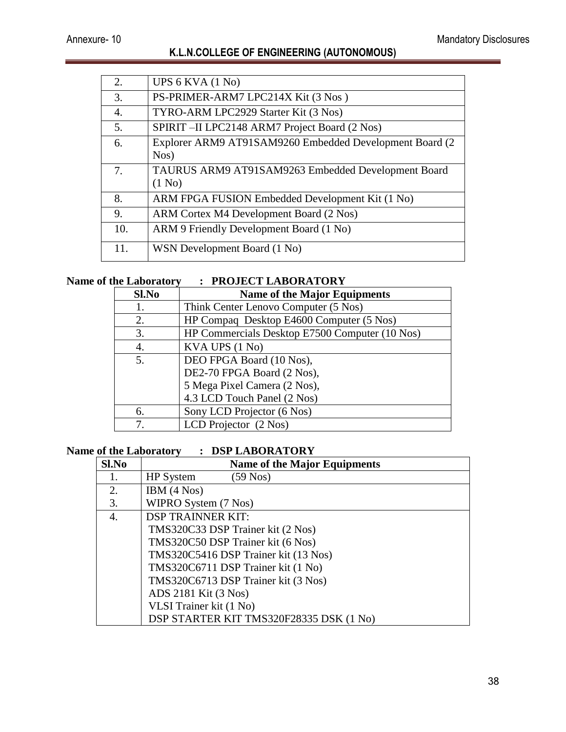| | |
|---|---|
| 2. | UPS 6 KVA (1 No) |
| 3. | PS-PRIMER-ARM7 LPC214X Kit (3 Nos ) |
| 4. | TYRO-ARM LPC2929 Starter Kit (3 Nos) |
| 5. | SPIRIT –II LPC2148 ARM7 Project Board (2 Nos) |
| 6. | Explorer ARM9 AT91SAM9260 Embedded Development Board (2 Nos) |
| 7. | TAURUS ARM9 AT91SAM9263 Embedded Development Board (1 No) |
| 8. | ARM FPGA FUSION Embedded Development Kit (1 No) |
| 9. | ARM Cortex M4 Development Board (2 Nos) |
| 10. | ARM 9 Friendly Development Board (1 No) |
| 11. | WSN Development Board (1 No) |

**Name of the Laboratory : PROJECT LABORATORY**

| Sl.No | Name of the Major Equipments |
|---|---|
| 1. | Think Center Lenovo Computer (5 Nos) |
| 2. | HP Compaq Desktop E4600 Computer (5 Nos) |
| 3. | HP Commercials Desktop E7500 Computer (10 Nos) |
| 4. | KVA UPS (1 No) |
| 5. | DEO FPGA Board (10 Nos),<br>DE2-70 FPGA Board (2 Nos),<br>5 Mega Pixel Camera (2 Nos),<br>4.3 LCD Touch Panel (2 Nos) |
| 6. | Sony LCD Projector (6 Nos) |
| 7. | LCD Projector (2 Nos) |

**Name of the Laboratory : DSP LABORATORY**

| Sl.No | Name of the Major Equipments |
|---|---|
| 1. | HP System (59 Nos) |
| 2.<br>3. | IBM (4 Nos)<br>WIPRO System (7 Nos) |
| 4. | DSP TRAINNER KIT:<br>TMS320C33 DSP Trainer kit (2 Nos)<br>TMS320C50 DSP Trainer kit (6 Nos)<br>TMS320C5416 DSP Trainer kit (13 Nos)<br>TMS320C6711 DSP Trainer kit (1 No)<br>TMS320C6713 DSP Trainer kit (3 Nos)<br>ADS 2181 Kit (3 Nos)<br>VLSI Trainer kit (1 No)<br>DSP STARTER KIT TMS320F28335 DSK (1 No) |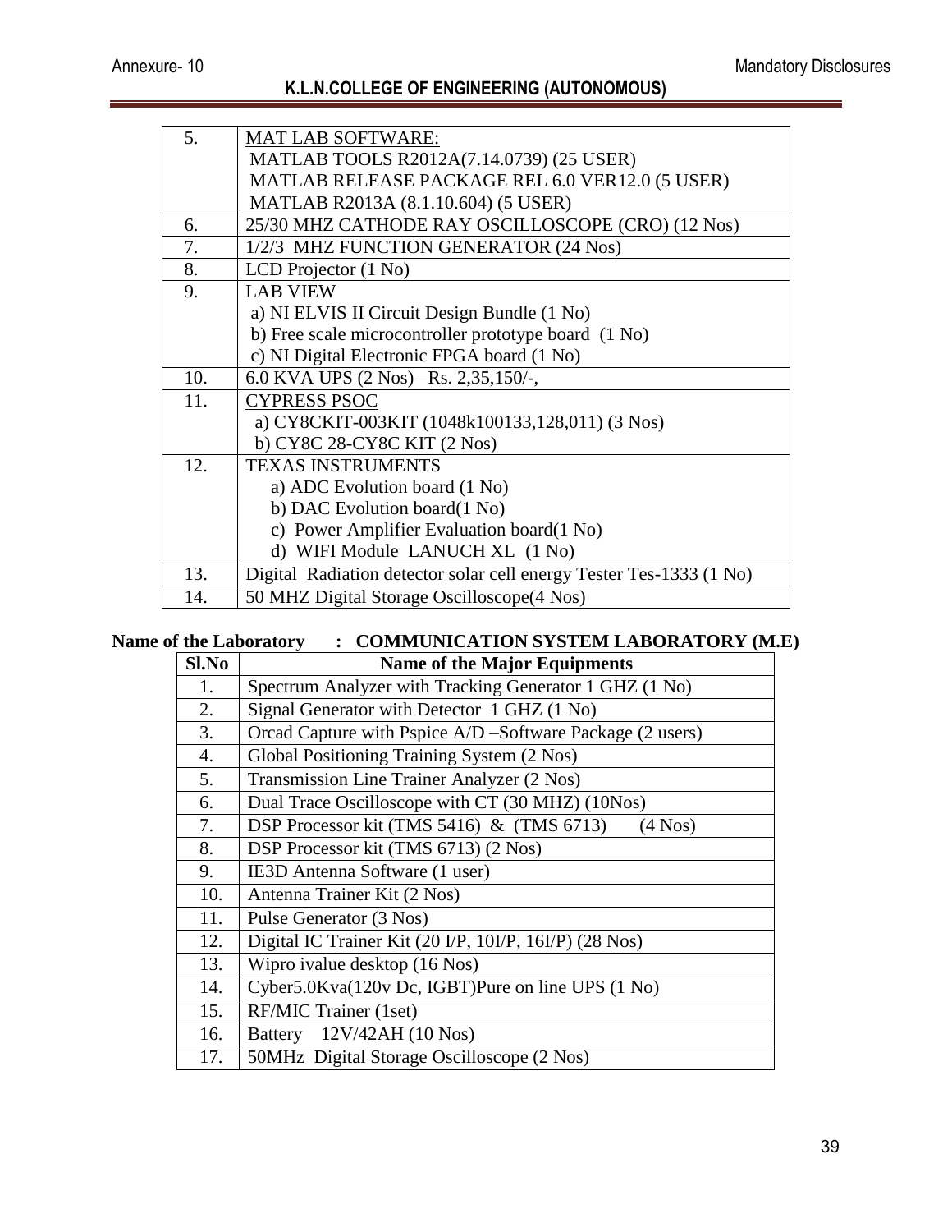| | |
|---|---|
| 5. | MAT LAB SOFTWARE:<br>MATLAB TOOLS R2012A(7.14.0739) (25 USER)<br>MATLAB RELEASE PACKAGE REL 6.0 VER12.0 (5 USER)<br>MATLAB R2013A (8.1.10.604) (5 USER) |
| 6. | 25/30 MHZ CATHODE RAY OSCILLOSCOPE (CRO) (12 Nos) |
| 7. | 1/2/3 MHZ FUNCTION GENERATOR (24 Nos) |
| 8. | LCD Projector (1 No) |
| 9. | LAB VIEW<br>a) NI ELVIS II Circuit Design Bundle (1 No)<br>b) Free scale microcontroller prototype board (1 No)<br>c) NI Digital Electronic FPGA board (1 No) |
| 10. | 6.0 KVA UPS (2 Nos) –Rs. 2,35,150/-, |
| 11. | CYPRESS PSOC<br>a) CY8CKIT-003KIT (1048k100133,128,011) (3 Nos)<br>b) CY8C 28-CY8C KIT (2 Nos) |
| 12. | TEXAS INSTRUMENTS<br>a) ADC Evolution board (1 No)<br>b) DAC Evolution board(1 No)<br>c) Power Amplifier Evaluation board(1 No)<br>d) WIFI Module LANUCH XL (1 No) |
| 13. | Digital Radiation detector solar cell energy Tester Tes-1333 (1 No) |
| 14. | 50 MHZ Digital Storage Oscilloscope(4 Nos) |

**Name of the Laboratory : COMMUNICATION SYSTEM LABORATORY (M.E)**

| Sl.No | Name of the Major Equipments |
|---|---|
| 1. | Spectrum Analyzer with Tracking Generator 1 GHZ (1 No) |
| 2. | Signal Generator with Detector 1 GHZ (1 No) |
| 3. | Orcad Capture with Pspice A/D –Software Package (2 users) |
| 4. | Global Positioning Training System (2 Nos) |
| 5. | Transmission Line Trainer Analyzer (2 Nos) |
| 6. | Dual Trace Oscilloscope with CT (30 MHZ) (10Nos) |
| 7. | DSP Processor kit (TMS 5416) & (TMS 6713) (4 Nos) |
| 8. | DSP Processor kit (TMS 6713) (2 Nos) |
| 9. | IE3D Antenna Software (1 user) |
| 10. | Antenna Trainer Kit (2 Nos) |
| 11. | Pulse Generator (3 Nos) |
| 12. | Digital IC Trainer Kit (20 I/P, 10I/P, 16I/P) (28 Nos) |
| 13. | Wipro ivalue desktop (16 Nos) |
| 14. | Cyber5.0Kva(120v Dc, IGBT)Pure on line UPS (1 No) |
| 15. | RF/MIC Trainer (1set) |
| 16. | Battery 12V/42AH (10 Nos) |
| 17. | 50MHz Digital Storage Oscilloscope (2 Nos) |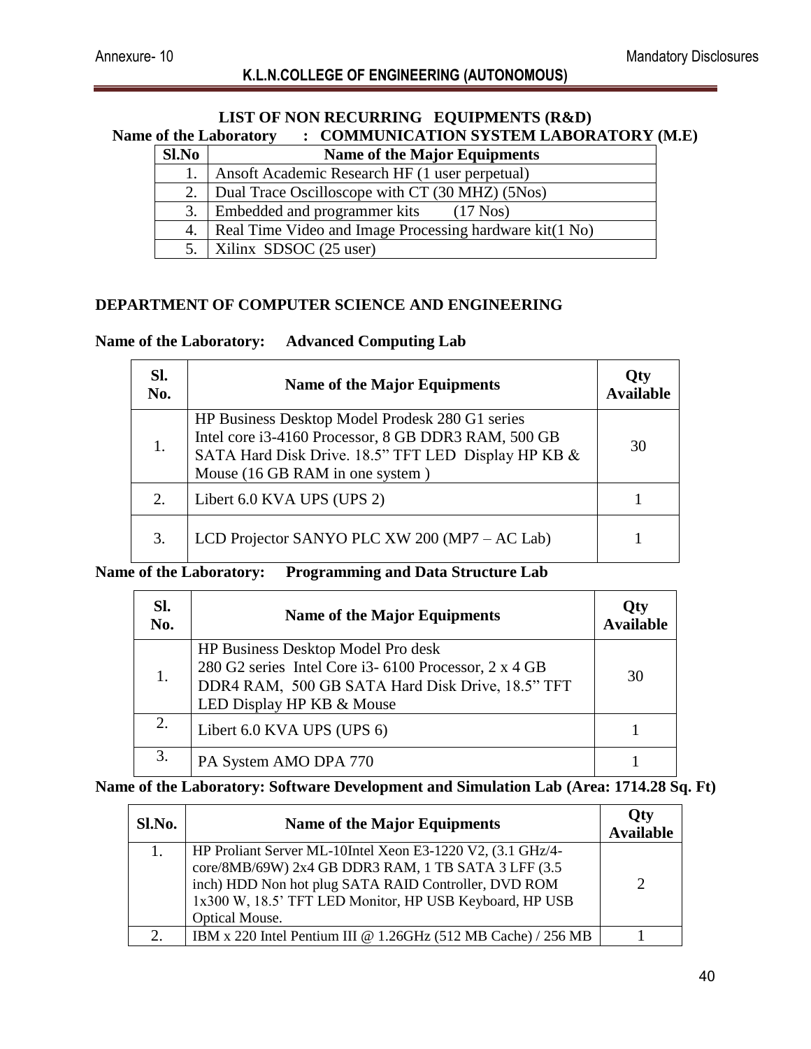## LIST OF NON RECURRING EQUIPMENTS (R&D)

**Name of the Laboratory : COMMUNICATION SYSTEM LABORATORY (M.E)**

| Sl.No | Name of the Major Equipments |
|---|---|
| 1. | Ansoft Academic Research HF (1 user perpetual) |
| 2. | Dual Trace Oscilloscope with CT (30 MHZ) (5Nos) |
| 3. | Embedded and programmer kits (17 Nos) |
| 4. | Real Time Video and Image Processing hardware kit(1 No) |
| 5. | Xilinx SDSOC (25 user) |

## DEPARTMENT OF COMPUTER SCIENCE AND ENGINEERING

**Name of the Laboratory: Advanced Computing Lab**

| Sl. No. | Name of the Major Equipments | Qty Available |
|---|---|---|
| 1. | HP Business Desktop Model Prodesk 280 G1 series Intel core i3-4160 Processor, 8 GB DDR3 RAM, 500 GB SATA Hard Disk Drive. 18.5" TFT LED Display HP KB & Mouse (16 GB RAM in one system ) | 30 |
| 2. | Libert 6.0 KVA UPS (UPS 2) | 1 |
| 3. | LCD Projector SANYO PLC XW 200 (MP7 – AC Lab) | 1 |

**Name of the Laboratory: Programming and Data Structure Lab**

| Sl. No. | Name of the Major Equipments | Qty Available |
|---|---|---|
| 1. | HP Business Desktop Model Pro desk 280 G2 series Intel Core i3- 6100 Processor, 2 x 4 GB DDR4 RAM, 500 GB SATA Hard Disk Drive, 18.5" TFT LED Display HP KB & Mouse | 30 |
| 2. | Libert 6.0 KVA UPS (UPS 6) | 1 |
| 3. | PA System AMO DPA 770 | 1 |

**Name of the Laboratory: Software Development and Simulation Lab (Area: 1714.28 Sq. Ft)**

| Sl.No. | Name of the Major Equipments | Qty Available |
|---|---|---|
| 1. | HP Proliant Server ML-10Intel Xeon E3-1220 V2, (3.1 GHz/4-core/8MB/69W) 2x4 GB DDR3 RAM, 1 TB SATA 3 LFF (3.5 inch) HDD Non hot plug SATA RAID Controller, DVD ROM 1x300 W, 18.5' TFT LED Monitor, HP USB Keyboard, HP USB Optical Mouse. | 2 |
| 2. | IBM x 220 Intel Pentium III @ 1.26GHz (512 MB Cache) / 256 MB | 1 |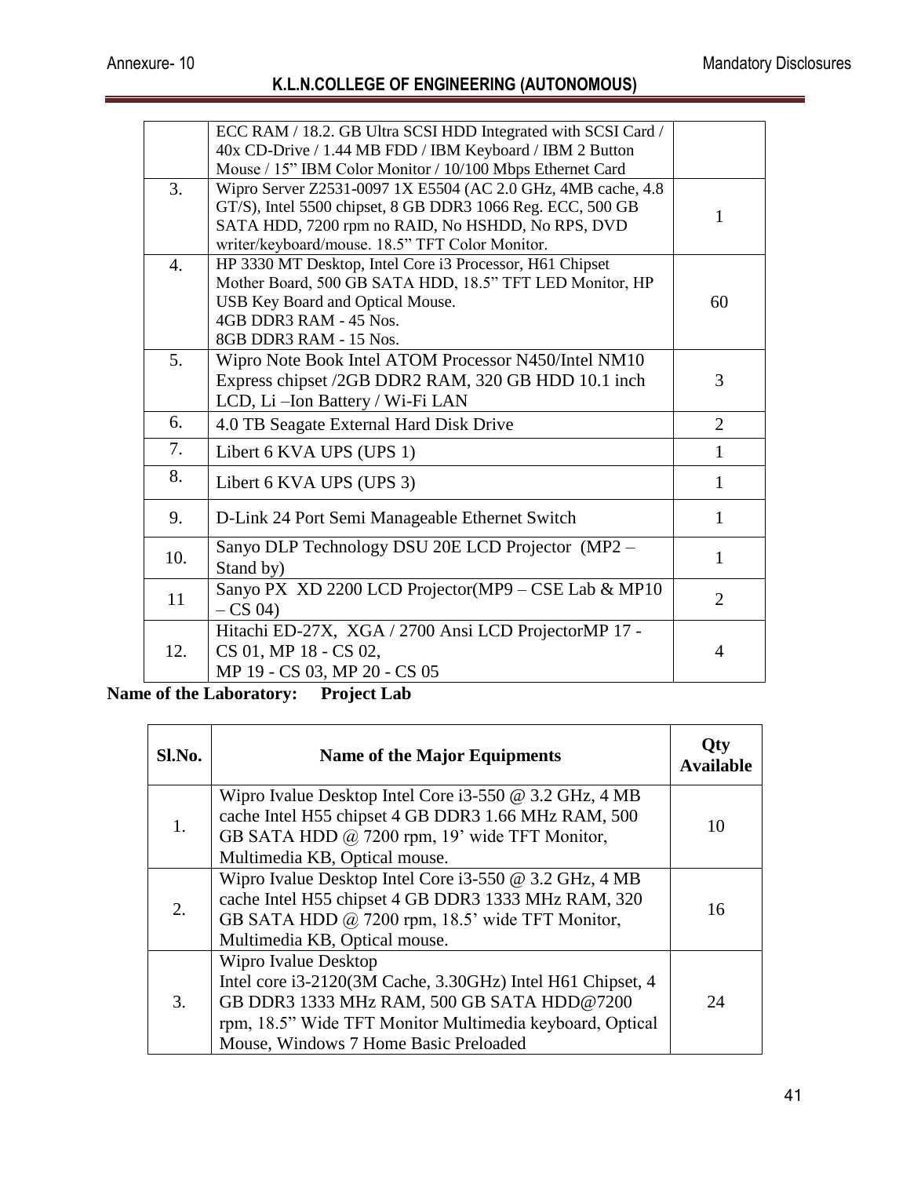|  | ECC RAM / 18.2. GB Ultra SCSI HDD Integrated with SCSI Card / 40x CD-Drive / 1.44 MB FDD / IBM Keyboard / IBM 2 Button Mouse / 15” IBM Color Monitor / 10/100 Mbps Ethernet Card |  |
|---|---|---|
| 3. | Wipro Server Z2531-0097 1X E5504 (AC 2.0 GHz, 4MB cache, 4.8 GT/S), Intel 5500 chipset, 8 GB DDR3 1066 Reg. ECC, 500 GB SATA HDD, 7200 rpm no RAID, No HSHDD, No RPS, DVD writer/keyboard/mouse. 18.5” TFT Color Monitor. | 1 |
| 4. | HP 3330 MT Desktop, Intel Core i3 Processor, H61 Chipset Mother Board, 500 GB SATA HDD, 18.5” TFT LED Monitor, HP USB Key Board and Optical Mouse.<br>4GB DDR3 RAM - 45 Nos.<br>8GB DDR3 RAM - 15 Nos. | 60 |
| 5. | Wipro Note Book Intel ATOM Processor N450/Intel NM10 Express chipset /2GB DDR2 RAM, 320 GB HDD 10.1 inch LCD, Li –Ion Battery / Wi-Fi LAN | 3 |
| 6. | 4.0 TB Seagate External Hard Disk Drive | 2 |
| 7. | Libert 6 KVA UPS (UPS 1) | 1 |
| 8. | Libert 6 KVA UPS (UPS 3) | 1 |
| 9. | D-Link 24 Port Semi Manageable Ethernet Switch | 1 |
| 10. | Sanyo DLP Technology DSU 20E LCD Projector (MP2 – Stand by) | 1 |
| 11 | Sanyo PX XD 2200 LCD Projector(MP9 – CSE Lab & MP10 – CS 04) | 2 |
| 12. | Hitachi ED-27X, XGA / 2700 Ansi LCD ProjectorMP 17 - CS 01, MP 18 - CS 02,<br>MP 19 - CS 03, MP 20 - CS 05 | 4 |

**Name of the Laboratory: Project Lab**

| Sl.No. | Name of the Major Equipments | Qty Available |
|---|---|---|
| 1. | Wipro Ivalue Desktop Intel Core i3-550 @ 3.2 GHz, 4 MB cache Intel H55 chipset 4 GB DDR3 1.66 MHz RAM, 500 GB SATA HDD @ 7200 rpm, 19’ wide TFT Monitor, Multimedia KB, Optical mouse. | 10 |
| 2. | Wipro Ivalue Desktop Intel Core i3-550 @ 3.2 GHz, 4 MB cache Intel H55 chipset 4 GB DDR3 1333 MHz RAM, 320 GB SATA HDD @ 7200 rpm, 18.5’ wide TFT Monitor, Multimedia KB, Optical mouse. | 16 |
| 3. | Wipro Ivalue Desktop<br>Intel core i3-2120(3M Cache, 3.30GHz) Intel H61 Chipset, 4 GB DDR3 1333 MHz RAM, 500 GB SATA HDD@7200 rpm, 18.5” Wide TFT Monitor Multimedia keyboard, Optical Mouse, Windows 7 Home Basic Preloaded | 24 |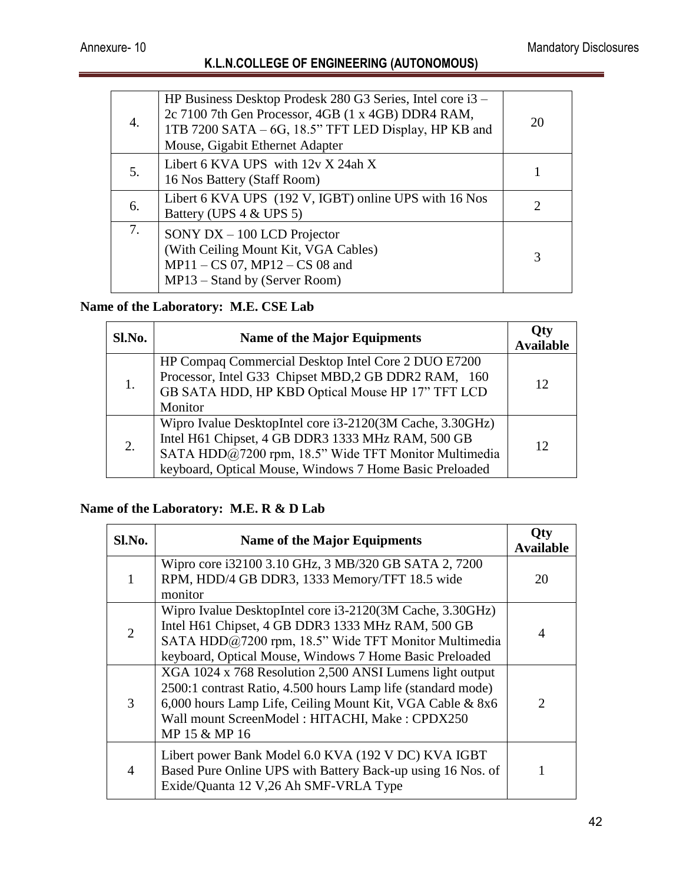| | | |
|---|---|---|
| 4. | HP Business Desktop Prodesk 280 G3 Series, Intel core i3 – 2c 7100 7th Gen Processor, 4GB (1 x 4GB) DDR4 RAM, 1TB 7200 SATA – 6G, 18.5" TFT LED Display, HP KB and Mouse, Gigabit Ethernet Adapter | 20 |
| 5. | Libert 6 KVA UPS with 12v X 24ah X 16 Nos Battery (Staff Room) | 1 |
| 6. | Libert 6 KVA UPS (192 V, IGBT) online UPS with 16 Nos Battery (UPS 4 & UPS 5) | 2 |
| 7. | SONY DX – 100 LCD Projector (With Ceiling Mount Kit, VGA Cables) MP11 – CS 07, MP12 – CS 08 and MP13 – Stand by (Server Room) | 3 |

**Name of the Laboratory: M.E. CSE Lab**

| Sl.No. | Name of the Major Equipments | Qty Available |
|---|---|---|
| 1. | HP Compaq Commercial Desktop Intel Core 2 DUO E7200 Processor, Intel G33 Chipset MBD,2 GB DDR2 RAM, 160 GB SATA HDD, HP KBD Optical Mouse HP 17" TFT LCD Monitor | 12 |
| 2. | Wipro Ivalue DesktopIntel core i3-2120(3M Cache, 3.30GHz) Intel H61 Chipset, 4 GB DDR3 1333 MHz RAM, 500 GB SATA HDD@7200 rpm, 18.5" Wide TFT Monitor Multimedia keyboard, Optical Mouse, Windows 7 Home Basic Preloaded | 12 |

**Name of the Laboratory: M.E. R & D Lab**

| Sl.No. | Name of the Major Equipments | Qty Available |
|---|---|---|
| 1 | Wipro core i32100 3.10 GHz, 3 MB/320 GB SATA 2, 7200 RPM, HDD/4 GB DDR3, 1333 Memory/TFT 18.5 wide monitor | 20 |
| 2 | Wipro Ivalue DesktopIntel core i3-2120(3M Cache, 3.30GHz) Intel H61 Chipset, 4 GB DDR3 1333 MHz RAM, 500 GB SATA HDD@7200 rpm, 18.5" Wide TFT Monitor Multimedia keyboard, Optical Mouse, Windows 7 Home Basic Preloaded | 4 |
| 3 | XGA 1024 x 768 Resolution 2,500 ANSI Lumens light output 2500:1 contrast Ratio, 4.500 hours Lamp life (standard mode) 6,000 hours Lamp Life, Ceiling Mount Kit, VGA Cable & 8x6 Wall mount ScreenModel : HITACHI, Make : CPDX250 MP 15 & MP 16 | 2 |
| 4 | Libert power Bank Model 6.0 KVA (192 V DC) KVA IGBT Based Pure Online UPS with Battery Back-up using 16 Nos. of Exide/Quanta 12 V,26 Ah SMF-VRLA Type | 1 |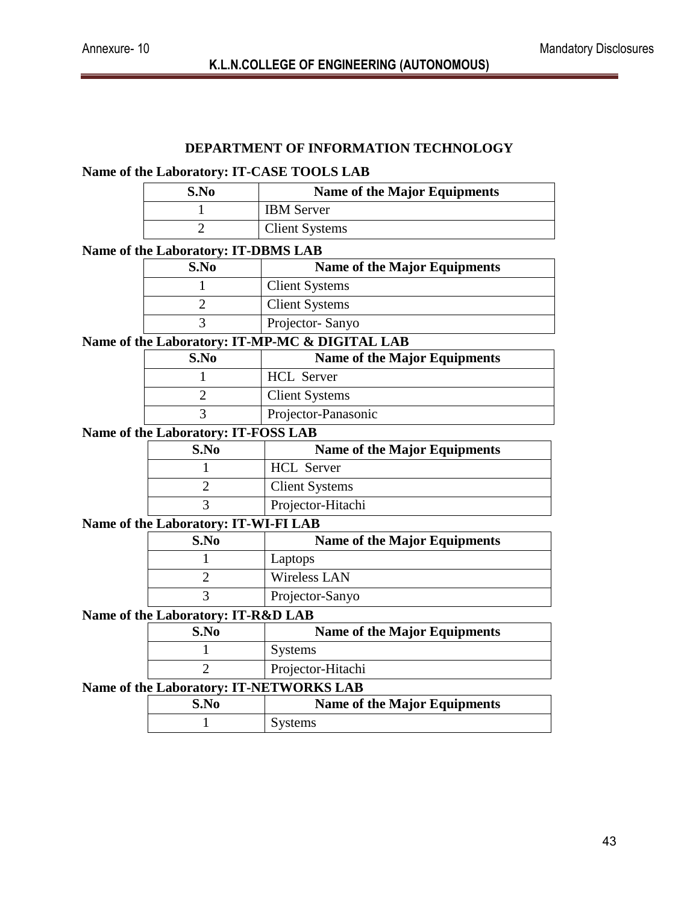## DEPARTMENT OF INFORMATION TECHNOLOGY

**Name of the Laboratory: IT-CASE TOOLS LAB**

| S.No | Name of the Major Equipments |
|---|---|
| 1 | IBM Server |
| 2 | Client Systems |

**Name of the Laboratory: IT-DBMS LAB**

| S.No | Name of the Major Equipments |
|---|---|
| 1 | Client Systems |
| 2 | Client Systems |
| 3 | Projector- Sanyo |

**Name of the Laboratory: IT-MP-MC & DIGITAL LAB**

| S.No | Name of the Major Equipments |
|---|---|
| 1 | HCL Server |
| 2 | Client Systems |
| 3 | Projector-Panasonic |

**Name of the Laboratory: IT-FOSS LAB**

| S.No | Name of the Major Equipments |
|---|---|
| 1 | HCL Server |
| 2 | Client Systems |
| 3 | Projector-Hitachi |

**Name of the Laboratory: IT-WI-FI LAB**

| S.No | Name of the Major Equipments |
|---|---|
| 1 | Laptops |
| 2 | Wireless LAN |
| 3 | Projector-Sanyo |

**Name of the Laboratory: IT-R&D LAB**

| S.No | Name of the Major Equipments |
|---|---|
| 1 | Systems |
| 2 | Projector-Hitachi |

**Name of the Laboratory: IT-NETWORKS LAB**

| S.No | Name of the Major Equipments |
|---|---|
| 1 | Systems |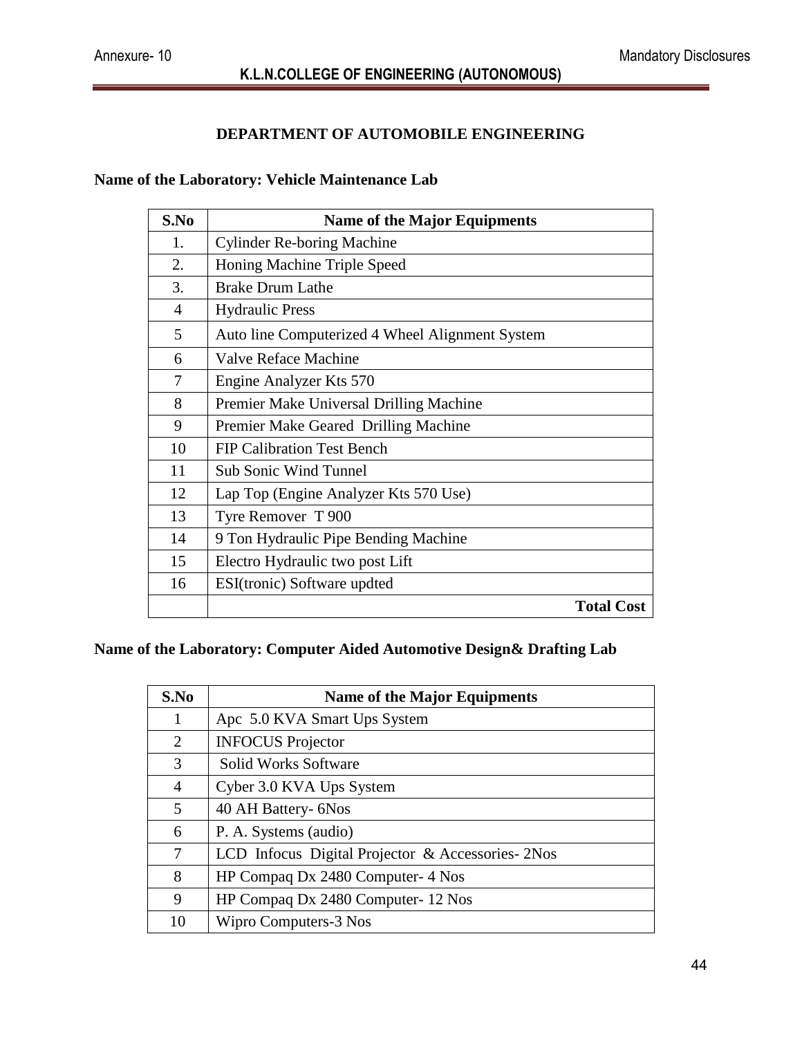## DEPARTMENT OF AUTOMOBILE ENGINEERING

**Name of the Laboratory: Vehicle Maintenance Lab**

| S.No | Name of the Major Equipments |
|---|---|
| 1. | Cylinder Re-boring Machine |
| 2. | Honing Machine Triple Speed |
| 3. | Brake Drum Lathe |
| 4 | Hydraulic Press |
| 5 | Auto line Computerized 4 Wheel Alignment System |
| 6 | Valve Reface Machine |
| 7 | Engine Analyzer Kts 570 |
| 8 | Premier Make Universal Drilling Machine |
| 9 | Premier Make Geared Drilling Machine |
| 10 | FIP Calibration Test Bench |
| 11 | Sub Sonic Wind Tunnel |
| 12 | Lap Top (Engine Analyzer Kts 570 Use) |
| 13 | Tyre Remover T 900 |
| 14 | 9 Ton Hydraulic Pipe Bending Machine |
| 15 | Electro Hydraulic two post Lift |
| 16 | ESI(tronic) Software updted |
| | **Total Cost** |

**Name of the Laboratory: Computer Aided Automotive Design& Drafting Lab**

| S.No | Name of the Major Equipments |
|---|---|
| 1 | Apc 5.0 KVA Smart Ups System |
| 2 | INFOCUS Projector |
| 3 | Solid Works Software |
| 4 | Cyber 3.0 KVA Ups System |
| 5 | 40 AH Battery- 6Nos |
| 6 | P. A. Systems (audio) |
| 7 | LCD Infocus Digital Projector & Accessories- 2Nos |
| 8 | HP Compaq Dx 2480 Computer- 4 Nos |
| 9 | HP Compaq Dx 2480 Computer- 12 Nos |
| 10 | Wipro Computers-3 Nos |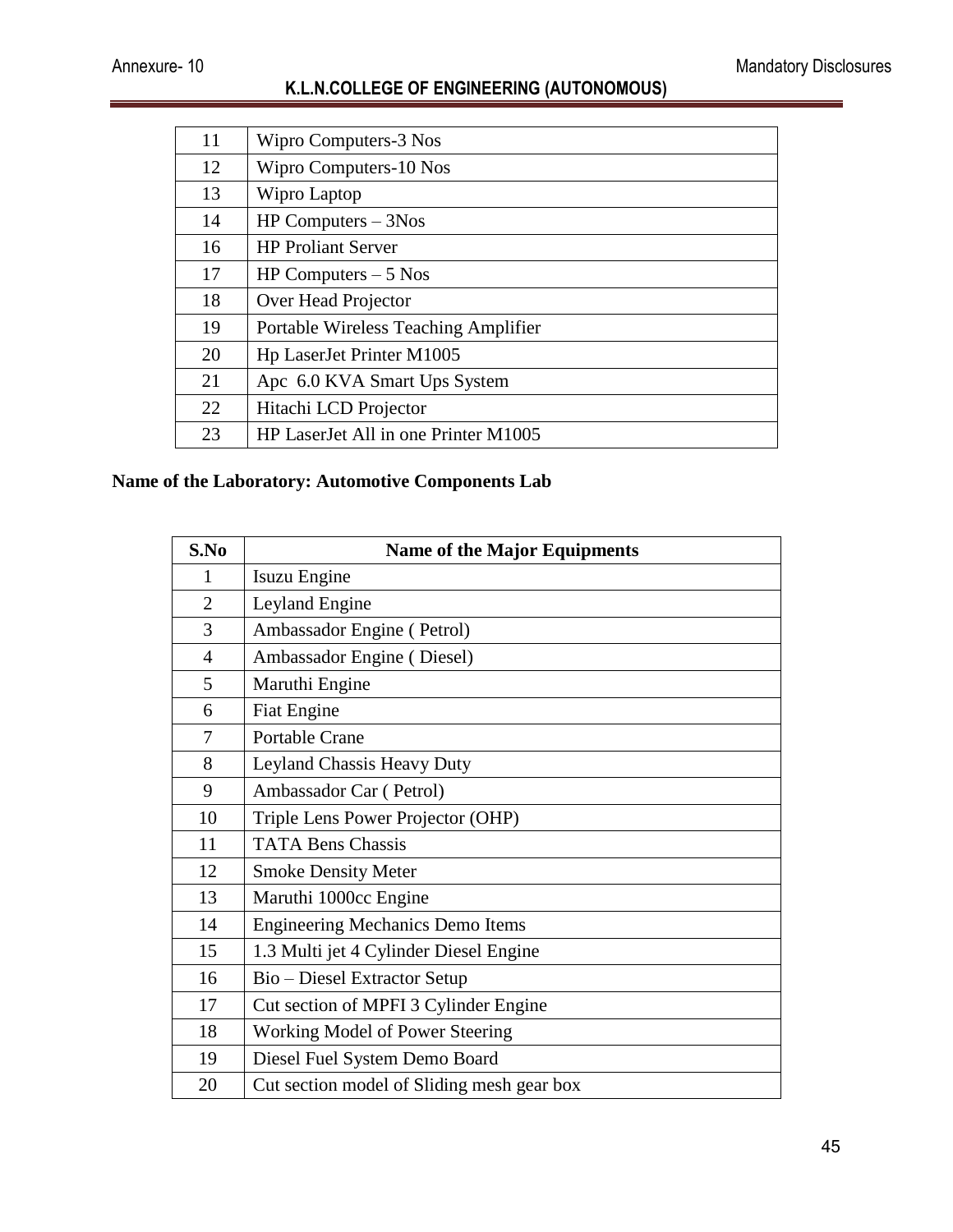| | |
|---|---|
| 11 | Wipro Computers-3 Nos |
| 12 | Wipro Computers-10 Nos |
| 13 | Wipro Laptop |
| 14 | HP Computers – 3Nos |
| 16 | HP Proliant Server |
| 17 | HP Computers – 5 Nos |
| 18 | Over Head Projector |
| 19 | Portable Wireless Teaching Amplifier |
| 20 | Hp LaserJet Printer M1005 |
| 21 | Apc 6.0 KVA Smart Ups System |
| 22 | Hitachi LCD Projector |
| 23 | HP LaserJet All in one Printer M1005 |

**Name of the Laboratory: Automotive Components Lab**

| S.No | Name of the Major Equipments |
|---|---|
| 1 | Isuzu Engine |
| 2 | Leyland Engine |
| 3 | Ambassador Engine ( Petrol) |
| 4 | Ambassador Engine ( Diesel) |
| 5 | Maruthi Engine |
| 6 | Fiat Engine |
| 7 | Portable Crane |
| 8 | Leyland Chassis Heavy Duty |
| 9 | Ambassador Car ( Petrol) |
| 10 | Triple Lens Power Projector (OHP) |
| 11 | TATA Bens Chassis |
| 12 | Smoke Density Meter |
| 13 | Maruthi 1000cc Engine |
| 14 | Engineering Mechanics Demo Items |
| 15 | 1.3 Multi jet 4 Cylinder Diesel Engine |
| 16 | Bio – Diesel Extractor Setup |
| 17 | Cut section of MPFI 3 Cylinder Engine |
| 18 | Working Model of Power Steering |
| 19 | Diesel Fuel System Demo Board |
| 20 | Cut section model of Sliding mesh gear box |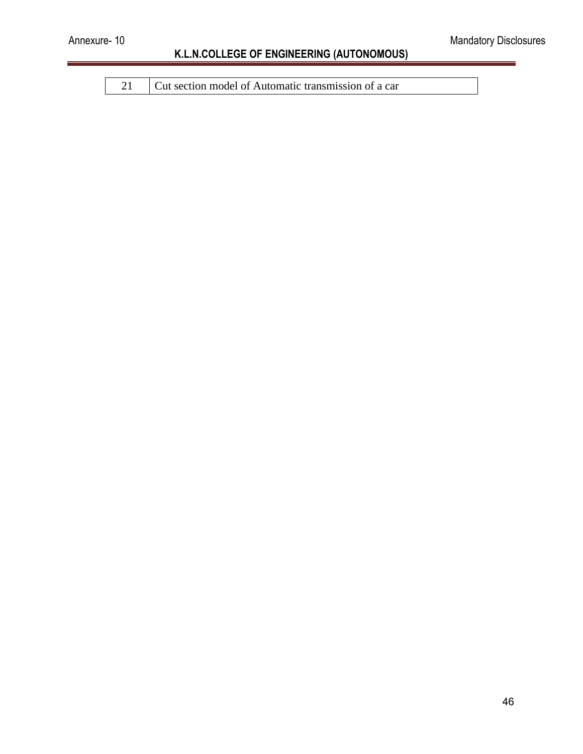| | |
|---|---|
| 21 | Cut section model of Automatic transmission of a car |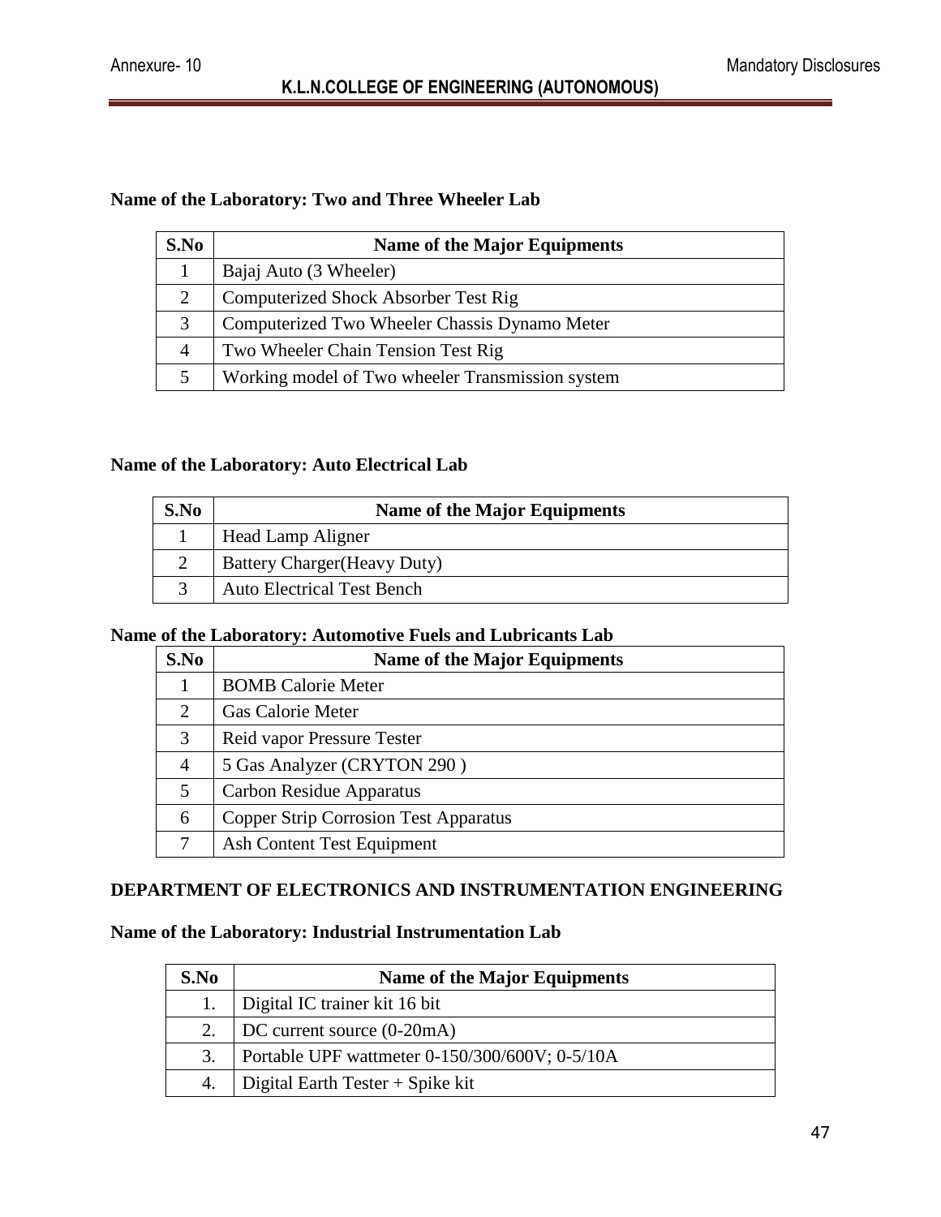**Name of the Laboratory: Two and Three Wheeler Lab**

| S.No | Name of the Major Equipments |
|---|---|
| 1 | Bajaj Auto (3 Wheeler) |
| 2 | Computerized Shock Absorber Test Rig |
| 3 | Computerized Two Wheeler Chassis Dynamo Meter |
| 4 | Two Wheeler Chain Tension Test Rig |
| 5 | Working model of Two wheeler Transmission system |

**Name of the Laboratory: Auto Electrical Lab**

| S.No | Name of the Major Equipments |
|---|---|
| 1 | Head Lamp Aligner |
| 2 | Battery Charger(Heavy Duty) |
| 3 | Auto Electrical Test Bench |

**Name of the Laboratory: Automotive Fuels and Lubricants Lab**

| S.No | Name of the Major Equipments |
|---|---|
| 1 | BOMB Calorie Meter |
| 2 | Gas Calorie Meter |
| 3 | Reid vapor Pressure Tester |
| 4 | 5 Gas Analyzer (CRYTON 290 ) |
| 5 | Carbon Residue Apparatus |
| 6 | Copper Strip Corrosion Test Apparatus |
| 7 | Ash Content Test Equipment |

**DEPARTMENT OF ELECTRONICS AND INSTRUMENTATION ENGINEERING**

**Name of the Laboratory: Industrial Instrumentation Lab**

| S.No | Name of the Major Equipments |
|---|---|
| 1. | Digital IC trainer kit 16 bit |
| 2. | DC current source (0-20mA) |
| 3. | Portable UPF wattmeter 0-150/300/600V; 0-5/10A |
| 4. | Digital Earth Tester + Spike kit |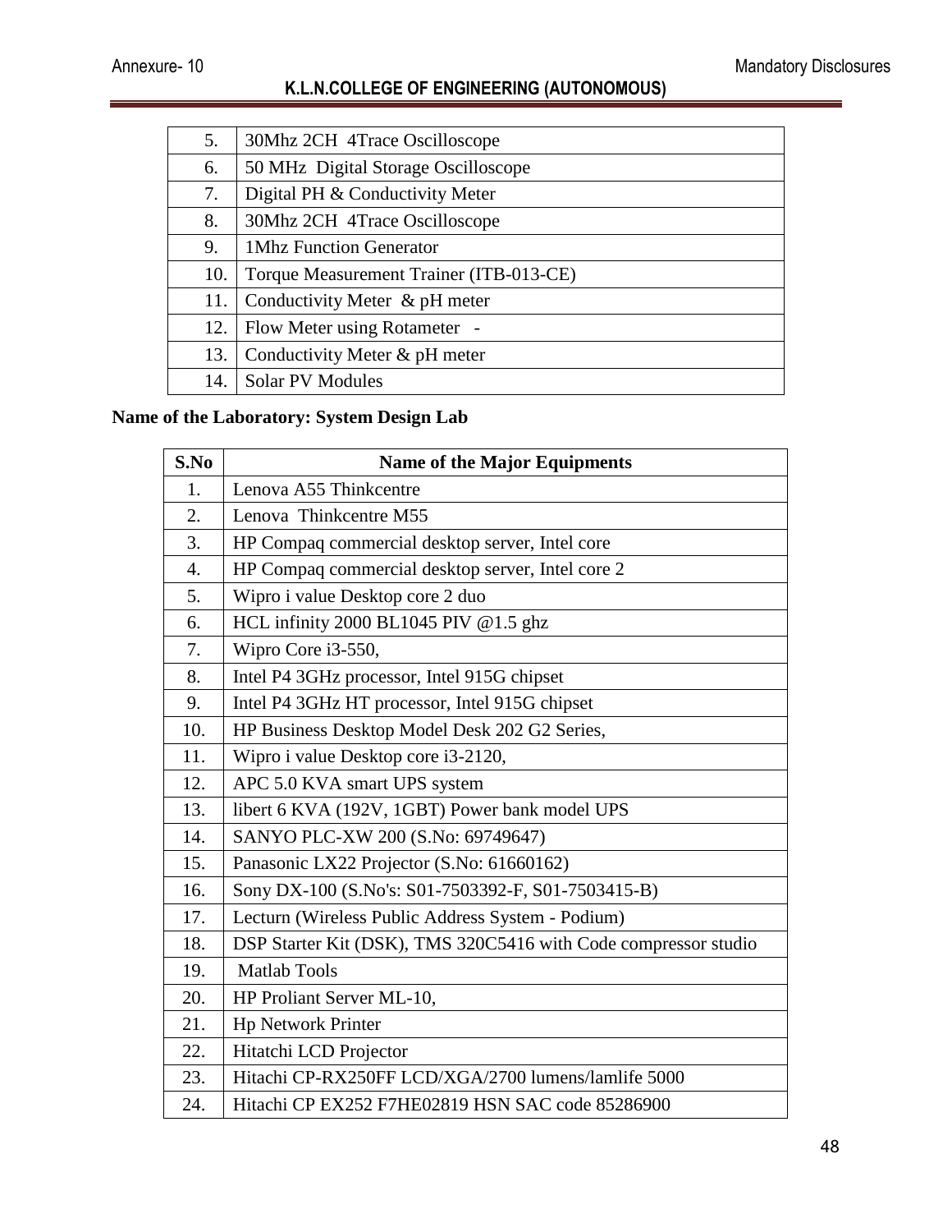| | |
|---|---|
| 5. | 30Mhz 2CH 4Trace Oscilloscope |
| 6. | 50 MHz Digital Storage Oscilloscope |
| 7. | Digital PH & Conductivity Meter |
| 8. | 30Mhz 2CH 4Trace Oscilloscope |
| 9. | 1Mhz Function Generator |
| 10. | Torque Measurement Trainer (ITB-013-CE) |
| 11. | Conductivity Meter & pH meter |
| 12. | Flow Meter using Rotameter - |
| 13. | Conductivity Meter & pH meter |
| 14. | Solar PV Modules |

**Name of the Laboratory: System Design Lab**

| S.No | Name of the Major Equipments |
|---|---|
| 1. | Lenova A55 Thinkcentre |
| 2. | Lenova Thinkcentre M55 |
| 3. | HP Compaq commercial desktop server, Intel core |
| 4. | HP Compaq commercial desktop server, Intel core 2 |
| 5. | Wipro i value Desktop core 2 duo |
| 6. | HCL infinity 2000 BL1045 PIV @1.5 ghz |
| 7. | Wipro Core i3-550, |
| 8. | Intel P4 3GHz processor, Intel 915G chipset |
| 9. | Intel P4 3GHz HT processor, Intel 915G chipset |
| 10. | HP Business Desktop Model Desk 202 G2 Series, |
| 11. | Wipro i value Desktop core i3-2120, |
| 12. | APC 5.0 KVA smart UPS system |
| 13. | libert 6 KVA (192V, 1GBT) Power bank model UPS |
| 14. | SANYO PLC-XW 200 (S.No: 69749647) |
| 15. | Panasonic LX22 Projector (S.No: 61660162) |
| 16. | Sony DX-100 (S.No's: S01-7503392-F, S01-7503415-B) |
| 17. | Lecturn (Wireless Public Address System - Podium) |
| 18. | DSP Starter Kit (DSK), TMS 320C5416 with Code compressor studio |
| 19. | Matlab Tools |
| 20. | HP Proliant Server ML-10, |
| 21. | Hp Network Printer |
| 22. | Hitatchi LCD Projector |
| 23. | Hitachi CP-RX250FF LCD/XGA/2700 lumens/lamlife 5000 |
| 24. | Hitachi CP EX252 F7HE02819 HSN SAC code 85286900 |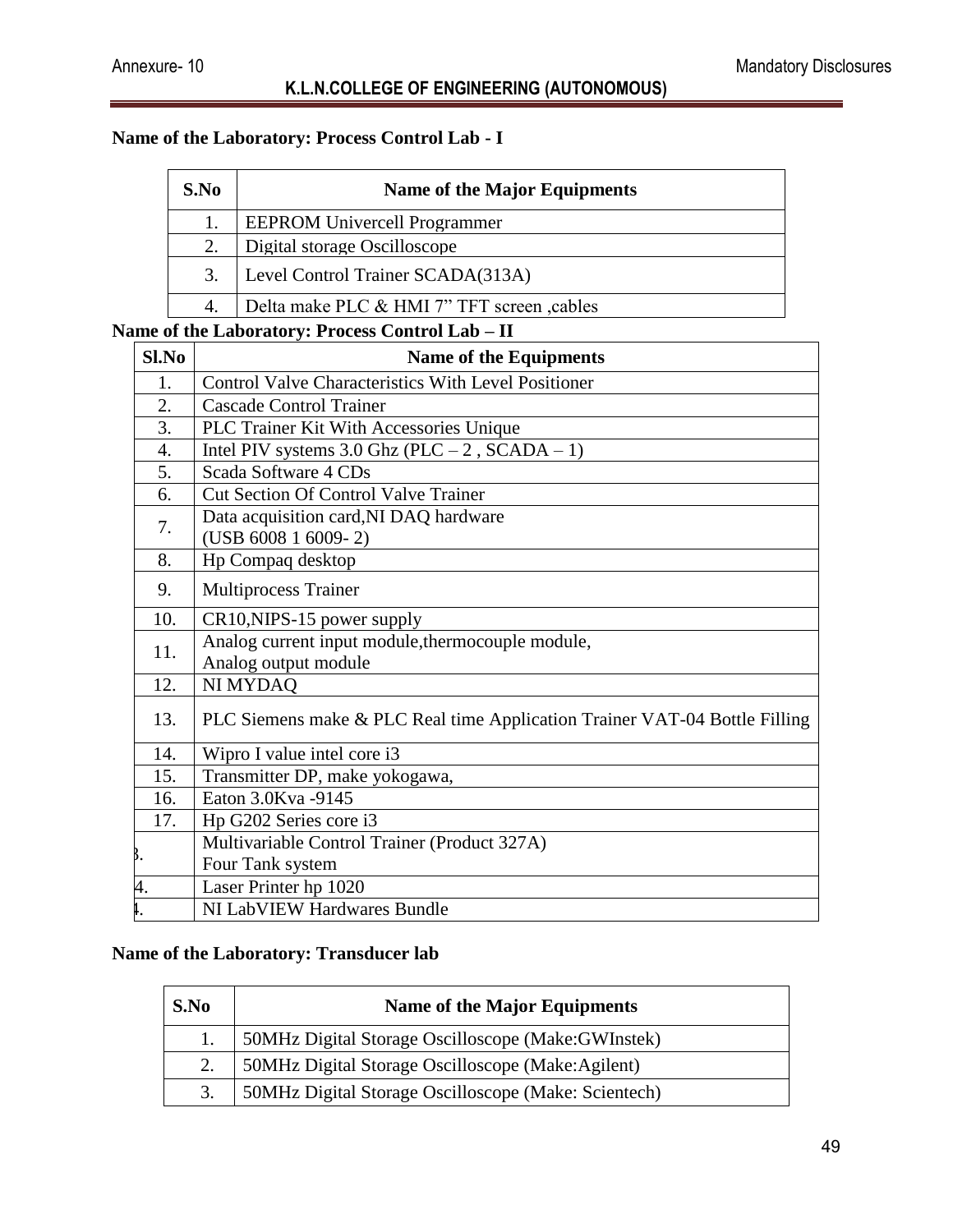Annexure- 10 Mandatory Disclosures

**K.L.N.COLLEGE OF ENGINEERING (AUTONOMOUS)**

**Name of the Laboratory: Process Control Lab - I**

| S.No | Name of the Major Equipments |
|---|---|
| 1. | EEPROM Univercell Programmer |
| 2. | Digital storage Oscilloscope |
| 3. | Level Control Trainer SCADA(313A) |
| 4. | Delta make PLC & HMI 7” TFT screen ,cables |

**Name of the Laboratory: Process Control Lab – II**

| Sl.No | Name of the Equipments |
|---|---|
| 1. | Control Valve Characteristics With Level Positioner |
| 2. | Cascade Control Trainer |
| 3. | PLC Trainer Kit With Accessories Unique |
| 4. | Intel PIV systems 3.0 Ghz (PLC – 2 , SCADA – 1) |
| 5. | Scada Software 4 CDs |
| 6. | Cut Section Of Control Valve Trainer |
| 7. | Data acquisition card,NI DAQ hardware (USB 6008 1 6009- 2) |
| 8. | Hp Compaq desktop |
| 9. | Multiprocess Trainer |
| 10. | CR10,NIPS-15 power supply |
| 11. | Analog current input module,thermocouple module, Analog output module |
| 12. | NI MYDAQ |
| 13. | PLC Siemens make & PLC Real time Application Trainer VAT-04 Bottle Filling |
| 14. | Wipro I value intel core i3 |
| 15. | Transmitter DP, make yokogawa, |
| 16. | Eaton 3.0Kva -9145 |
| 17. | Hp G202 Series core i3 |
| 3. | Multivariable Control Trainer (Product 327A) Four Tank system |
| 4. | Laser Printer hp 1020 |
| 1. | NI LabVIEW Hardwares Bundle |

**Name of the Laboratory: Transducer lab**

| S.No | Name of the Major Equipments |
|---|---|
| 1. | 50MHz Digital Storage Oscilloscope (Make:GWInstek) |
| 2. | 50MHz Digital Storage Oscilloscope (Make:Agilent) |
| 3. | 50MHz Digital Storage Oscilloscope (Make: Scientech) |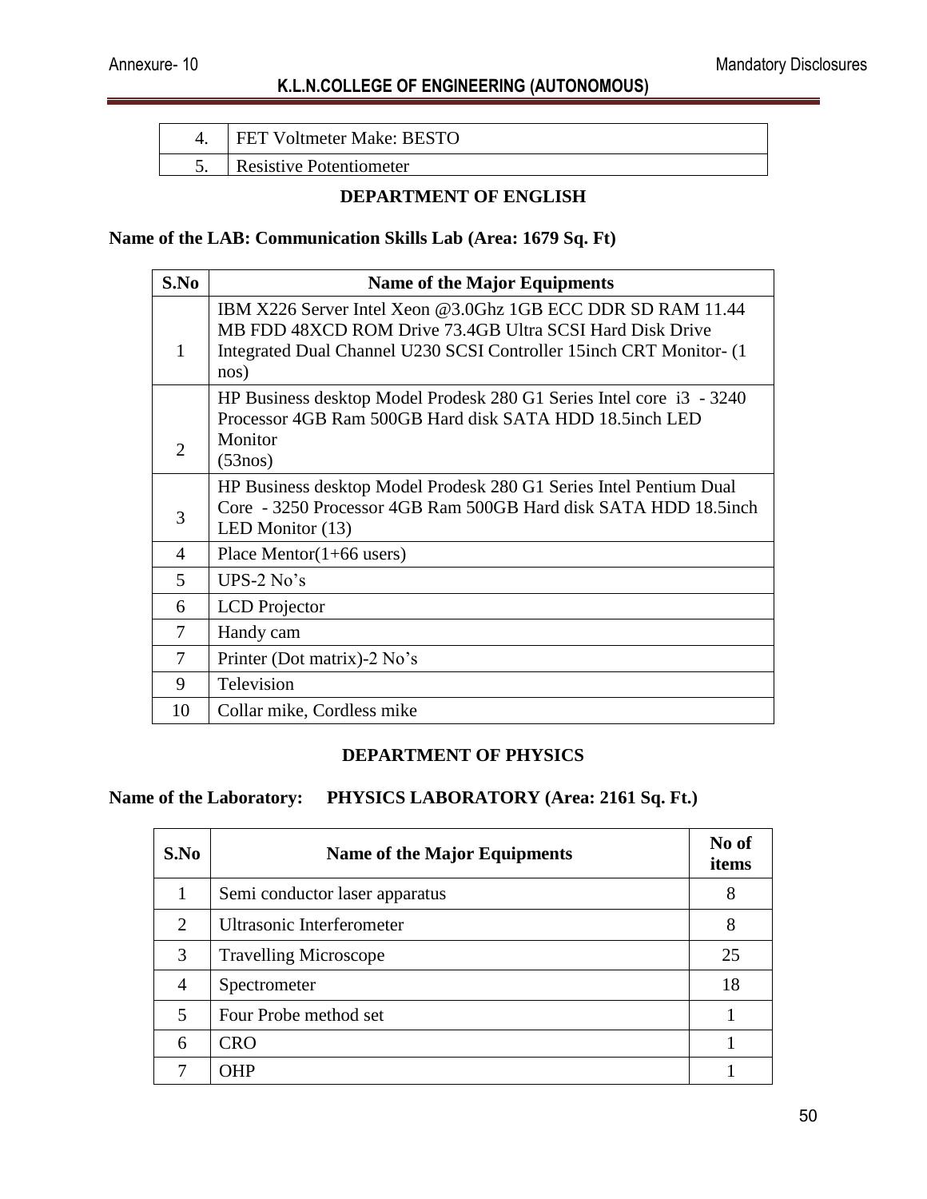| 4. | FET Voltmeter Make: BESTO |
|---|---|
| 5. | Resistive Potentiometer |

## DEPARTMENT OF ENGLISH

**Name of the LAB: Communication Skills Lab (Area: 1679 Sq. Ft)**

| S.No | Name of the Major Equipments |
|---|---|
| 1 | IBM X226 Server Intel Xeon @3.0Ghz 1GB ECC DDR SD RAM 11.44 MB FDD 48XCD ROM Drive 73.4GB Ultra SCSI Hard Disk Drive Integrated Dual Channel U230 SCSI Controller 15inch CRT Monitor- (1 nos) |
| 2 | HP Business desktop Model Prodesk 280 G1 Series Intel core i3 - 3240 Processor 4GB Ram 500GB Hard disk SATA HDD 18.5inch LED Monitor (53nos) |
| 3 | HP Business desktop Model Prodesk 280 G1 Series Intel Pentium Dual Core - 3250 Processor 4GB Ram 500GB Hard disk SATA HDD 18.5inch LED Monitor (13) |
| 4 | Place Mentor(1+66 users) |
| 5 | UPS-2 No's |
| 6 | LCD Projector |
| 7 | Handy cam |
| 7 | Printer (Dot matrix)-2 No's |
| 9 | Television |
| 10 | Collar mike, Cordless mike |

## DEPARTMENT OF PHYSICS

**Name of the Laboratory: PHYSICS LABORATORY (Area: 2161 Sq. Ft.)**

| S.No | Name of the Major Equipments | No of items |
|---|---|---|
| 1 | Semi conductor laser apparatus | 8 |
| 2 | Ultrasonic Interferometer | 8 |
| 3 | Travelling Microscope | 25 |
| 4 | Spectrometer | 18 |
| 5 | Four Probe method set | 1 |
| 6 | CRO | 1 |
| 7 | OHP | 1 |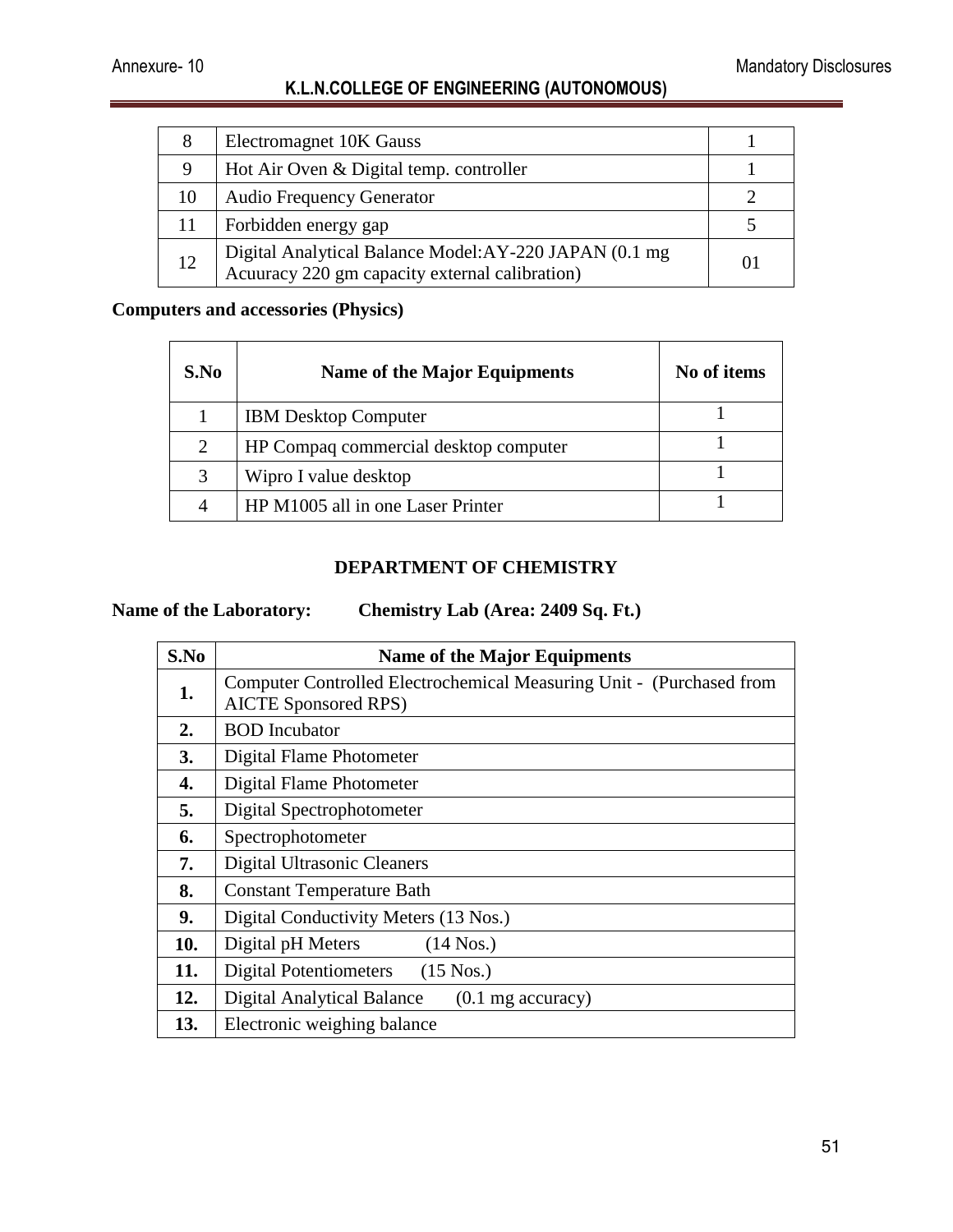| 8 | Electromagnet 10K Gauss | 1 |
|---|---|---|
| 9 | Hot Air Oven & Digital temp. controller | 1 |
| 10 | Audio Frequency Generator | 2 |
| 11 | Forbidden energy gap | 5 |
| 12 | Digital Analytical Balance Model:AY-220 JAPAN (0.1 mg Acuuracy 220 gm capacity external calibration) | 01 |

**Computers and accessories (Physics)**

| S.No | Name of the Major Equipments | No of items |
|---|---|---|
| 1 | IBM Desktop Computer | 1 |
| 2 | HP Compaq commercial desktop computer | 1 |
| 3 | Wipro I value desktop | 1 |
| 4 | HP M1005 all in one Laser Printer | 1 |

## DEPARTMENT OF CHEMISTRY

**Name of the Laboratory: Chemistry Lab (Area: 2409 Sq. Ft.)**

| S.No | Name of the Major Equipments |
|---|---|
| 1. | Computer Controlled Electrochemical Measuring Unit - (Purchased from AICTE Sponsored RPS) |
| 2. | BOD Incubator |
| 3. | Digital Flame Photometer |
| 4. | Digital Flame Photometer |
| 5. | Digital Spectrophotometer |
| 6. | Spectrophotometer |
| 7. | Digital Ultrasonic Cleaners |
| 8. | Constant Temperature Bath |
| 9. | Digital Conductivity Meters (13 Nos.) |
| 10. | Digital pH Meters (14 Nos.) |
| 11. | Digital Potentiometers (15 Nos.) |
| 12. | Digital Analytical Balance (0.1 mg accuracy) |
| 13. | Electronic weighing balance |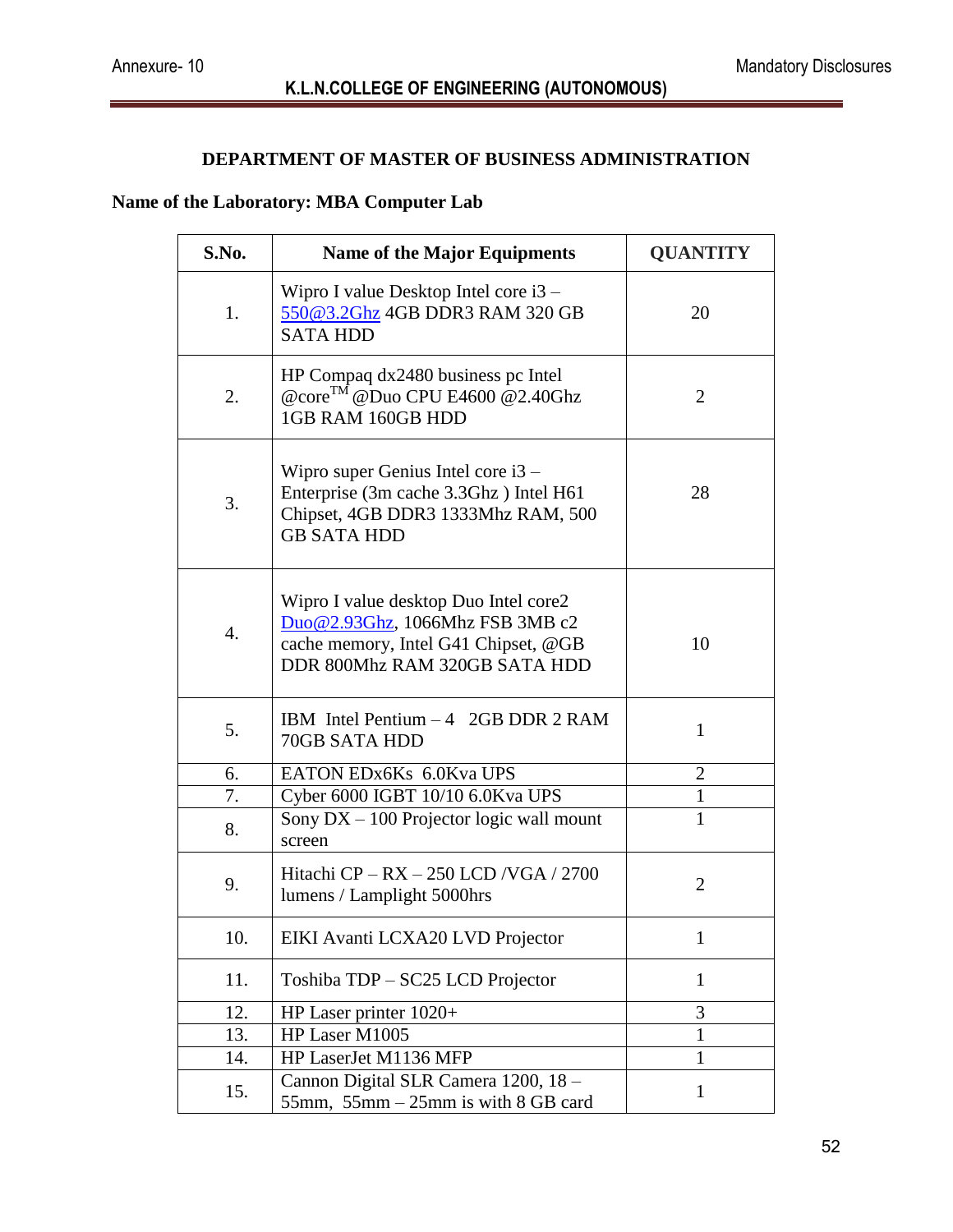## DEPARTMENT OF MASTER OF BUSINESS ADMINISTRATION

**Name of the Laboratory: MBA Computer Lab**

| S.No. | Name of the Major Equipments | QUANTITY |
|---|---|---|
| 1. | Wipro I value Desktop Intel core i3 – 550@3.2Ghz 4GB DDR3 RAM 320 GB SATA HDD | 20 |
| 2. | HP Compaq dx2480 business pc Intel @core™ @Duo CPU E4600 @2.40Ghz 1GB RAM 160GB HDD | 2 |
| 3. | Wipro super Genius Intel core i3 – Enterprise (3m cache 3.3Ghz ) Intel H61 Chipset, 4GB DDR3 1333Mhz RAM, 500 GB SATA HDD | 28 |
| 4. | Wipro I value desktop Duo Intel core2 Duo@2.93Ghz, 1066Mhz FSB 3MB c2 cache memory, Intel G41 Chipset, @GB DDR 800Mhz RAM 320GB SATA HDD | 10 |
| 5. | IBM Intel Pentium – 4 2GB DDR 2 RAM 70GB SATA HDD | 1 |
| 6. | EATON EDx6Ks 6.0Kva UPS | 2 |
| 7. | Cyber 6000 IGBT 10/10 6.0Kva UPS | 1 |
| 8. | Sony DX – 100 Projector logic wall mount screen | 1 |
| 9. | Hitachi CP – RX – 250 LCD /VGA / 2700 lumens / Lamplight 5000hrs | 2 |
| 10. | EIKI Avanti LCXA20 LVD Projector | 1 |
| 11. | Toshiba TDP – SC25 LCD Projector | 1 |
| 12. | HP Laser printer 1020+ | 3 |
| 13. | HP Laser M1005 | 1 |
| 14. | HP LaserJet M1136 MFP | 1 |
| 15. | Cannon Digital SLR Camera 1200, 18 – 55mm, 55mm – 25mm is with 8 GB card | 1 |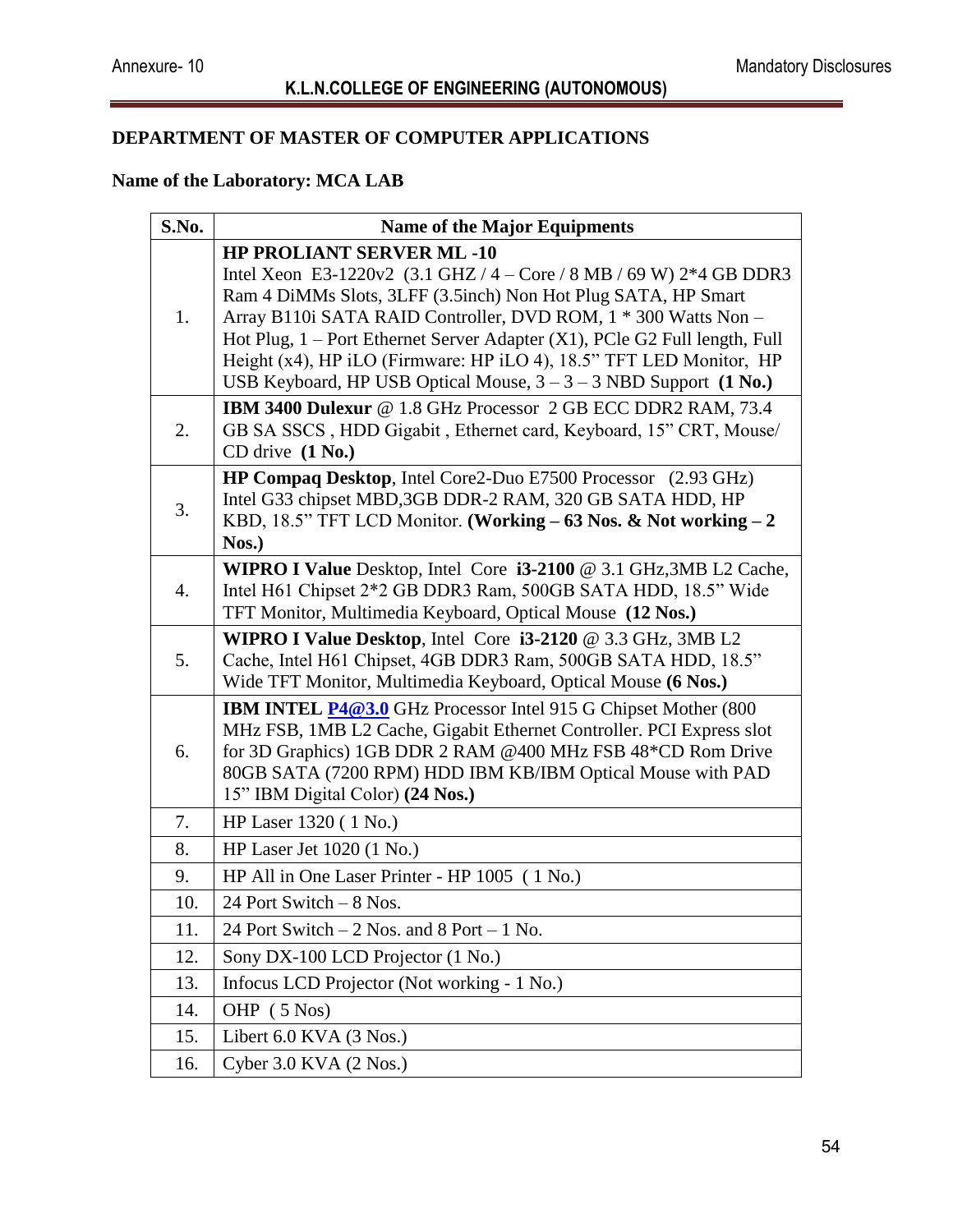**DEPARTMENT OF MASTER OF COMPUTER APPLICATIONS**

**Name of the Laboratory: MCA LAB**

| S.No. | Name of the Major Equipments |
|---|---|
| 1. | **HP PROLIANT SERVER ML -10** Intel Xeon E3-1220v2 (3.1 GHZ / 4 – Core / 8 MB / 69 W) 2*4 GB DDR3 Ram 4 DiMMs Slots, 3LFF (3.5inch) Non Hot Plug SATA, HP Smart Array B110i SATA RAID Controller, DVD ROM, 1 * 300 Watts Non – Hot Plug, 1 – Port Ethernet Server Adapter (X1), PCle G2 Full length, Full Height (x4), HP iLO (Firmware: HP iLO 4), 18.5" TFT LED Monitor, HP USB Keyboard, HP USB Optical Mouse, 3 – 3 – 3 NBD Support **(1 No.)** |
| 2. | **IBM 3400 Dulexur** @ 1.8 GHz Processor 2 GB ECC DDR2 RAM, 73.4 GB SA SSCS , HDD Gigabit , Ethernet card, Keyboard, 15" CRT, Mouse/ CD drive **(1 No.)** |
| 3. | **HP Compaq Desktop**, Intel Core2-Duo E7500 Processor (2.93 GHz) Intel G33 chipset MBD,3GB DDR-2 RAM, 320 GB SATA HDD, HP KBD, 18.5" TFT LCD Monitor. **(Working – 63 Nos. & Not working – 2 Nos.)** |
| 4. | **WIPRO I Value** Desktop, Intel Core **i3-2100** @ 3.1 GHz,3MB L2 Cache, Intel H61 Chipset 2*2 GB DDR3 Ram, 500GB SATA HDD, 18.5" Wide TFT Monitor, Multimedia Keyboard, Optical Mouse **(12 Nos.)** |
| 5. | **WIPRO I Value Desktop**, Intel Core **i3-2120** @ 3.3 GHz, 3MB L2 Cache, Intel H61 Chipset, 4GB DDR3 Ram, 500GB SATA HDD, 18.5" Wide TFT Monitor, Multimedia Keyboard, Optical Mouse **(6 Nos.)** |
| 6. | **IBM INTEL P4@3.0** GHz Processor Intel 915 G Chipset Mother (800 MHz FSB, 1MB L2 Cache, Gigabit Ethernet Controller. PCI Express slot for 3D Graphics) 1GB DDR 2 RAM @400 MHz FSB 48*CD Rom Drive 80GB SATA (7200 RPM) HDD IBM KB/IBM Optical Mouse with PAD 15" IBM Digital Color) **(24 Nos.)** |
| 7. | HP Laser 1320 ( 1 No.) |
| 8. | HP Laser Jet 1020 (1 No.) |
| 9. | HP All in One Laser Printer - HP 1005 ( 1 No.) |
| 10. | 24 Port Switch – 8 Nos. |
| 11. | 24 Port Switch – 2 Nos. and 8 Port – 1 No. |
| 12. | Sony DX-100 LCD Projector (1 No.) |
| 13. | Infocus LCD Projector (Not working - 1 No.) |
| 14. | OHP ( 5 Nos) |
| 15. | Libert 6.0 KVA (3 Nos.) |
| 16. | Cyber 3.0 KVA (2 Nos.) |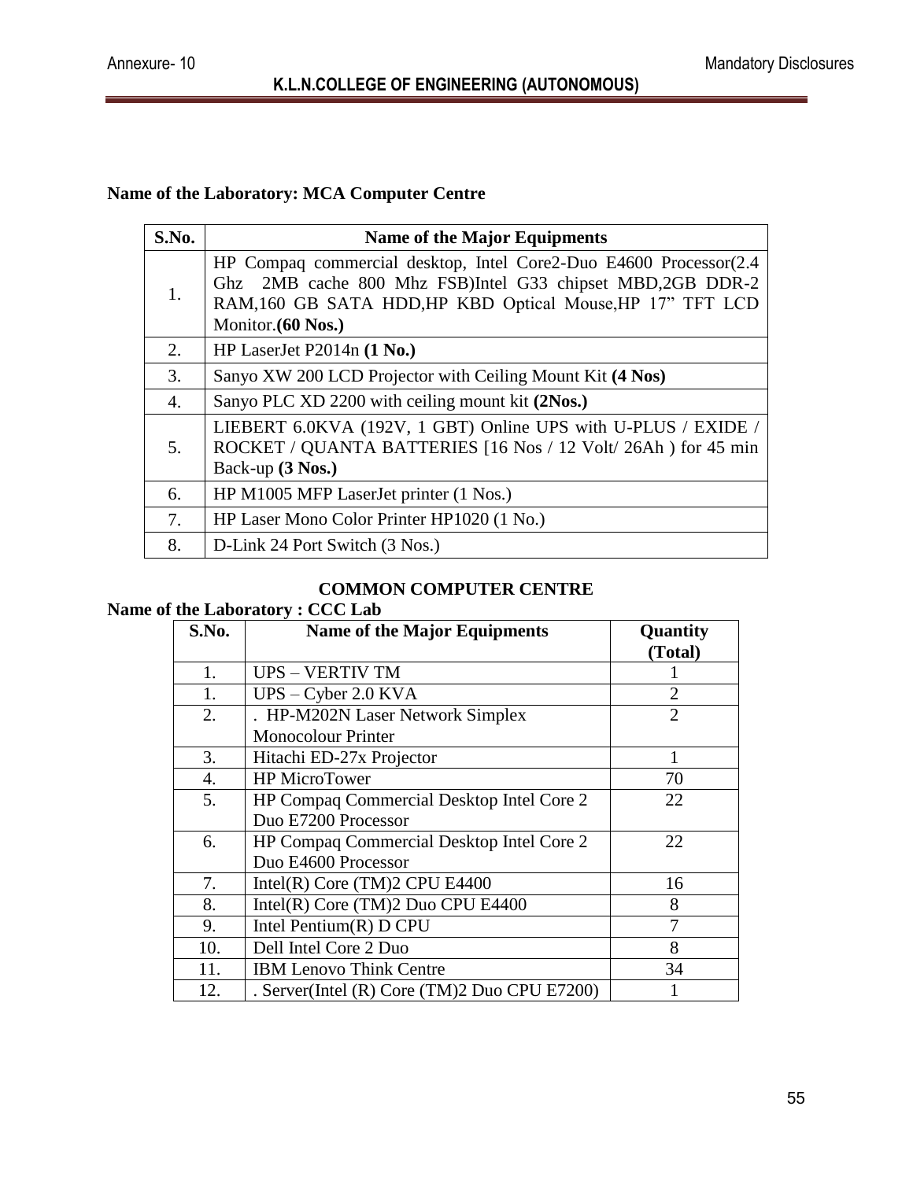**Name of the Laboratory: MCA Computer Centre**

| S.No. | Name of the Major Equipments |
|---|---|
| 1. | HP Compaq commercial desktop, Intel Core2-Duo E4600 Processor(2.4 Ghz 2MB cache 800 Mhz FSB)Intel G33 chipset MBD,2GB DDR-2 RAM,160 GB SATA HDD,HP KBD Optical Mouse,HP 17" TFT LCD Monitor.**(60 Nos.)** |
| 2. | HP LaserJet P2014n **(1 No.)** |
| 3. | Sanyo XW 200 LCD Projector with Ceiling Mount Kit **(4 Nos)** |
| 4. | Sanyo PLC XD 2200 with ceiling mount kit **(2Nos.)** |
| 5. | LIEBERT 6.0KVA (192V, 1 GBT) Online UPS with U-PLUS / EXIDE / ROCKET / QUANTA BATTERIES [16 Nos / 12 Volt/ 26Ah ) for 45 min Back-up **(3 Nos.)** |
| 6. | HP M1005 MFP LaserJet printer (1 Nos.) |
| 7. | HP Laser Mono Color Printer HP1020 (1 No.) |
| 8. | D-Link 24 Port Switch (3 Nos.) |

**COMMON COMPUTER CENTRE**

**Name of the Laboratory : CCC Lab**

| S.No. | Name of the Major Equipments | Quantity (Total) |
|---|---|---|
| 1. | UPS – VERTIV TM | 1 |
| 1. | UPS – Cyber 2.0 KVA | 2 |
| 2. | . HP-M202N Laser Network Simplex Monocolour Printer | 2 |
| 3. | Hitachi ED-27x Projector | 1 |
| 4. | HP MicroTower | 70 |
| 5. | HP Compaq Commercial Desktop Intel Core 2 Duo E7200 Processor | 22 |
| 6. | HP Compaq Commercial Desktop Intel Core 2 Duo E4600 Processor | 22 |
| 7. | Intel(R) Core (TM)2 CPU E4400 | 16 |
| 8. | Intel(R) Core (TM)2 Duo CPU E4400 | 8 |
| 9. | Intel Pentium(R) D CPU | 7 |
| 10. | Dell Intel Core 2 Duo | 8 |
| 11. | IBM Lenovo Think Centre | 34 |
| 12. | . Server(Intel (R) Core (TM)2 Duo CPU E7200) | 1 |